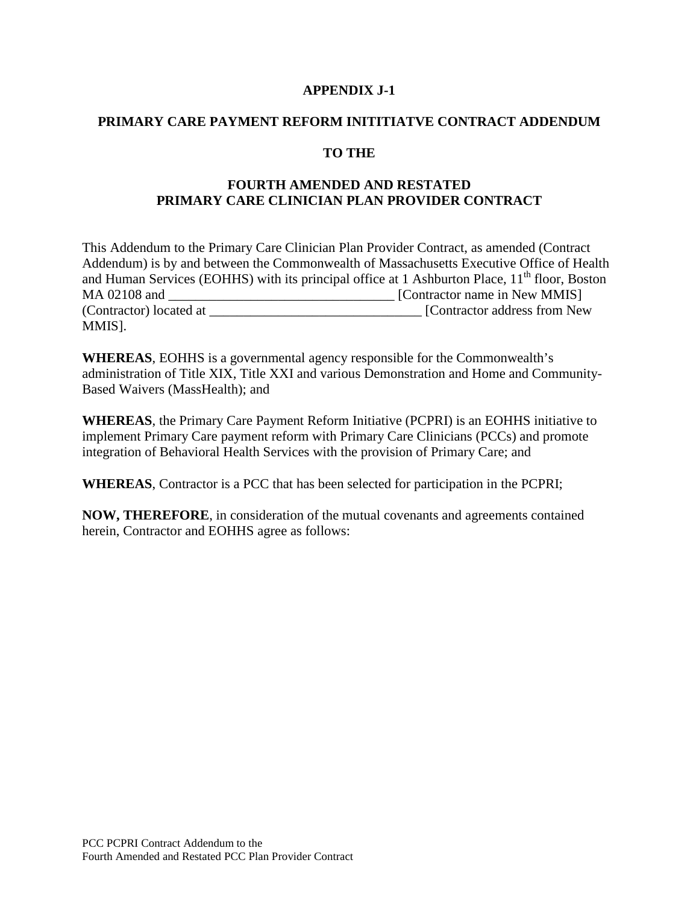# APPENDIX J-1

## PRIMARY CARE PAYMENT REFORM INITITIATVE CONTRACT ADDENDUM

## TO THE

## FOURTH AMENDED AND RESTATED PRIMARY CARE CLINICIAN PLAN PROVIDER CONTRACT

This Addendum to the Primary Care Clinician Plan Provider Contract, as amended (Contract Addendum) is by and between the Commonwealth of Massachusetts Executive Office of Health and Human Services (EOHHS) with its principal office at 1 Ashburton Place, 11th floor, Boston MA 02108 and _________________________________ [Contractor name in New MMIS] (Contractor) located at _______________________________ [Contractor address from New MMIS].

**WHEREAS**, EOHHS is a governmental agency responsible for the Commonwealth's administration of Title XIX, Title XXI and various Demonstration and Home and Community-Based Waivers (MassHealth); and

**WHEREAS**, the Primary Care Payment Reform Initiative (PCPRI) is an EOHHS initiative to implement Primary Care payment reform with Primary Care Clinicians (PCCs) and promote integration of Behavioral Health Services with the provision of Primary Care; and

**WHEREAS**, Contractor is a PCC that has been selected for participation in the PCPRI;

**NOW, THEREFORE**, in consideration of the mutual covenants and agreements contained herein, Contractor and EOHHS agree as follows: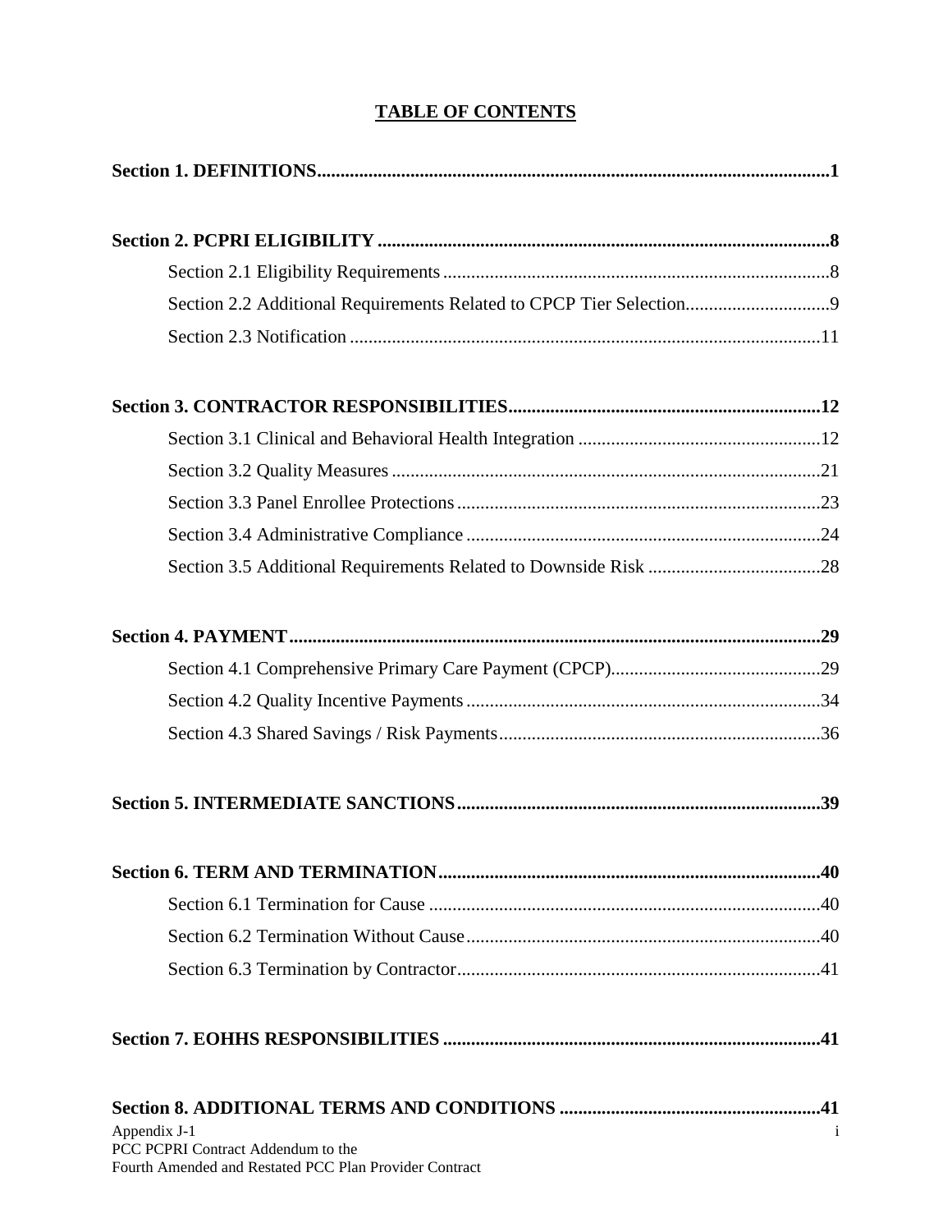# TABLE OF CONTENTS

**Section 1. DEFINITIONS....................................................................................................1**

**Section 2. PCPRI ELIGIBILITY ..........................................................................................8**

- Section 2.1 Eligibility Requirements ..................................................................................8
- Section 2.2 Additional Requirements Related to CPCP Tier Selection...............................9
- Section 2.3 Notification ....................................................................................................11

**Section 3. CONTRACTOR RESPONSIBILITIES...................................................................12**

- Section 3.1 Clinical and Behavioral Health Integration ...................................................12
- Section 3.2 Quality Measures ...........................................................................................21
- Section 3.3 Panel Enrollee Protections.............................................................................23
- Section 3.4 Administrative Compliance ...........................................................................24
- Section 3.5 Additional Requirements Related to Downside Risk .....................................28

**Section 4. PAYMENT..........................................................................................................29**

- Section 4.1 Comprehensive Primary Care Payment (CPCP).............................................29
- Section 4.2 Quality Incentive Payments ...........................................................................34
- Section 4.3 Shared Savings / Risk Payments.....................................................................36

**Section 5. INTERMEDIATE SANCTIONS..............................................................................39**

**Section 6. TERM AND TERMINATION..................................................................................40**

- Section 6.1 Termination for Cause ...................................................................................40
- Section 6.2 Termination Without Cause...........................................................................40
- Section 6.3 Termination by Contractor.............................................................................41

**Section 7. EOHHS RESPONSIBILITIES .................................................................................41**

**Section 8. ADDITIONAL TERMS AND CONDITIONS ........................................................41**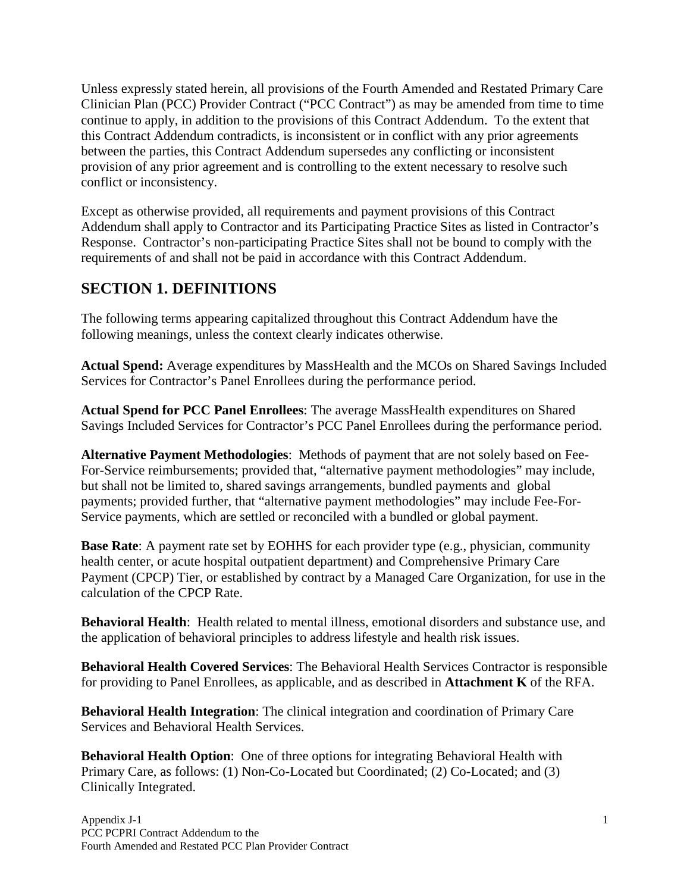Unless expressly stated herein, all provisions of the Fourth Amended and Restated Primary Care Clinician Plan (PCC) Provider Contract ("PCC Contract") as may be amended from time to time continue to apply, in addition to the provisions of this Contract Addendum. To the extent that this Contract Addendum contradicts, is inconsistent or in conflict with any prior agreements between the parties, this Contract Addendum supersedes any conflicting or inconsistent provision of any prior agreement and is controlling to the extent necessary to resolve such conflict or inconsistency.

Except as otherwise provided, all requirements and payment provisions of this Contract Addendum shall apply to Contractor and its Participating Practice Sites as listed in Contractor's Response. Contractor's non-participating Practice Sites shall not be bound to comply with the requirements of and shall not be paid in accordance with this Contract Addendum.

## SECTION 1. DEFINITIONS

The following terms appearing capitalized throughout this Contract Addendum have the following meanings, unless the context clearly indicates otherwise.

**Actual Spend:** Average expenditures by MassHealth and the MCOs on Shared Savings Included Services for Contractor's Panel Enrollees during the performance period.

**Actual Spend for PCC Panel Enrollees**: The average MassHealth expenditures on Shared Savings Included Services for Contractor's PCC Panel Enrollees during the performance period.

**Alternative Payment Methodologies**: Methods of payment that are not solely based on Fee-For-Service reimbursements; provided that, "alternative payment methodologies" may include, but shall not be limited to, shared savings arrangements, bundled payments and global payments; provided further, that "alternative payment methodologies" may include Fee-For-Service payments, which are settled or reconciled with a bundled or global payment.

**Base Rate**: A payment rate set by EOHHS for each provider type (e.g., physician, community health center, or acute hospital outpatient department) and Comprehensive Primary Care Payment (CPCP) Tier, or established by contract by a Managed Care Organization, for use in the calculation of the CPCP Rate.

**Behavioral Health**: Health related to mental illness, emotional disorders and substance use, and the application of behavioral principles to address lifestyle and health risk issues.

**Behavioral Health Covered Services**: The Behavioral Health Services Contractor is responsible for providing to Panel Enrollees, as applicable, and as described in **Attachment K** of the RFA.

**Behavioral Health Integration**: The clinical integration and coordination of Primary Care Services and Behavioral Health Services.

**Behavioral Health Option**: One of three options for integrating Behavioral Health with Primary Care, as follows: (1) Non-Co-Located but Coordinated; (2) Co-Located; and (3) Clinically Integrated.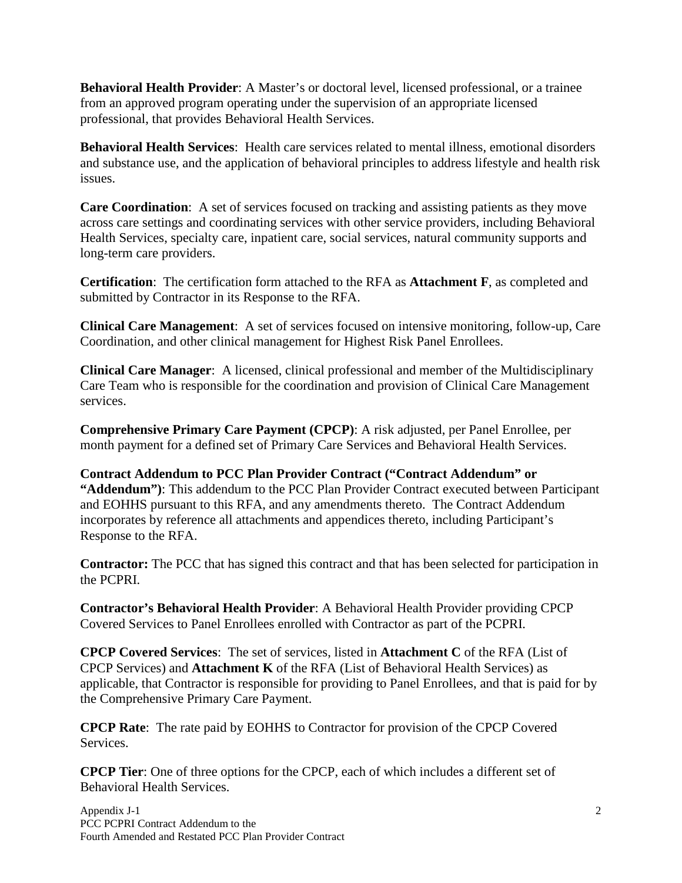**Behavioral Health Provider**: A Master's or doctoral level, licensed professional, or a trainee from an approved program operating under the supervision of an appropriate licensed professional, that provides Behavioral Health Services.

**Behavioral Health Services**: Health care services related to mental illness, emotional disorders and substance use, and the application of behavioral principles to address lifestyle and health risk issues.

**Care Coordination**: A set of services focused on tracking and assisting patients as they move across care settings and coordinating services with other service providers, including Behavioral Health Services, specialty care, inpatient care, social services, natural community supports and long-term care providers.

**Certification**: The certification form attached to the RFA as **Attachment F**, as completed and submitted by Contractor in its Response to the RFA.

**Clinical Care Management**: A set of services focused on intensive monitoring, follow-up, Care Coordination, and other clinical management for Highest Risk Panel Enrollees.

**Clinical Care Manager**: A licensed, clinical professional and member of the Multidisciplinary Care Team who is responsible for the coordination and provision of Clinical Care Management services.

**Comprehensive Primary Care Payment (CPCP)**: A risk adjusted, per Panel Enrollee, per month payment for a defined set of Primary Care Services and Behavioral Health Services.

**Contract Addendum to PCC Plan Provider Contract ("Contract Addendum" or "Addendum")**: This addendum to the PCC Plan Provider Contract executed between Participant and EOHHS pursuant to this RFA, and any amendments thereto. The Contract Addendum incorporates by reference all attachments and appendices thereto, including Participant's Response to the RFA.

**Contractor:** The PCC that has signed this contract and that has been selected for participation in the PCPRI.

**Contractor's Behavioral Health Provider**: A Behavioral Health Provider providing CPCP Covered Services to Panel Enrollees enrolled with Contractor as part of the PCPRI.

**CPCP Covered Services**: The set of services, listed in **Attachment C** of the RFA (List of CPCP Services) and **Attachment K** of the RFA (List of Behavioral Health Services) as applicable, that Contractor is responsible for providing to Panel Enrollees, and that is paid for by the Comprehensive Primary Care Payment.

**CPCP Rate**: The rate paid by EOHHS to Contractor for provision of the CPCP Covered Services.

**CPCP Tier**: One of three options for the CPCP, each of which includes a different set of Behavioral Health Services.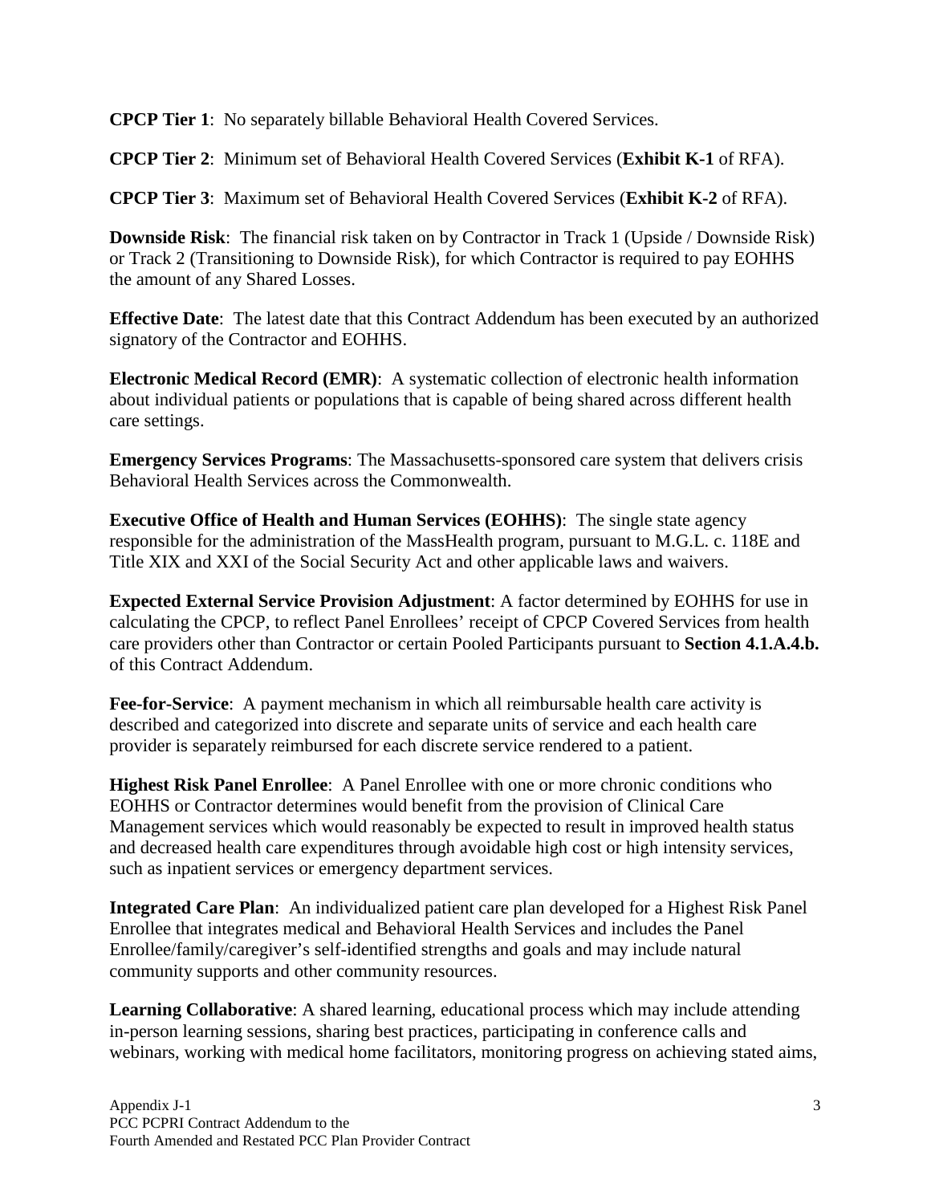**CPCP Tier 1**: No separately billable Behavioral Health Covered Services.

**CPCP Tier 2**: Minimum set of Behavioral Health Covered Services (**Exhibit K-1** of RFA).

**CPCP Tier 3**: Maximum set of Behavioral Health Covered Services (**Exhibit K-2** of RFA).

**Downside Risk**: The financial risk taken on by Contractor in Track 1 (Upside / Downside Risk) or Track 2 (Transitioning to Downside Risk), for which Contractor is required to pay EOHHS the amount of any Shared Losses.

**Effective Date**: The latest date that this Contract Addendum has been executed by an authorized signatory of the Contractor and EOHHS.

**Electronic Medical Record (EMR)**: A systematic collection of electronic health information about individual patients or populations that is capable of being shared across different health care settings.

**Emergency Services Programs**: The Massachusetts-sponsored care system that delivers crisis Behavioral Health Services across the Commonwealth.

**Executive Office of Health and Human Services (EOHHS)**: The single state agency responsible for the administration of the MassHealth program, pursuant to M.G.L. c. 118E and Title XIX and XXI of the Social Security Act and other applicable laws and waivers.

**Expected External Service Provision Adjustment**: A factor determined by EOHHS for use in calculating the CPCP, to reflect Panel Enrollees' receipt of CPCP Covered Services from health care providers other than Contractor or certain Pooled Participants pursuant to **Section 4.1.A.4.b.** of this Contract Addendum.

**Fee-for-Service**: A payment mechanism in which all reimbursable health care activity is described and categorized into discrete and separate units of service and each health care provider is separately reimbursed for each discrete service rendered to a patient.

**Highest Risk Panel Enrollee**: A Panel Enrollee with one or more chronic conditions who EOHHS or Contractor determines would benefit from the provision of Clinical Care Management services which would reasonably be expected to result in improved health status and decreased health care expenditures through avoidable high cost or high intensity services, such as inpatient services or emergency department services.

**Integrated Care Plan**: An individualized patient care plan developed for a Highest Risk Panel Enrollee that integrates medical and Behavioral Health Services and includes the Panel Enrollee/family/caregiver's self-identified strengths and goals and may include natural community supports and other community resources.

**Learning Collaborative**: A shared learning, educational process which may include attending in-person learning sessions, sharing best practices, participating in conference calls and webinars, working with medical home facilitators, monitoring progress on achieving stated aims,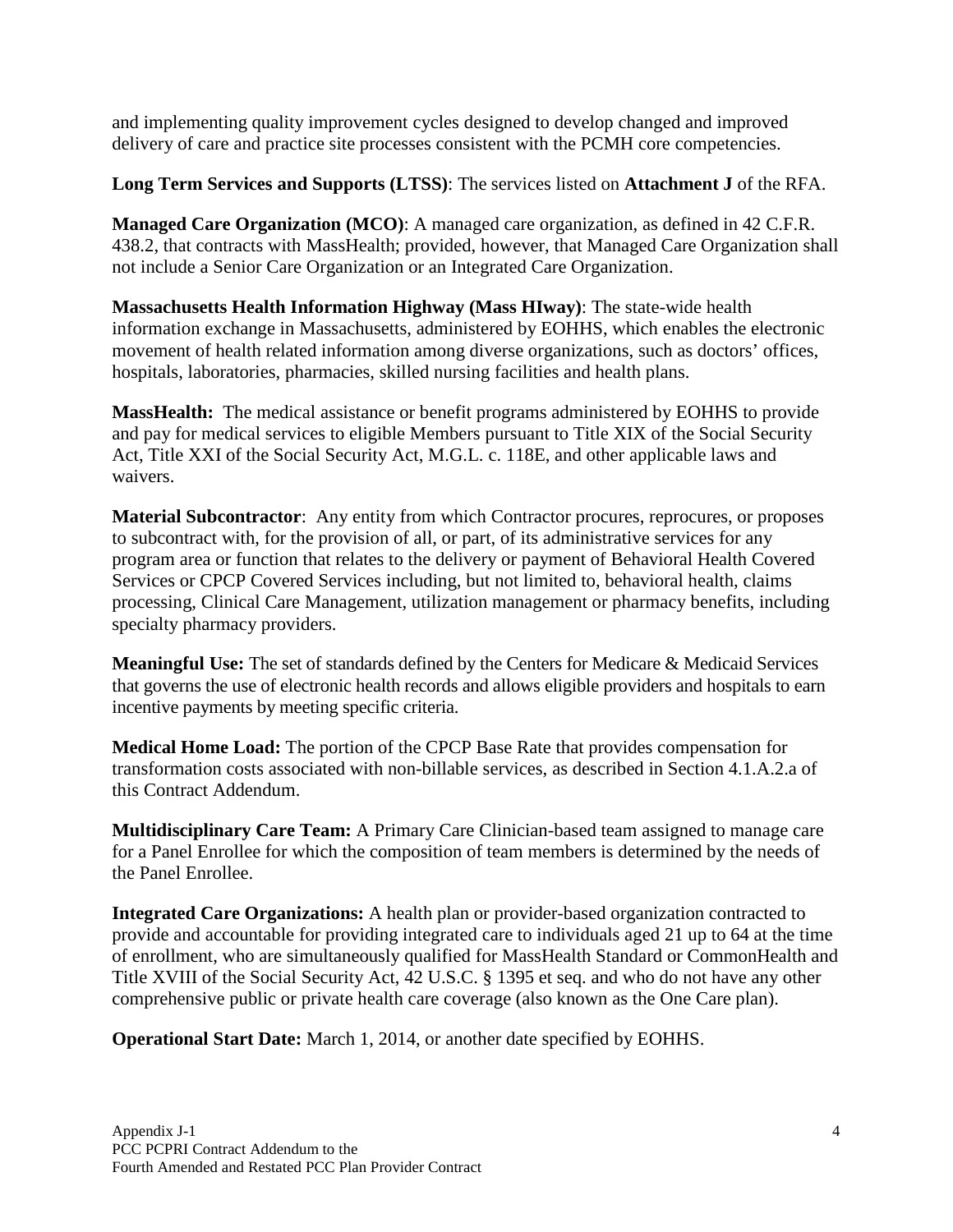and implementing quality improvement cycles designed to develop changed and improved delivery of care and practice site processes consistent with the PCMH core competencies.

**Long Term Services and Supports (LTSS)**: The services listed on **Attachment J** of the RFA.

**Managed Care Organization (MCO)**: A managed care organization, as defined in 42 C.F.R. 438.2, that contracts with MassHealth; provided, however, that Managed Care Organization shall not include a Senior Care Organization or an Integrated Care Organization.

**Massachusetts Health Information Highway (Mass HIway)**: The state-wide health information exchange in Massachusetts, administered by EOHHS, which enables the electronic movement of health related information among diverse organizations, such as doctors' offices, hospitals, laboratories, pharmacies, skilled nursing facilities and health plans.

**MassHealth:** The medical assistance or benefit programs administered by EOHHS to provide and pay for medical services to eligible Members pursuant to Title XIX of the Social Security Act, Title XXI of the Social Security Act, M.G.L. c. 118E, and other applicable laws and waivers.

**Material Subcontractor**: Any entity from which Contractor procures, reprocures, or proposes to subcontract with, for the provision of all, or part, of its administrative services for any program area or function that relates to the delivery or payment of Behavioral Health Covered Services or CPCP Covered Services including, but not limited to, behavioral health, claims processing, Clinical Care Management, utilization management or pharmacy benefits, including specialty pharmacy providers.

**Meaningful Use:** The set of standards defined by the Centers for Medicare & Medicaid Services that governs the use of electronic health records and allows eligible providers and hospitals to earn incentive payments by meeting specific criteria.

**Medical Home Load:** The portion of the CPCP Base Rate that provides compensation for transformation costs associated with non-billable services, as described in Section 4.1.A.2.a of this Contract Addendum.

**Multidisciplinary Care Team:** A Primary Care Clinician-based team assigned to manage care for a Panel Enrollee for which the composition of team members is determined by the needs of the Panel Enrollee.

**Integrated Care Organizations:** A health plan or provider-based organization contracted to provide and accountable for providing integrated care to individuals aged 21 up to 64 at the time of enrollment, who are simultaneously qualified for MassHealth Standard or CommonHealth and Title XVIII of the Social Security Act, 42 U.S.C. § 1395 et seq. and who do not have any other comprehensive public or private health care coverage (also known as the One Care plan).

**Operational Start Date:** March 1, 2014, or another date specified by EOHHS.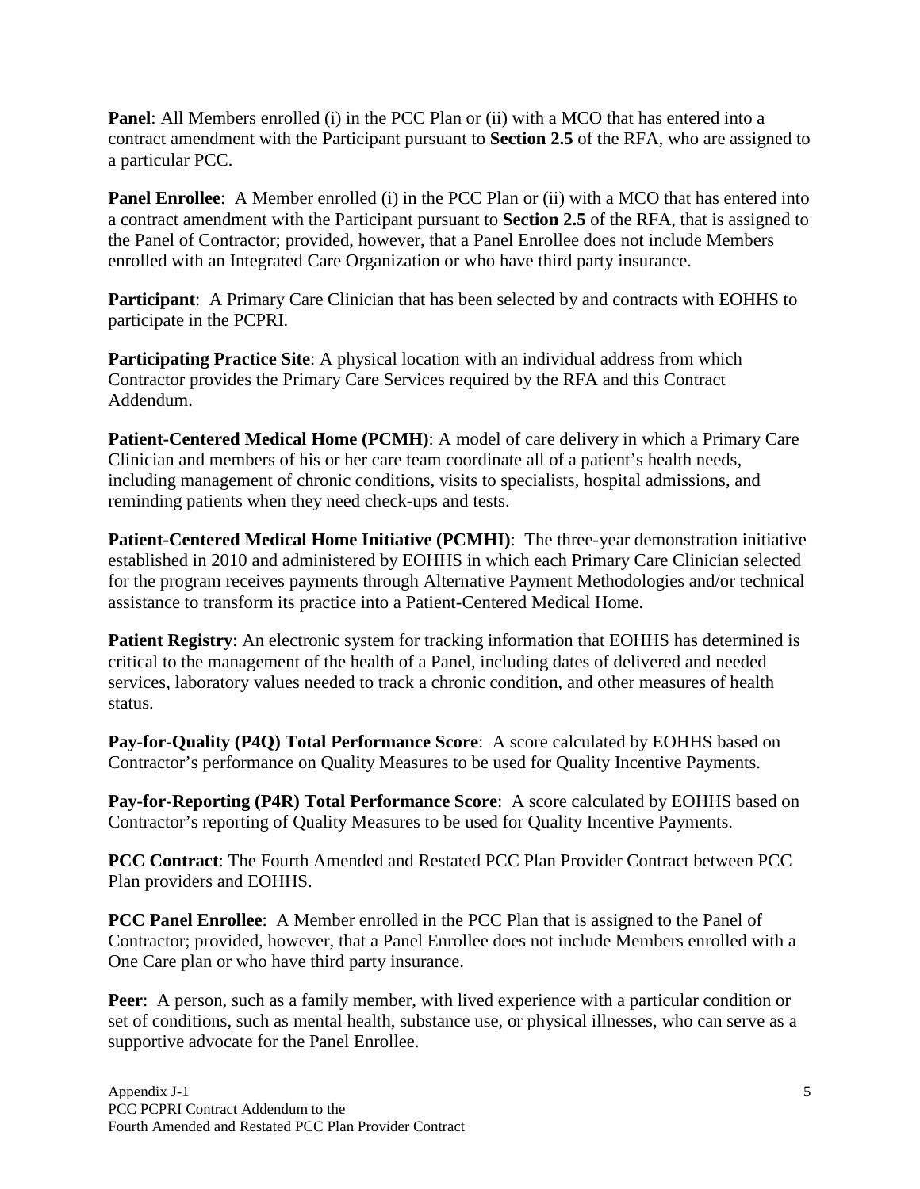**Panel**: All Members enrolled (i) in the PCC Plan or (ii) with a MCO that has entered into a contract amendment with the Participant pursuant to **Section 2.5** of the RFA, who are assigned to a particular PCC.

**Panel Enrollee**: A Member enrolled (i) in the PCC Plan or (ii) with a MCO that has entered into a contract amendment with the Participant pursuant to **Section 2.5** of the RFA, that is assigned to the Panel of Contractor; provided, however, that a Panel Enrollee does not include Members enrolled with an Integrated Care Organization or who have third party insurance.

**Participant**: A Primary Care Clinician that has been selected by and contracts with EOHHS to participate in the PCPRI.

**Participating Practice Site**: A physical location with an individual address from which Contractor provides the Primary Care Services required by the RFA and this Contract Addendum.

**Patient-Centered Medical Home (PCMH)**: A model of care delivery in which a Primary Care Clinician and members of his or her care team coordinate all of a patient's health needs, including management of chronic conditions, visits to specialists, hospital admissions, and reminding patients when they need check-ups and tests.

**Patient-Centered Medical Home Initiative (PCMHI)**: The three-year demonstration initiative established in 2010 and administered by EOHHS in which each Primary Care Clinician selected for the program receives payments through Alternative Payment Methodologies and/or technical assistance to transform its practice into a Patient-Centered Medical Home.

**Patient Registry**: An electronic system for tracking information that EOHHS has determined is critical to the management of the health of a Panel, including dates of delivered and needed services, laboratory values needed to track a chronic condition, and other measures of health status.

**Pay-for-Quality (P4Q) Total Performance Score**: A score calculated by EOHHS based on Contractor's performance on Quality Measures to be used for Quality Incentive Payments.

**Pay-for-Reporting (P4R) Total Performance Score**: A score calculated by EOHHS based on Contractor's reporting of Quality Measures to be used for Quality Incentive Payments.

**PCC Contract**: The Fourth Amended and Restated PCC Plan Provider Contract between PCC Plan providers and EOHHS.

**PCC Panel Enrollee**: A Member enrolled in the PCC Plan that is assigned to the Panel of Contractor; provided, however, that a Panel Enrollee does not include Members enrolled with a One Care plan or who have third party insurance.

**Peer**: A person, such as a family member, with lived experience with a particular condition or set of conditions, such as mental health, substance use, or physical illnesses, who can serve as a supportive advocate for the Panel Enrollee.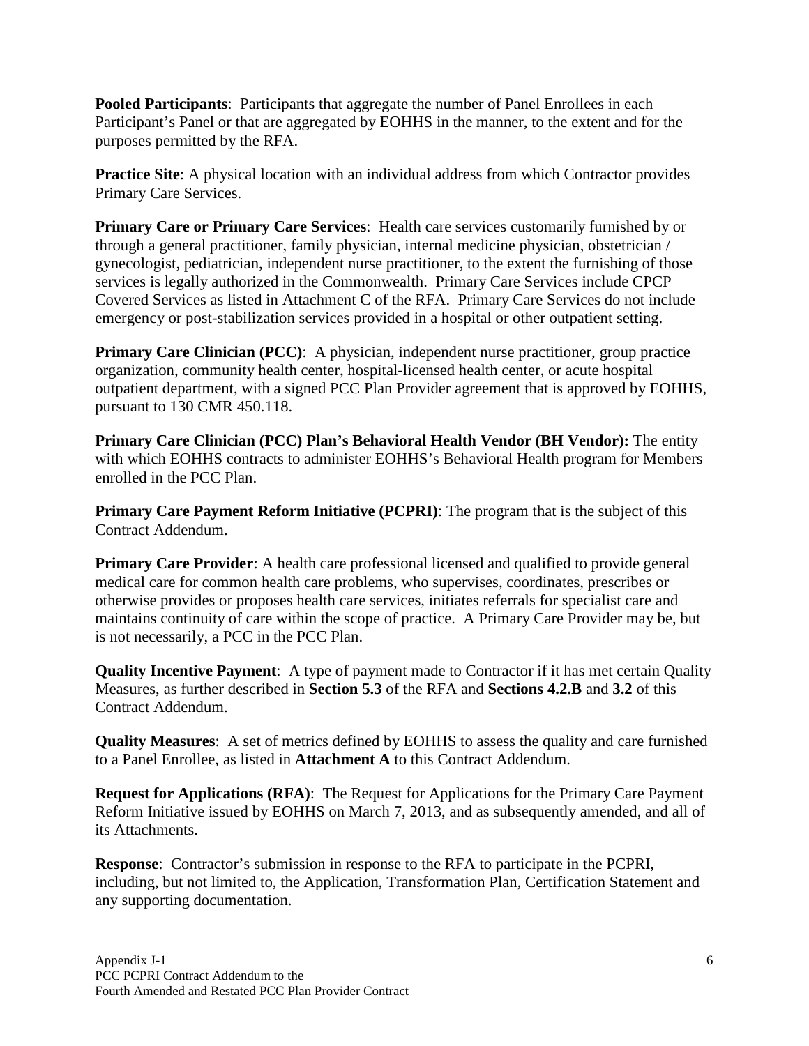**Pooled Participants**: Participants that aggregate the number of Panel Enrollees in each Participant's Panel or that are aggregated by EOHHS in the manner, to the extent and for the purposes permitted by the RFA.

**Practice Site**: A physical location with an individual address from which Contractor provides Primary Care Services.

**Primary Care or Primary Care Services**: Health care services customarily furnished by or through a general practitioner, family physician, internal medicine physician, obstetrician / gynecologist, pediatrician, independent nurse practitioner, to the extent the furnishing of those services is legally authorized in the Commonwealth. Primary Care Services include CPCP Covered Services as listed in Attachment C of the RFA. Primary Care Services do not include emergency or post-stabilization services provided in a hospital or other outpatient setting.

**Primary Care Clinician (PCC)**: A physician, independent nurse practitioner, group practice organization, community health center, hospital-licensed health center, or acute hospital outpatient department, with a signed PCC Plan Provider agreement that is approved by EOHHS, pursuant to 130 CMR 450.118.

**Primary Care Clinician (PCC) Plan's Behavioral Health Vendor (BH Vendor):** The entity with which EOHHS contracts to administer EOHHS's Behavioral Health program for Members enrolled in the PCC Plan.

**Primary Care Payment Reform Initiative (PCPRI)**: The program that is the subject of this Contract Addendum.

**Primary Care Provider**: A health care professional licensed and qualified to provide general medical care for common health care problems, who supervises, coordinates, prescribes or otherwise provides or proposes health care services, initiates referrals for specialist care and maintains continuity of care within the scope of practice. A Primary Care Provider may be, but is not necessarily, a PCC in the PCC Plan.

**Quality Incentive Payment**: A type of payment made to Contractor if it has met certain Quality Measures, as further described in **Section 5.3** of the RFA and **Sections 4.2.B** and **3.2** of this Contract Addendum.

**Quality Measures**: A set of metrics defined by EOHHS to assess the quality and care furnished to a Panel Enrollee, as listed in **Attachment A** to this Contract Addendum.

**Request for Applications (RFA)**: The Request for Applications for the Primary Care Payment Reform Initiative issued by EOHHS on March 7, 2013, and as subsequently amended, and all of its Attachments.

**Response**: Contractor's submission in response to the RFA to participate in the PCPRI, including, but not limited to, the Application, Transformation Plan, Certification Statement and any supporting documentation.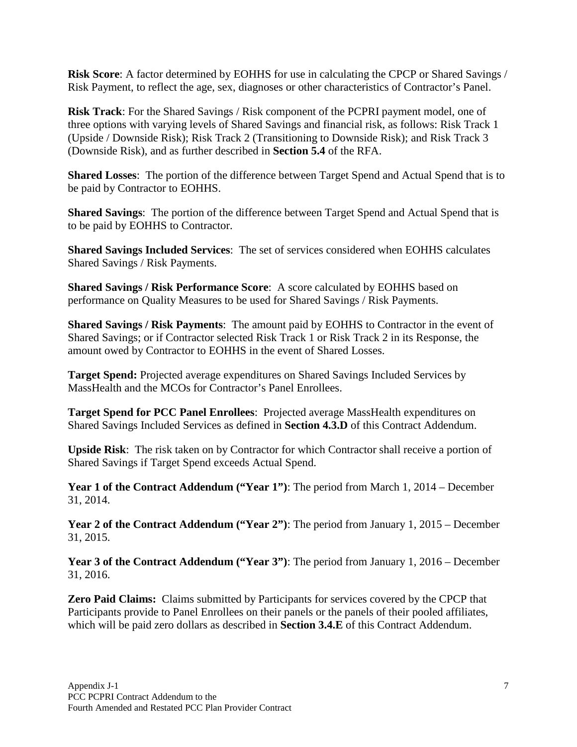**Risk Score**: A factor determined by EOHHS for use in calculating the CPCP or Shared Savings / Risk Payment, to reflect the age, sex, diagnoses or other characteristics of Contractor's Panel.

**Risk Track**: For the Shared Savings / Risk component of the PCPRI payment model, one of three options with varying levels of Shared Savings and financial risk, as follows: Risk Track 1 (Upside / Downside Risk); Risk Track 2 (Transitioning to Downside Risk); and Risk Track 3 (Downside Risk), and as further described in **Section 5.4** of the RFA.

**Shared Losses**: The portion of the difference between Target Spend and Actual Spend that is to be paid by Contractor to EOHHS.

**Shared Savings**: The portion of the difference between Target Spend and Actual Spend that is to be paid by EOHHS to Contractor.

**Shared Savings Included Services**: The set of services considered when EOHHS calculates Shared Savings / Risk Payments.

**Shared Savings / Risk Performance Score**: A score calculated by EOHHS based on performance on Quality Measures to be used for Shared Savings / Risk Payments.

**Shared Savings / Risk Payments**: The amount paid by EOHHS to Contractor in the event of Shared Savings; or if Contractor selected Risk Track 1 or Risk Track 2 in its Response, the amount owed by Contractor to EOHHS in the event of Shared Losses.

**Target Spend:** Projected average expenditures on Shared Savings Included Services by MassHealth and the MCOs for Contractor's Panel Enrollees.

**Target Spend for PCC Panel Enrollees**: Projected average MassHealth expenditures on Shared Savings Included Services as defined in **Section 4.3.D** of this Contract Addendum.

**Upside Risk**: The risk taken on by Contractor for which Contractor shall receive a portion of Shared Savings if Target Spend exceeds Actual Spend.

**Year 1 of the Contract Addendum ("Year 1")**: The period from March 1, 2014 – December 31, 2014.

**Year 2 of the Contract Addendum ("Year 2")**: The period from January 1, 2015 – December 31, 2015.

**Year 3 of the Contract Addendum ("Year 3")**: The period from January 1, 2016 – December 31, 2016.

**Zero Paid Claims:** Claims submitted by Participants for services covered by the CPCP that Participants provide to Panel Enrollees on their panels or the panels of their pooled affiliates, which will be paid zero dollars as described in **Section 3.4.E** of this Contract Addendum.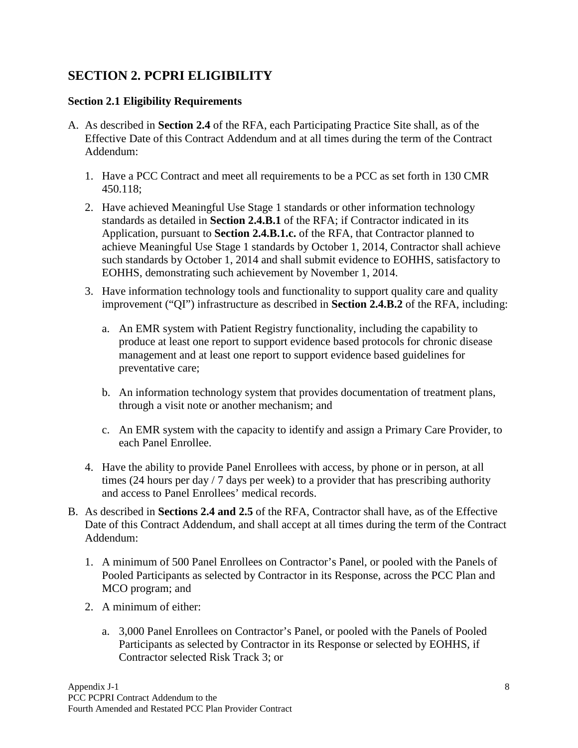## SECTION 2. PCPRI ELIGIBILITY

### Section 2.1 Eligibility Requirements

A. As described in **Section 2.4** of the RFA, each Participating Practice Site shall, as of the Effective Date of this Contract Addendum and at all times during the term of the Contract Addendum:

   1. Have a PCC Contract and meet all requirements to be a PCC as set forth in 130 CMR 450.118;

   2. Have achieved Meaningful Use Stage 1 standards or other information technology standards as detailed in **Section 2.4.B.1** of the RFA; if Contractor indicated in its Application, pursuant to **Section 2.4.B.1.c.** of the RFA, that Contractor planned to achieve Meaningful Use Stage 1 standards by October 1, 2014, Contractor shall achieve such standards by October 1, 2014 and shall submit evidence to EOHHS, satisfactory to EOHHS, demonstrating such achievement by November 1, 2014.

   3. Have information technology tools and functionality to support quality care and quality improvement ("QI") infrastructure as described in **Section 2.4.B.2** of the RFA, including:

      a. An EMR system with Patient Registry functionality, including the capability to produce at least one report to support evidence based protocols for chronic disease management and at least one report to support evidence based guidelines for preventative care;

      b. An information technology system that provides documentation of treatment plans, through a visit note or another mechanism; and

      c. An EMR system with the capacity to identify and assign a Primary Care Provider, to each Panel Enrollee.

   4. Have the ability to provide Panel Enrollees with access, by phone or in person, at all times (24 hours per day / 7 days per week) to a provider that has prescribing authority and access to Panel Enrollees' medical records.

B. As described in **Sections 2.4 and 2.5** of the RFA, Contractor shall have, as of the Effective Date of this Contract Addendum, and shall accept at all times during the term of the Contract Addendum:

   1. A minimum of 500 Panel Enrollees on Contractor's Panel, or pooled with the Panels of Pooled Participants as selected by Contractor in its Response, across the PCC Plan and MCO program; and

   2. A minimum of either:

      a. 3,000 Panel Enrollees on Contractor's Panel, or pooled with the Panels of Pooled Participants as selected by Contractor in its Response or selected by EOHHS, if Contractor selected Risk Track 3; or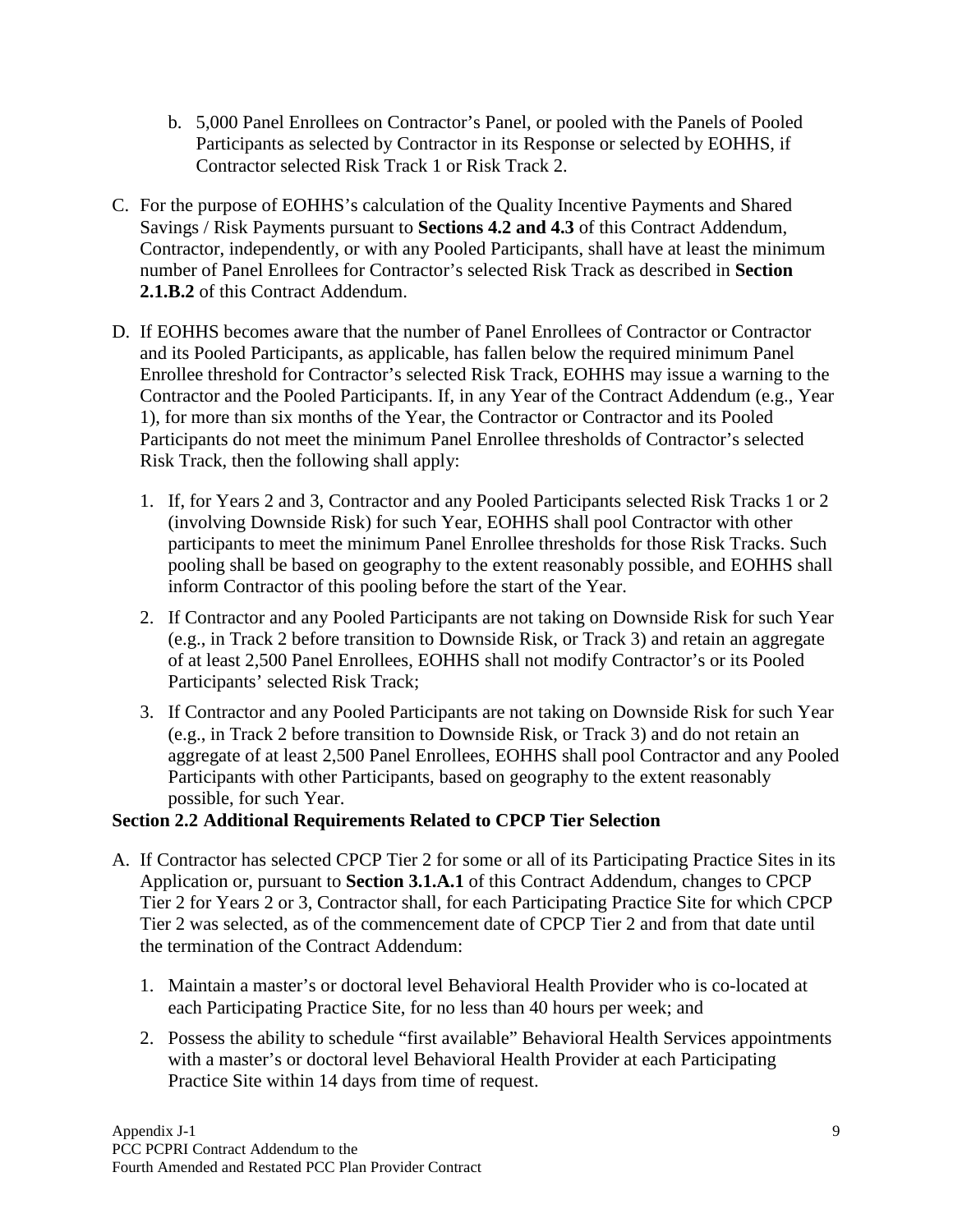b. 5,000 Panel Enrollees on Contractor's Panel, or pooled with the Panels of Pooled Participants as selected by Contractor in its Response or selected by EOHHS, if Contractor selected Risk Track 1 or Risk Track 2.

C. For the purpose of EOHHS's calculation of the Quality Incentive Payments and Shared Savings / Risk Payments pursuant to **Sections 4.2 and 4.3** of this Contract Addendum, Contractor, independently, or with any Pooled Participants, shall have at least the minimum number of Panel Enrollees for Contractor's selected Risk Track as described in **Section 2.1.B.2** of this Contract Addendum.

D. If EOHHS becomes aware that the number of Panel Enrollees of Contractor or Contractor and its Pooled Participants, as applicable, has fallen below the required minimum Panel Enrollee threshold for Contractor's selected Risk Track, EOHHS may issue a warning to the Contractor and the Pooled Participants. If, in any Year of the Contract Addendum (e.g., Year 1), for more than six months of the Year, the Contractor or Contractor and its Pooled Participants do not meet the minimum Panel Enrollee thresholds of Contractor's selected Risk Track, then the following shall apply:

   1. If, for Years 2 and 3, Contractor and any Pooled Participants selected Risk Tracks 1 or 2 (involving Downside Risk) for such Year, EOHHS shall pool Contractor with other participants to meet the minimum Panel Enrollee thresholds for those Risk Tracks. Such pooling shall be based on geography to the extent reasonably possible, and EOHHS shall inform Contractor of this pooling before the start of the Year.

   2. If Contractor and any Pooled Participants are not taking on Downside Risk for such Year (e.g., in Track 2 before transition to Downside Risk, or Track 3) and retain an aggregate of at least 2,500 Panel Enrollees, EOHHS shall not modify Contractor's or its Pooled Participants' selected Risk Track;

   3. If Contractor and any Pooled Participants are not taking on Downside Risk for such Year (e.g., in Track 2 before transition to Downside Risk, or Track 3) and do not retain an aggregate of at least 2,500 Panel Enrollees, EOHHS shall pool Contractor and any Pooled Participants with other Participants, based on geography to the extent reasonably possible, for such Year.

**Section 2.2 Additional Requirements Related to CPCP Tier Selection**

A. If Contractor has selected CPCP Tier 2 for some or all of its Participating Practice Sites in its Application or, pursuant to **Section 3.1.A.1** of this Contract Addendum, changes to CPCP Tier 2 for Years 2 or 3, Contractor shall, for each Participating Practice Site for which CPCP Tier 2 was selected, as of the commencement date of CPCP Tier 2 and from that date until the termination of the Contract Addendum:

   1. Maintain a master's or doctoral level Behavioral Health Provider who is co-located at each Participating Practice Site, for no less than 40 hours per week; and

   2. Possess the ability to schedule "first available" Behavioral Health Services appointments with a master's or doctoral level Behavioral Health Provider at each Participating Practice Site within 14 days from time of request.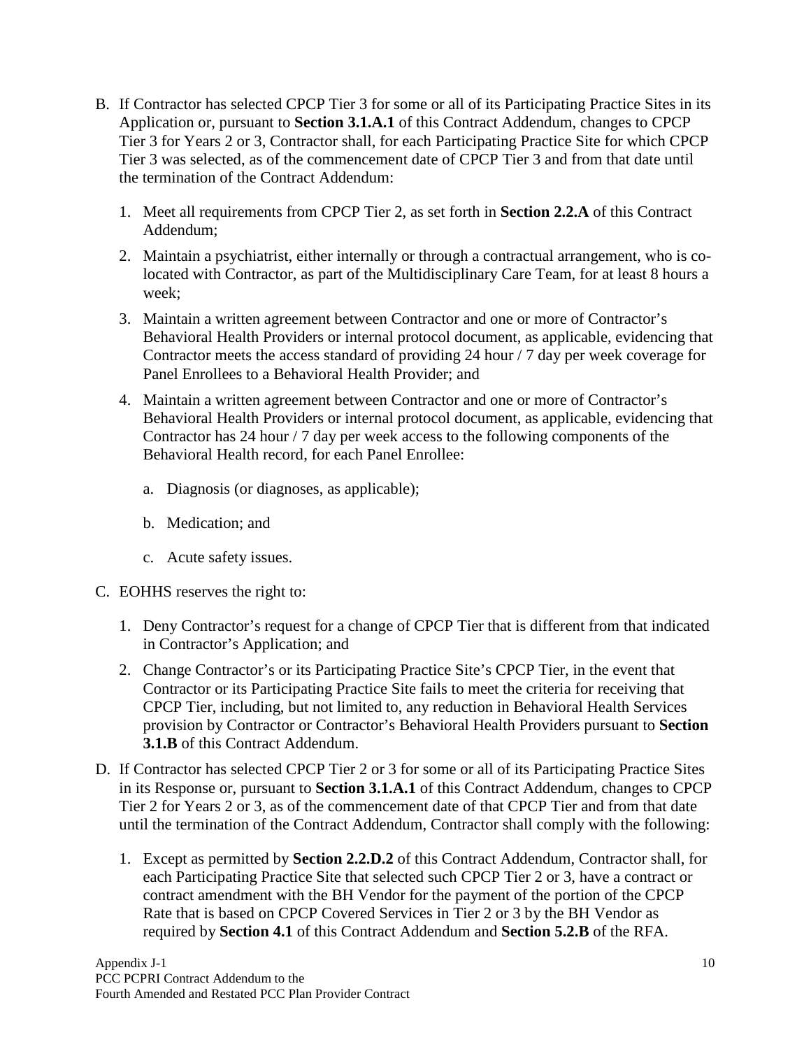B. If Contractor has selected CPCP Tier 3 for some or all of its Participating Practice Sites in its Application or, pursuant to **Section 3.1.A.1** of this Contract Addendum, changes to CPCP Tier 3 for Years 2 or 3, Contractor shall, for each Participating Practice Site for which CPCP Tier 3 was selected, as of the commencement date of CPCP Tier 3 and from that date until the termination of the Contract Addendum:

   1. Meet all requirements from CPCP Tier 2, as set forth in **Section 2.2.A** of this Contract Addendum;

   2. Maintain a psychiatrist, either internally or through a contractual arrangement, who is co-located with Contractor, as part of the Multidisciplinary Care Team, for at least 8 hours a week;

   3. Maintain a written agreement between Contractor and one or more of Contractor's Behavioral Health Providers or internal protocol document, as applicable, evidencing that Contractor meets the access standard of providing 24 hour / 7 day per week coverage for Panel Enrollees to a Behavioral Health Provider; and

   4. Maintain a written agreement between Contractor and one or more of Contractor's Behavioral Health Providers or internal protocol document, as applicable, evidencing that Contractor has 24 hour / 7 day per week access to the following components of the Behavioral Health record, for each Panel Enrollee:

      a. Diagnosis (or diagnoses, as applicable);

      b. Medication; and

      c. Acute safety issues.

C. EOHHS reserves the right to:

   1. Deny Contractor's request for a change of CPCP Tier that is different from that indicated in Contractor's Application; and

   2. Change Contractor's or its Participating Practice Site's CPCP Tier, in the event that Contractor or its Participating Practice Site fails to meet the criteria for receiving that CPCP Tier, including, but not limited to, any reduction in Behavioral Health Services provision by Contractor or Contractor's Behavioral Health Providers pursuant to **Section 3.1.B** of this Contract Addendum.

D. If Contractor has selected CPCP Tier 2 or 3 for some or all of its Participating Practice Sites in its Response or, pursuant to **Section 3.1.A.1** of this Contract Addendum, changes to CPCP Tier 2 for Years 2 or 3, as of the commencement date of that CPCP Tier and from that date until the termination of the Contract Addendum, Contractor shall comply with the following:

   1. Except as permitted by **Section 2.2.D.2** of this Contract Addendum, Contractor shall, for each Participating Practice Site that selected such CPCP Tier 2 or 3, have a contract or contract amendment with the BH Vendor for the payment of the portion of the CPCP Rate that is based on CPCP Covered Services in Tier 2 or 3 by the BH Vendor as required by **Section 4.1** of this Contract Addendum and **Section 5.2.B** of the RFA.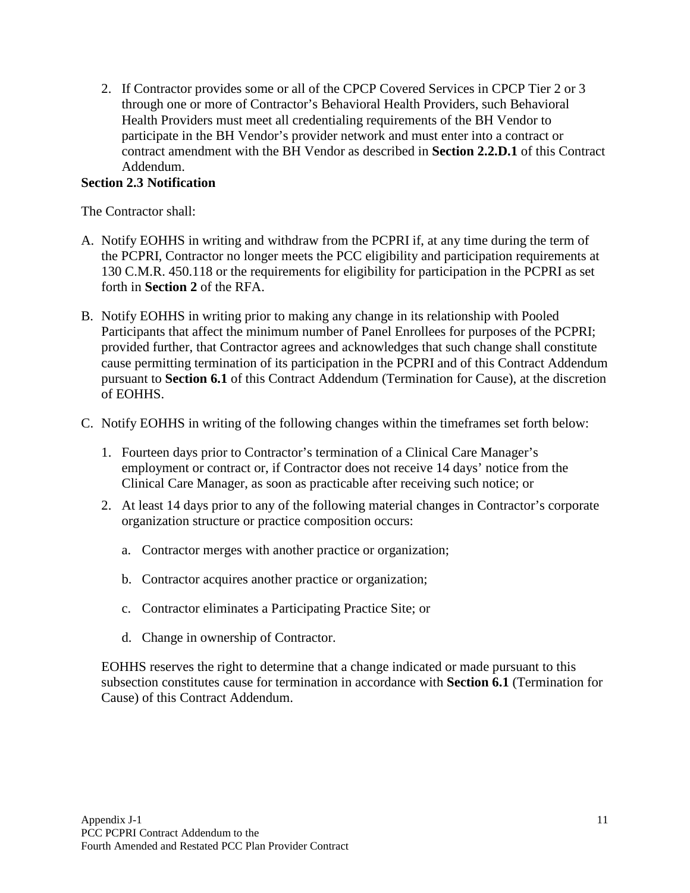2. If Contractor provides some or all of the CPCP Covered Services in CPCP Tier 2 or 3 through one or more of Contractor's Behavioral Health Providers, such Behavioral Health Providers must meet all credentialing requirements of the BH Vendor to participate in the BH Vendor's provider network and must enter into a contract or contract amendment with the BH Vendor as described in **Section 2.2.D.1** of this Contract Addendum.

**Section 2.3 Notification**

The Contractor shall:

A. Notify EOHHS in writing and withdraw from the PCPRI if, at any time during the term of the PCPRI, Contractor no longer meets the PCC eligibility and participation requirements at 130 C.M.R. 450.118 or the requirements for eligibility for participation in the PCPRI as set forth in **Section 2** of the RFA.

B. Notify EOHHS in writing prior to making any change in its relationship with Pooled Participants that affect the minimum number of Panel Enrollees for purposes of the PCPRI; provided further, that Contractor agrees and acknowledges that such change shall constitute cause permitting termination of its participation in the PCPRI and of this Contract Addendum pursuant to **Section 6.1** of this Contract Addendum (Termination for Cause), at the discretion of EOHHS.

C. Notify EOHHS in writing of the following changes within the timeframes set forth below:

   1. Fourteen days prior to Contractor's termination of a Clinical Care Manager's employment or contract or, if Contractor does not receive 14 days' notice from the Clinical Care Manager, as soon as practicable after receiving such notice; or

   2. At least 14 days prior to any of the following material changes in Contractor's corporate organization structure or practice composition occurs:

      a. Contractor merges with another practice or organization;

      b. Contractor acquires another practice or organization;

      c. Contractor eliminates a Participating Practice Site; or

      d. Change in ownership of Contractor.

   EOHHS reserves the right to determine that a change indicated or made pursuant to this subsection constitutes cause for termination in accordance with **Section 6.1** (Termination for Cause) of this Contract Addendum.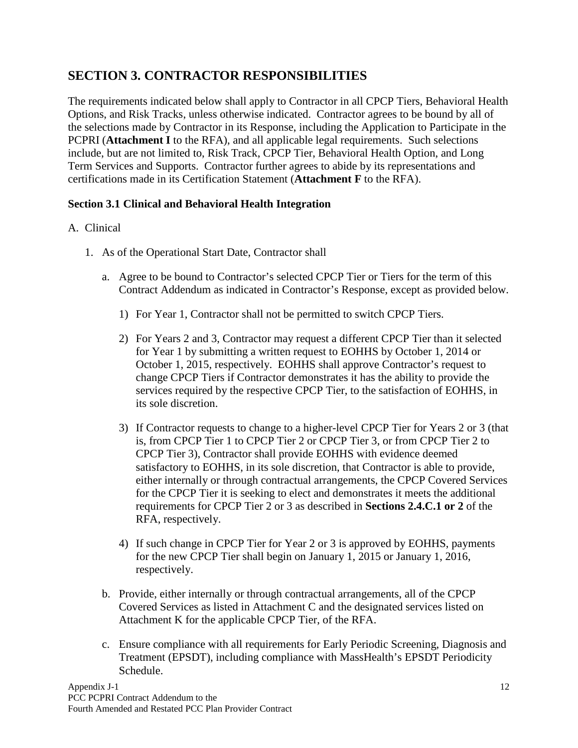## SECTION 3. CONTRACTOR RESPONSIBILITIES

The requirements indicated below shall apply to Contractor in all CPCP Tiers, Behavioral Health Options, and Risk Tracks, unless otherwise indicated. Contractor agrees to be bound by all of the selections made by Contractor in its Response, including the Application to Participate in the PCPRI (**Attachment I** to the RFA), and all applicable legal requirements. Such selections include, but are not limited to, Risk Track, CPCP Tier, Behavioral Health Option, and Long Term Services and Supports. Contractor further agrees to abide by its representations and certifications made in its Certification Statement (**Attachment F** to the RFA).

### Section 3.1 Clinical and Behavioral Health Integration

A. Clinical

1. As of the Operational Start Date, Contractor shall

   a. Agree to be bound to Contractor's selected CPCP Tier or Tiers for the term of this Contract Addendum as indicated in Contractor's Response, except as provided below.

      1) For Year 1, Contractor shall not be permitted to switch CPCP Tiers.

      2) For Years 2 and 3, Contractor may request a different CPCP Tier than it selected for Year 1 by submitting a written request to EOHHS by October 1, 2014 or October 1, 2015, respectively. EOHHS shall approve Contractor's request to change CPCP Tiers if Contractor demonstrates it has the ability to provide the services required by the respective CPCP Tier, to the satisfaction of EOHHS, in its sole discretion.

      3) If Contractor requests to change to a higher-level CPCP Tier for Years 2 or 3 (that is, from CPCP Tier 1 to CPCP Tier 2 or CPCP Tier 3, or from CPCP Tier 2 to CPCP Tier 3), Contractor shall provide EOHHS with evidence deemed satisfactory to EOHHS, in its sole discretion, that Contractor is able to provide, either internally or through contractual arrangements, the CPCP Covered Services for the CPCP Tier it is seeking to elect and demonstrates it meets the additional requirements for CPCP Tier 2 or 3 as described in **Sections 2.4.C.1 or 2** of the RFA, respectively.

      4) If such change in CPCP Tier for Year 2 or 3 is approved by EOHHS, payments for the new CPCP Tier shall begin on January 1, 2015 or January 1, 2016, respectively.

   b. Provide, either internally or through contractual arrangements, all of the CPCP Covered Services as listed in Attachment C and the designated services listed on Attachment K for the applicable CPCP Tier, of the RFA.

   c. Ensure compliance with all requirements for Early Periodic Screening, Diagnosis and Treatment (EPSDT), including compliance with MassHealth's EPSDT Periodicity Schedule.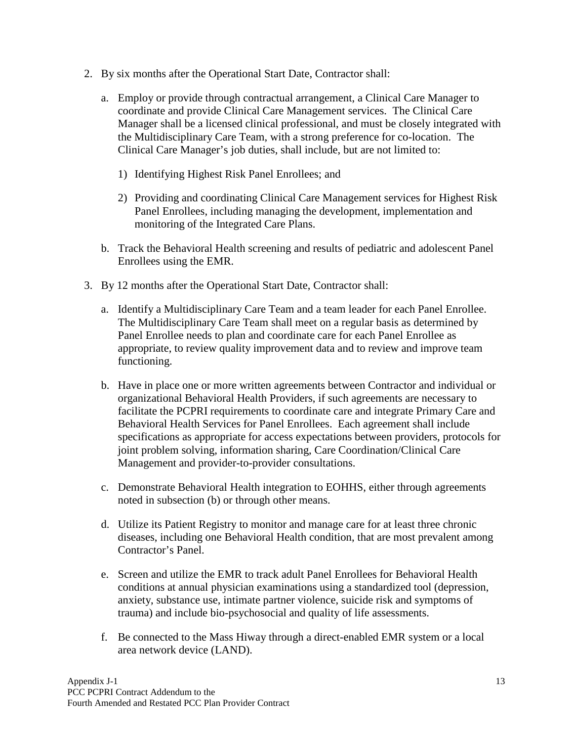2. By six months after the Operational Start Date, Contractor shall:

   a. Employ or provide through contractual arrangement, a Clinical Care Manager to coordinate and provide Clinical Care Management services. The Clinical Care Manager shall be a licensed clinical professional, and must be closely integrated with the Multidisciplinary Care Team, with a strong preference for co-location. The Clinical Care Manager's job duties, shall include, but are not limited to:

      1) Identifying Highest Risk Panel Enrollees; and

      2) Providing and coordinating Clinical Care Management services for Highest Risk Panel Enrollees, including managing the development, implementation and monitoring of the Integrated Care Plans.

   b. Track the Behavioral Health screening and results of pediatric and adolescent Panel Enrollees using the EMR.

3. By 12 months after the Operational Start Date, Contractor shall:

   a. Identify a Multidisciplinary Care Team and a team leader for each Panel Enrollee. The Multidisciplinary Care Team shall meet on a regular basis as determined by Panel Enrollee needs to plan and coordinate care for each Panel Enrollee as appropriate, to review quality improvement data and to review and improve team functioning.

   b. Have in place one or more written agreements between Contractor and individual or organizational Behavioral Health Providers, if such agreements are necessary to facilitate the PCPRI requirements to coordinate care and integrate Primary Care and Behavioral Health Services for Panel Enrollees. Each agreement shall include specifications as appropriate for access expectations between providers, protocols for joint problem solving, information sharing, Care Coordination/Clinical Care Management and provider-to-provider consultations.

   c. Demonstrate Behavioral Health integration to EOHHS, either through agreements noted in subsection (b) or through other means.

   d. Utilize its Patient Registry to monitor and manage care for at least three chronic diseases, including one Behavioral Health condition, that are most prevalent among Contractor's Panel.

   e. Screen and utilize the EMR to track adult Panel Enrollees for Behavioral Health conditions at annual physician examinations using a standardized tool (depression, anxiety, substance use, intimate partner violence, suicide risk and symptoms of trauma) and include bio-psychosocial and quality of life assessments.

   f. Be connected to the Mass Hiway through a direct-enabled EMR system or a local area network device (LAND).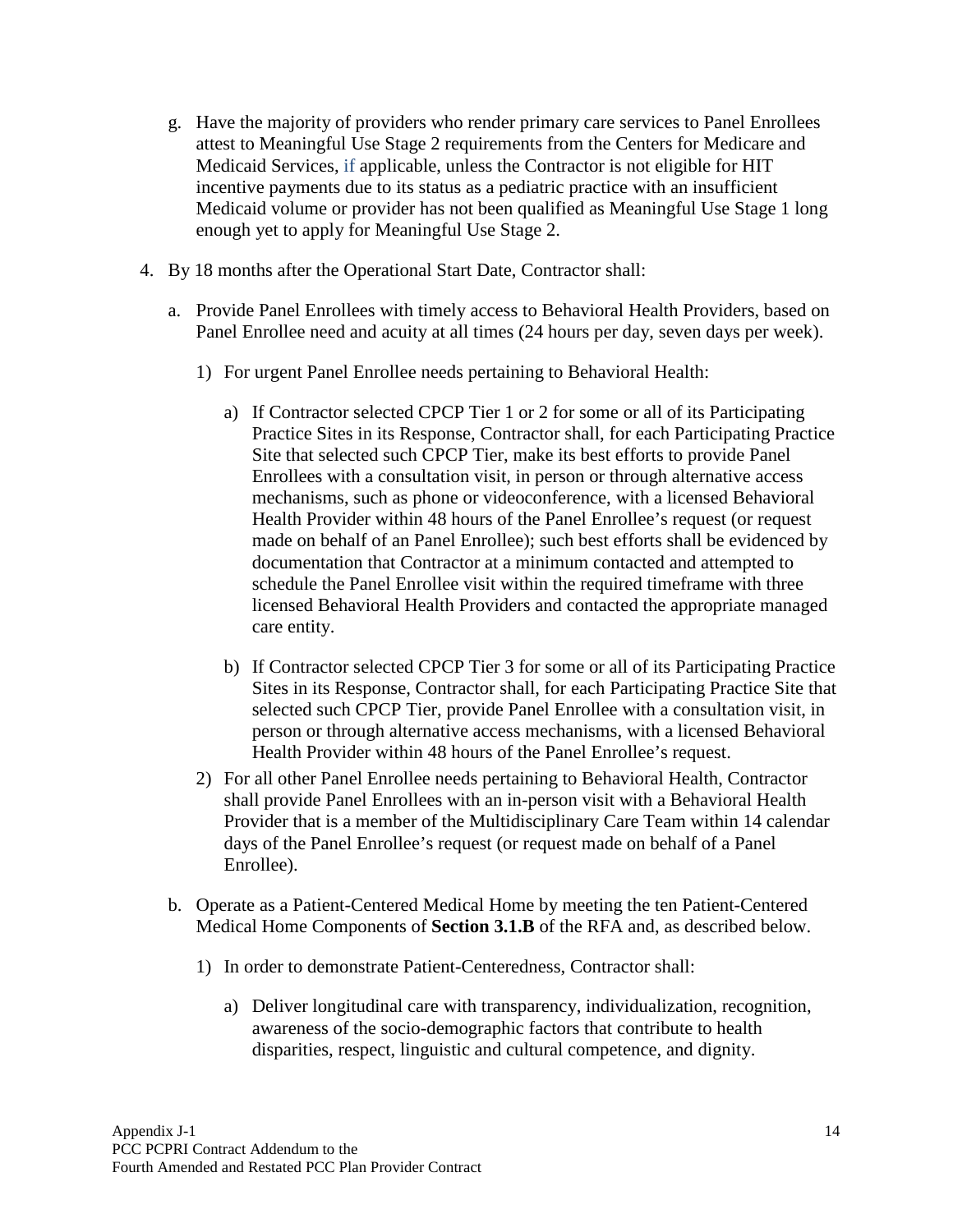g. Have the majority of providers who render primary care services to Panel Enrollees attest to Meaningful Use Stage 2 requirements from the Centers for Medicare and Medicaid Services, if applicable, unless the Contractor is not eligible for HIT incentive payments due to its status as a pediatric practice with an insufficient Medicaid volume or provider has not been qualified as Meaningful Use Stage 1 long enough yet to apply for Meaningful Use Stage 2.

4. By 18 months after the Operational Start Date, Contractor shall:

   a. Provide Panel Enrollees with timely access to Behavioral Health Providers, based on Panel Enrollee need and acuity at all times (24 hours per day, seven days per week).

      1) For urgent Panel Enrollee needs pertaining to Behavioral Health:

         a) If Contractor selected CPCP Tier 1 or 2 for some or all of its Participating Practice Sites in its Response, Contractor shall, for each Participating Practice Site that selected such CPCP Tier, make its best efforts to provide Panel Enrollees with a consultation visit, in person or through alternative access mechanisms, such as phone or videoconference, with a licensed Behavioral Health Provider within 48 hours of the Panel Enrollee's request (or request made on behalf of an Panel Enrollee); such best efforts shall be evidenced by documentation that Contractor at a minimum contacted and attempted to schedule the Panel Enrollee visit within the required timeframe with three licensed Behavioral Health Providers and contacted the appropriate managed care entity.

         b) If Contractor selected CPCP Tier 3 for some or all of its Participating Practice Sites in its Response, Contractor shall, for each Participating Practice Site that selected such CPCP Tier, provide Panel Enrollee with a consultation visit, in person or through alternative access mechanisms, with a licensed Behavioral Health Provider within 48 hours of the Panel Enrollee's request.

      2) For all other Panel Enrollee needs pertaining to Behavioral Health, Contractor shall provide Panel Enrollees with an in-person visit with a Behavioral Health Provider that is a member of the Multidisciplinary Care Team within 14 calendar days of the Panel Enrollee's request (or request made on behalf of a Panel Enrollee).

   b. Operate as a Patient-Centered Medical Home by meeting the ten Patient-Centered Medical Home Components of **Section 3.1.B** of the RFA and, as described below.

      1) In order to demonstrate Patient-Centeredness, Contractor shall:

         a) Deliver longitudinal care with transparency, individualization, recognition, awareness of the socio-demographic factors that contribute to health disparities, respect, linguistic and cultural competence, and dignity.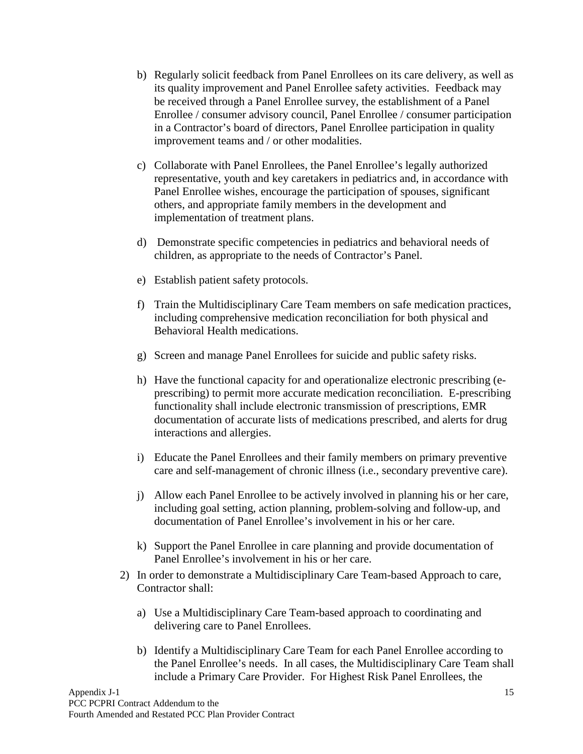b) Regularly solicit feedback from Panel Enrollees on its care delivery, as well as its quality improvement and Panel Enrollee safety activities. Feedback may be received through a Panel Enrollee survey, the establishment of a Panel Enrollee / consumer advisory council, Panel Enrollee / consumer participation in a Contractor's board of directors, Panel Enrollee participation in quality improvement teams and / or other modalities.

c) Collaborate with Panel Enrollees, the Panel Enrollee's legally authorized representative, youth and key caretakers in pediatrics and, in accordance with Panel Enrollee wishes, encourage the participation of spouses, significant others, and appropriate family members in the development and implementation of treatment plans.

d) Demonstrate specific competencies in pediatrics and behavioral needs of children, as appropriate to the needs of Contractor's Panel.

e) Establish patient safety protocols.

f) Train the Multidisciplinary Care Team members on safe medication practices, including comprehensive medication reconciliation for both physical and Behavioral Health medications.

g) Screen and manage Panel Enrollees for suicide and public safety risks.

h) Have the functional capacity for and operationalize electronic prescribing (e-prescribing) to permit more accurate medication reconciliation. E-prescribing functionality shall include electronic transmission of prescriptions, EMR documentation of accurate lists of medications prescribed, and alerts for drug interactions and allergies.

i) Educate the Panel Enrollees and their family members on primary preventive care and self-management of chronic illness (i.e., secondary preventive care).

j) Allow each Panel Enrollee to be actively involved in planning his or her care, including goal setting, action planning, problem-solving and follow-up, and documentation of Panel Enrollee's involvement in his or her care.

k) Support the Panel Enrollee in care planning and provide documentation of Panel Enrollee's involvement in his or her care.

2) In order to demonstrate a Multidisciplinary Care Team-based Approach to care, Contractor shall:

a) Use a Multidisciplinary Care Team-based approach to coordinating and delivering care to Panel Enrollees.

b) Identify a Multidisciplinary Care Team for each Panel Enrollee according to the Panel Enrollee's needs. In all cases, the Multidisciplinary Care Team shall include a Primary Care Provider. For Highest Risk Panel Enrollees, the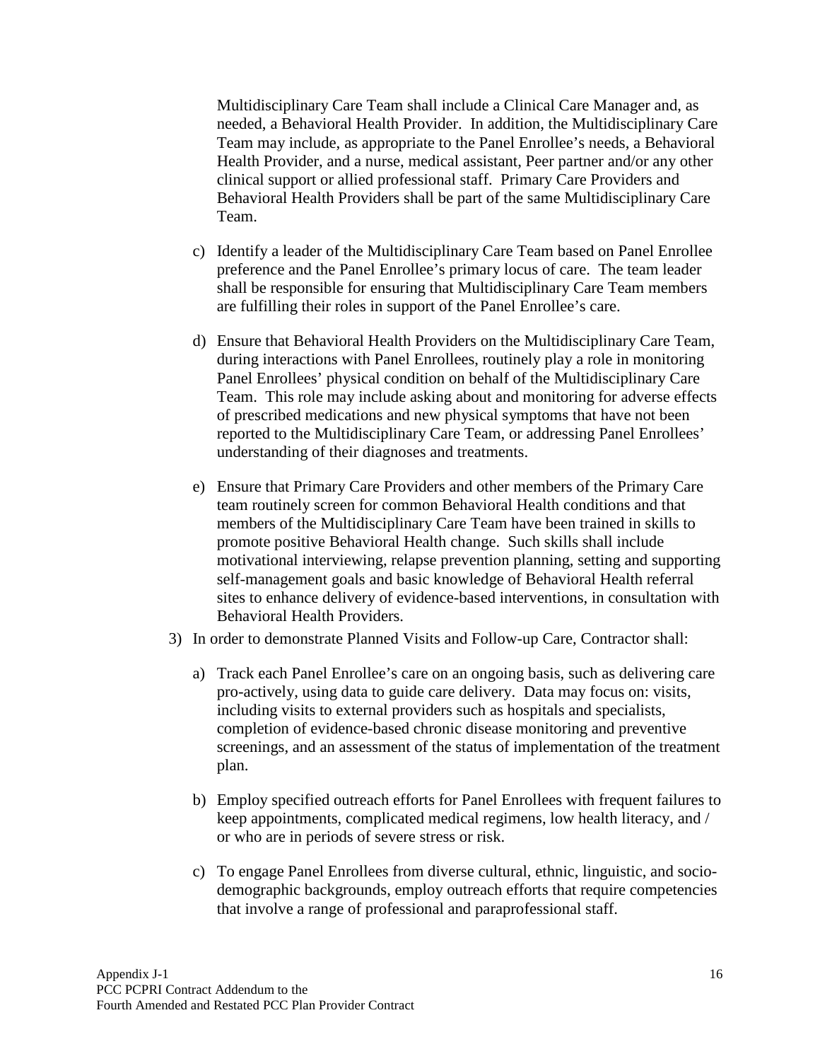Multidisciplinary Care Team shall include a Clinical Care Manager and, as needed, a Behavioral Health Provider. In addition, the Multidisciplinary Care Team may include, as appropriate to the Panel Enrollee's needs, a Behavioral Health Provider, and a nurse, medical assistant, Peer partner and/or any other clinical support or allied professional staff. Primary Care Providers and Behavioral Health Providers shall be part of the same Multidisciplinary Care Team.

c) Identify a leader of the Multidisciplinary Care Team based on Panel Enrollee preference and the Panel Enrollee's primary locus of care. The team leader shall be responsible for ensuring that Multidisciplinary Care Team members are fulfilling their roles in support of the Panel Enrollee's care.

d) Ensure that Behavioral Health Providers on the Multidisciplinary Care Team, during interactions with Panel Enrollees, routinely play a role in monitoring Panel Enrollees' physical condition on behalf of the Multidisciplinary Care Team. This role may include asking about and monitoring for adverse effects of prescribed medications and new physical symptoms that have not been reported to the Multidisciplinary Care Team, or addressing Panel Enrollees' understanding of their diagnoses and treatments.

e) Ensure that Primary Care Providers and other members of the Primary Care team routinely screen for common Behavioral Health conditions and that members of the Multidisciplinary Care Team have been trained in skills to promote positive Behavioral Health change. Such skills shall include motivational interviewing, relapse prevention planning, setting and supporting self-management goals and basic knowledge of Behavioral Health referral sites to enhance delivery of evidence-based interventions, in consultation with Behavioral Health Providers.

3) In order to demonstrate Planned Visits and Follow-up Care, Contractor shall:

a) Track each Panel Enrollee's care on an ongoing basis, such as delivering care pro-actively, using data to guide care delivery. Data may focus on: visits, including visits to external providers such as hospitals and specialists, completion of evidence-based chronic disease monitoring and preventive screenings, and an assessment of the status of implementation of the treatment plan.

b) Employ specified outreach efforts for Panel Enrollees with frequent failures to keep appointments, complicated medical regimens, low health literacy, and / or who are in periods of severe stress or risk.

c) To engage Panel Enrollees from diverse cultural, ethnic, linguistic, and socio-demographic backgrounds, employ outreach efforts that require competencies that involve a range of professional and paraprofessional staff.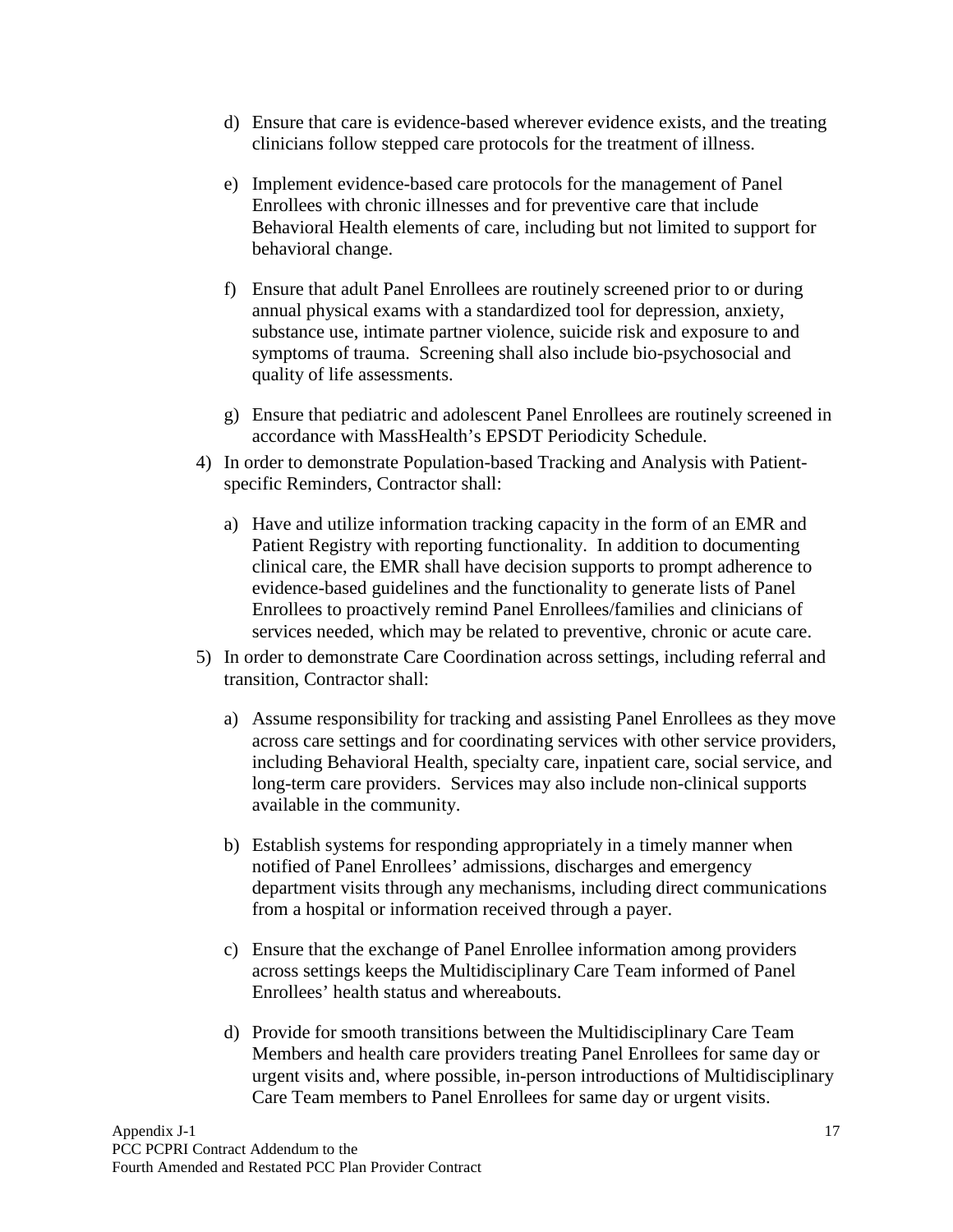d) Ensure that care is evidence-based wherever evidence exists, and the treating clinicians follow stepped care protocols for the treatment of illness.

e) Implement evidence-based care protocols for the management of Panel Enrollees with chronic illnesses and for preventive care that include Behavioral Health elements of care, including but not limited to support for behavioral change.

f) Ensure that adult Panel Enrollees are routinely screened prior to or during annual physical exams with a standardized tool for depression, anxiety, substance use, intimate partner violence, suicide risk and exposure to and symptoms of trauma. Screening shall also include bio-psychosocial and quality of life assessments.

g) Ensure that pediatric and adolescent Panel Enrollees are routinely screened in accordance with MassHealth's EPSDT Periodicity Schedule.

4) In order to demonstrate Population-based Tracking and Analysis with Patient-specific Reminders, Contractor shall:

   a) Have and utilize information tracking capacity in the form of an EMR and Patient Registry with reporting functionality. In addition to documenting clinical care, the EMR shall have decision supports to prompt adherence to evidence-based guidelines and the functionality to generate lists of Panel Enrollees to proactively remind Panel Enrollees/families and clinicians of services needed, which may be related to preventive, chronic or acute care.

5) In order to demonstrate Care Coordination across settings, including referral and transition, Contractor shall:

   a) Assume responsibility for tracking and assisting Panel Enrollees as they move across care settings and for coordinating services with other service providers, including Behavioral Health, specialty care, inpatient care, social service, and long-term care providers. Services may also include non-clinical supports available in the community.

   b) Establish systems for responding appropriately in a timely manner when notified of Panel Enrollees' admissions, discharges and emergency department visits through any mechanisms, including direct communications from a hospital or information received through a payer.

   c) Ensure that the exchange of Panel Enrollee information among providers across settings keeps the Multidisciplinary Care Team informed of Panel Enrollees' health status and whereabouts.

   d) Provide for smooth transitions between the Multidisciplinary Care Team Members and health care providers treating Panel Enrollees for same day or urgent visits and, where possible, in-person introductions of Multidisciplinary Care Team members to Panel Enrollees for same day or urgent visits.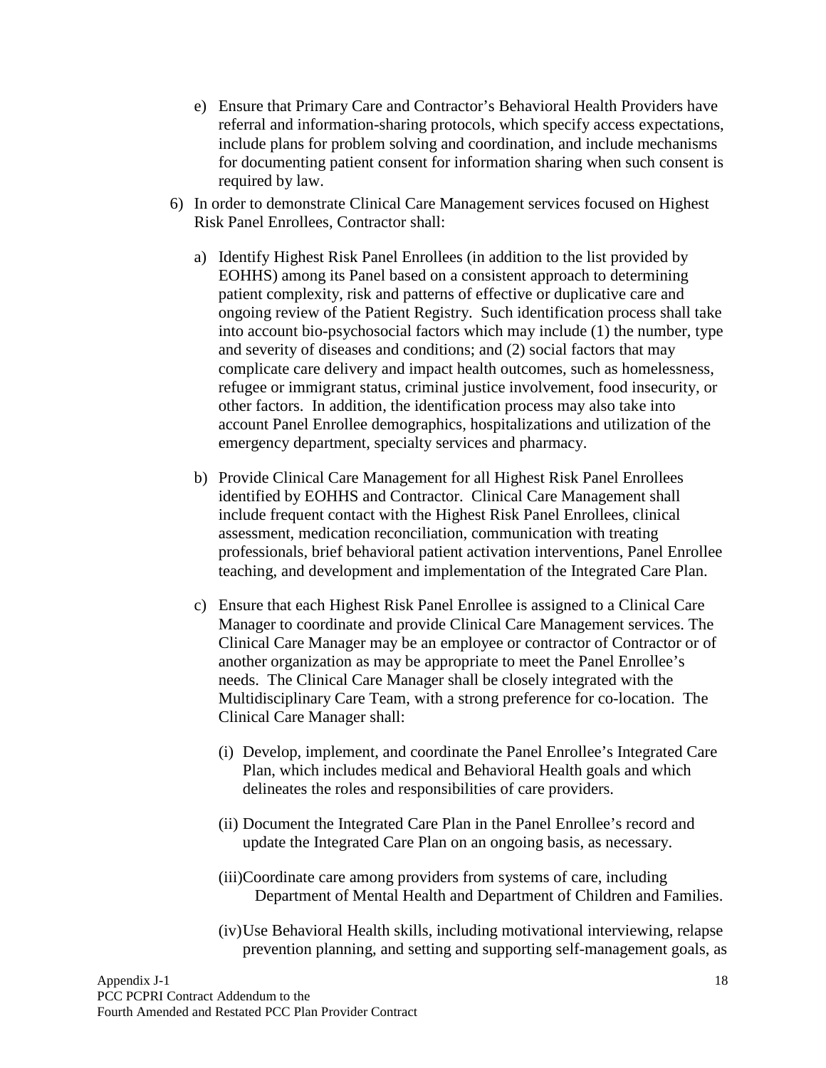e) Ensure that Primary Care and Contractor's Behavioral Health Providers have referral and information-sharing protocols, which specify access expectations, include plans for problem solving and coordination, and include mechanisms for documenting patient consent for information sharing when such consent is required by law.

6) In order to demonstrate Clinical Care Management services focused on Highest Risk Panel Enrollees, Contractor shall:

   a) Identify Highest Risk Panel Enrollees (in addition to the list provided by EOHHS) among its Panel based on a consistent approach to determining patient complexity, risk and patterns of effective or duplicative care and ongoing review of the Patient Registry. Such identification process shall take into account bio-psychosocial factors which may include (1) the number, type and severity of diseases and conditions; and (2) social factors that may complicate care delivery and impact health outcomes, such as homelessness, refugee or immigrant status, criminal justice involvement, food insecurity, or other factors. In addition, the identification process may also take into account Panel Enrollee demographics, hospitalizations and utilization of the emergency department, specialty services and pharmacy.

   b) Provide Clinical Care Management for all Highest Risk Panel Enrollees identified by EOHHS and Contractor. Clinical Care Management shall include frequent contact with the Highest Risk Panel Enrollees, clinical assessment, medication reconciliation, communication with treating professionals, brief behavioral patient activation interventions, Panel Enrollee teaching, and development and implementation of the Integrated Care Plan.

   c) Ensure that each Highest Risk Panel Enrollee is assigned to a Clinical Care Manager to coordinate and provide Clinical Care Management services. The Clinical Care Manager may be an employee or contractor of Contractor or of another organization as may be appropriate to meet the Panel Enrollee's needs. The Clinical Care Manager shall be closely integrated with the Multidisciplinary Care Team, with a strong preference for co-location. The Clinical Care Manager shall:

      (i) Develop, implement, and coordinate the Panel Enrollee's Integrated Care Plan, which includes medical and Behavioral Health goals and which delineates the roles and responsibilities of care providers.

      (ii) Document the Integrated Care Plan in the Panel Enrollee's record and update the Integrated Care Plan on an ongoing basis, as necessary.

      (iii) Coordinate care among providers from systems of care, including Department of Mental Health and Department of Children and Families.

      (iv) Use Behavioral Health skills, including motivational interviewing, relapse prevention planning, and setting and supporting self-management goals, as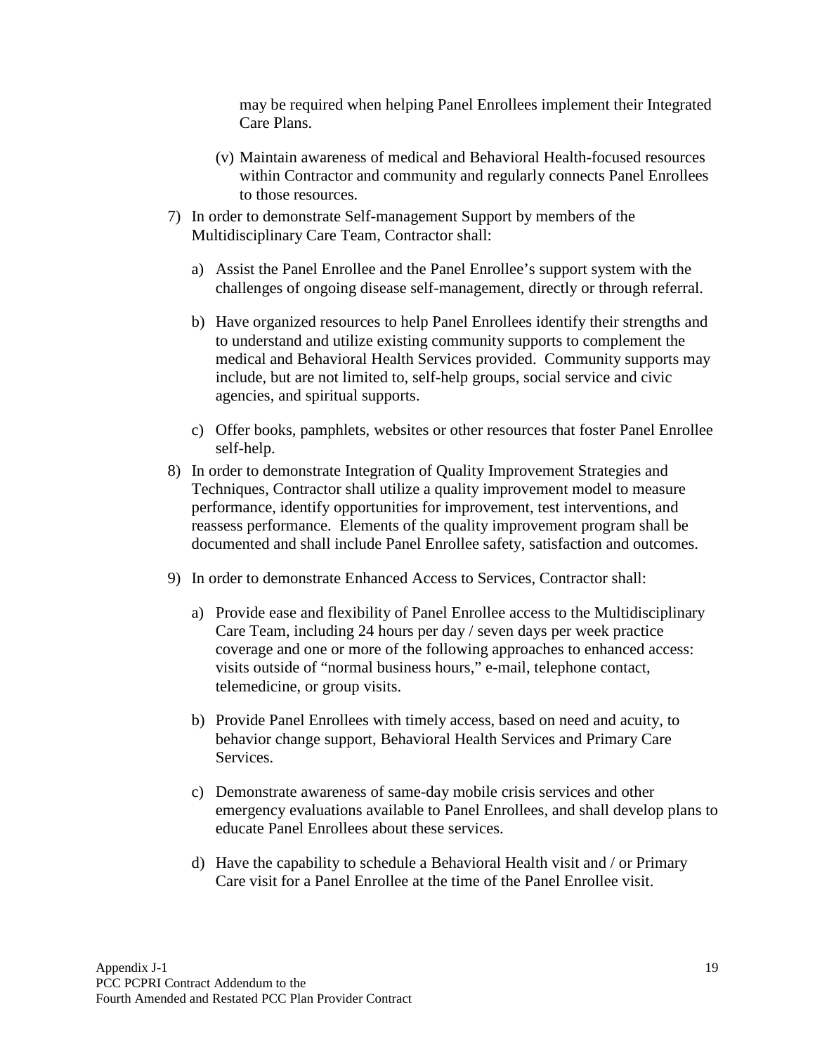may be required when helping Panel Enrollees implement their Integrated Care Plans.

(v) Maintain awareness of medical and Behavioral Health-focused resources within Contractor and community and regularly connects Panel Enrollees to those resources.

7) In order to demonstrate Self-management Support by members of the Multidisciplinary Care Team, Contractor shall:

   a) Assist the Panel Enrollee and the Panel Enrollee's support system with the challenges of ongoing disease self-management, directly or through referral.

   b) Have organized resources to help Panel Enrollees identify their strengths and to understand and utilize existing community supports to complement the medical and Behavioral Health Services provided. Community supports may include, but are not limited to, self-help groups, social service and civic agencies, and spiritual supports.

   c) Offer books, pamphlets, websites or other resources that foster Panel Enrollee self-help.

8) In order to demonstrate Integration of Quality Improvement Strategies and Techniques, Contractor shall utilize a quality improvement model to measure performance, identify opportunities for improvement, test interventions, and reassess performance. Elements of the quality improvement program shall be documented and shall include Panel Enrollee safety, satisfaction and outcomes.

9) In order to demonstrate Enhanced Access to Services, Contractor shall:

   a) Provide ease and flexibility of Panel Enrollee access to the Multidisciplinary Care Team, including 24 hours per day / seven days per week practice coverage and one or more of the following approaches to enhanced access: visits outside of "normal business hours," e-mail, telephone contact, telemedicine, or group visits.

   b) Provide Panel Enrollees with timely access, based on need and acuity, to behavior change support, Behavioral Health Services and Primary Care Services.

   c) Demonstrate awareness of same-day mobile crisis services and other emergency evaluations available to Panel Enrollees, and shall develop plans to educate Panel Enrollees about these services.

   d) Have the capability to schedule a Behavioral Health visit and / or Primary Care visit for a Panel Enrollee at the time of the Panel Enrollee visit.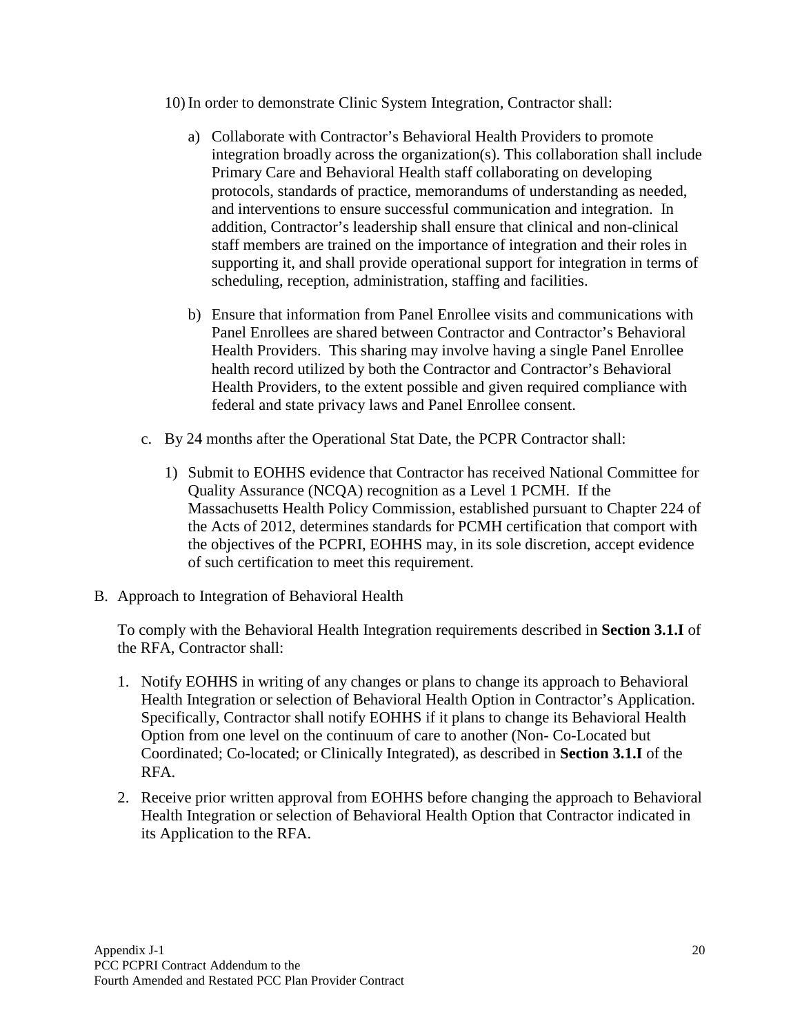10) In order to demonstrate Clinic System Integration, Contractor shall:

   a) Collaborate with Contractor's Behavioral Health Providers to promote integration broadly across the organization(s). This collaboration shall include Primary Care and Behavioral Health staff collaborating on developing protocols, standards of practice, memorandums of understanding as needed, and interventions to ensure successful communication and integration. In addition, Contractor's leadership shall ensure that clinical and non-clinical staff members are trained on the importance of integration and their roles in supporting it, and shall provide operational support for integration in terms of scheduling, reception, administration, staffing and facilities.

   b) Ensure that information from Panel Enrollee visits and communications with Panel Enrollees are shared between Contractor and Contractor's Behavioral Health Providers. This sharing may involve having a single Panel Enrollee health record utilized by both the Contractor and Contractor's Behavioral Health Providers, to the extent possible and given required compliance with federal and state privacy laws and Panel Enrollee consent.

c. By 24 months after the Operational Stat Date, the PCPR Contractor shall:

   1) Submit to EOHHS evidence that Contractor has received National Committee for Quality Assurance (NCQA) recognition as a Level 1 PCMH. If the Massachusetts Health Policy Commission, established pursuant to Chapter 224 of the Acts of 2012, determines standards for PCMH certification that comport with the objectives of the PCPRI, EOHHS may, in its sole discretion, accept evidence of such certification to meet this requirement.

B. Approach to Integration of Behavioral Health

To comply with the Behavioral Health Integration requirements described in **Section 3.1.I** of the RFA, Contractor shall:

1. Notify EOHHS in writing of any changes or plans to change its approach to Behavioral Health Integration or selection of Behavioral Health Option in Contractor's Application. Specifically, Contractor shall notify EOHHS if it plans to change its Behavioral Health Option from one level on the continuum of care to another (Non- Co-Located but Coordinated; Co-located; or Clinically Integrated), as described in **Section 3.1.I** of the RFA.
2. Receive prior written approval from EOHHS before changing the approach to Behavioral Health Integration or selection of Behavioral Health Option that Contractor indicated in its Application to the RFA.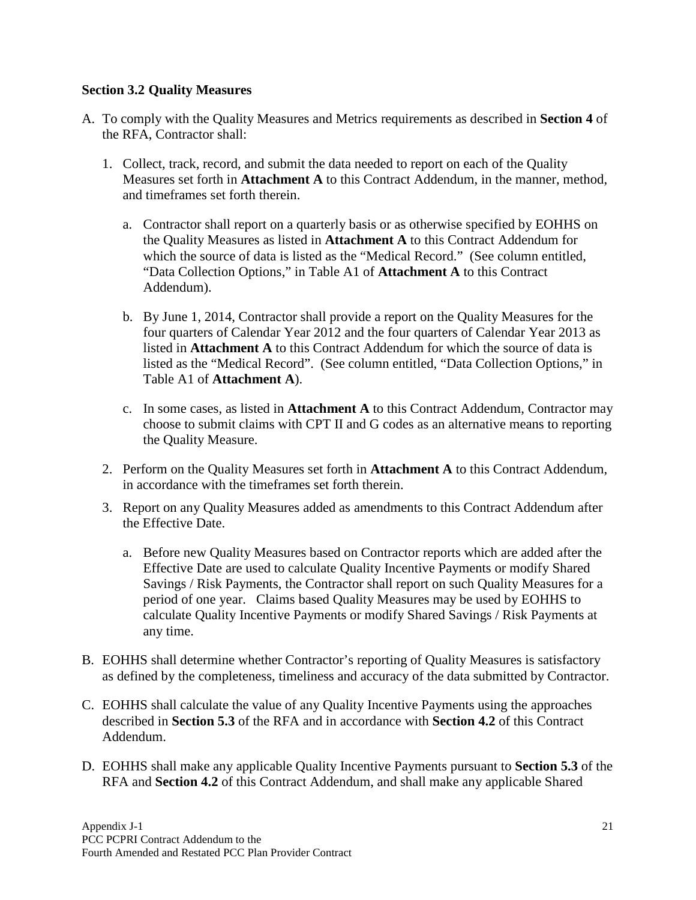### Section 3.2 Quality Measures

A. To comply with the Quality Measures and Metrics requirements as described in **Section 4** of the RFA, Contractor shall:

   1. Collect, track, record, and submit the data needed to report on each of the Quality Measures set forth in **Attachment A** to this Contract Addendum, in the manner, method, and timeframes set forth therein.

      a. Contractor shall report on a quarterly basis or as otherwise specified by EOHHS on the Quality Measures as listed in **Attachment A** to this Contract Addendum for which the source of data is listed as the "Medical Record." (See column entitled, "Data Collection Options," in Table A1 of **Attachment A** to this Contract Addendum).

      b. By June 1, 2014, Contractor shall provide a report on the Quality Measures for the four quarters of Calendar Year 2012 and the four quarters of Calendar Year 2013 as listed in **Attachment A** to this Contract Addendum for which the source of data is listed as the "Medical Record". (See column entitled, "Data Collection Options," in Table A1 of **Attachment A**).

      c. In some cases, as listed in **Attachment A** to this Contract Addendum, Contractor may choose to submit claims with CPT II and G codes as an alternative means to reporting the Quality Measure.

   2. Perform on the Quality Measures set forth in **Attachment A** to this Contract Addendum, in accordance with the timeframes set forth therein.

   3. Report on any Quality Measures added as amendments to this Contract Addendum after the Effective Date.

      a. Before new Quality Measures based on Contractor reports which are added after the Effective Date are used to calculate Quality Incentive Payments or modify Shared Savings / Risk Payments, the Contractor shall report on such Quality Measures for a period of one year. Claims based Quality Measures may be used by EOHHS to calculate Quality Incentive Payments or modify Shared Savings / Risk Payments at any time.

B. EOHHS shall determine whether Contractor's reporting of Quality Measures is satisfactory as defined by the completeness, timeliness and accuracy of the data submitted by Contractor.

C. EOHHS shall calculate the value of any Quality Incentive Payments using the approaches described in **Section 5.3** of the RFA and in accordance with **Section 4.2** of this Contract Addendum.

D. EOHHS shall make any applicable Quality Incentive Payments pursuant to **Section 5.3** of the RFA and **Section 4.2** of this Contract Addendum, and shall make any applicable Shared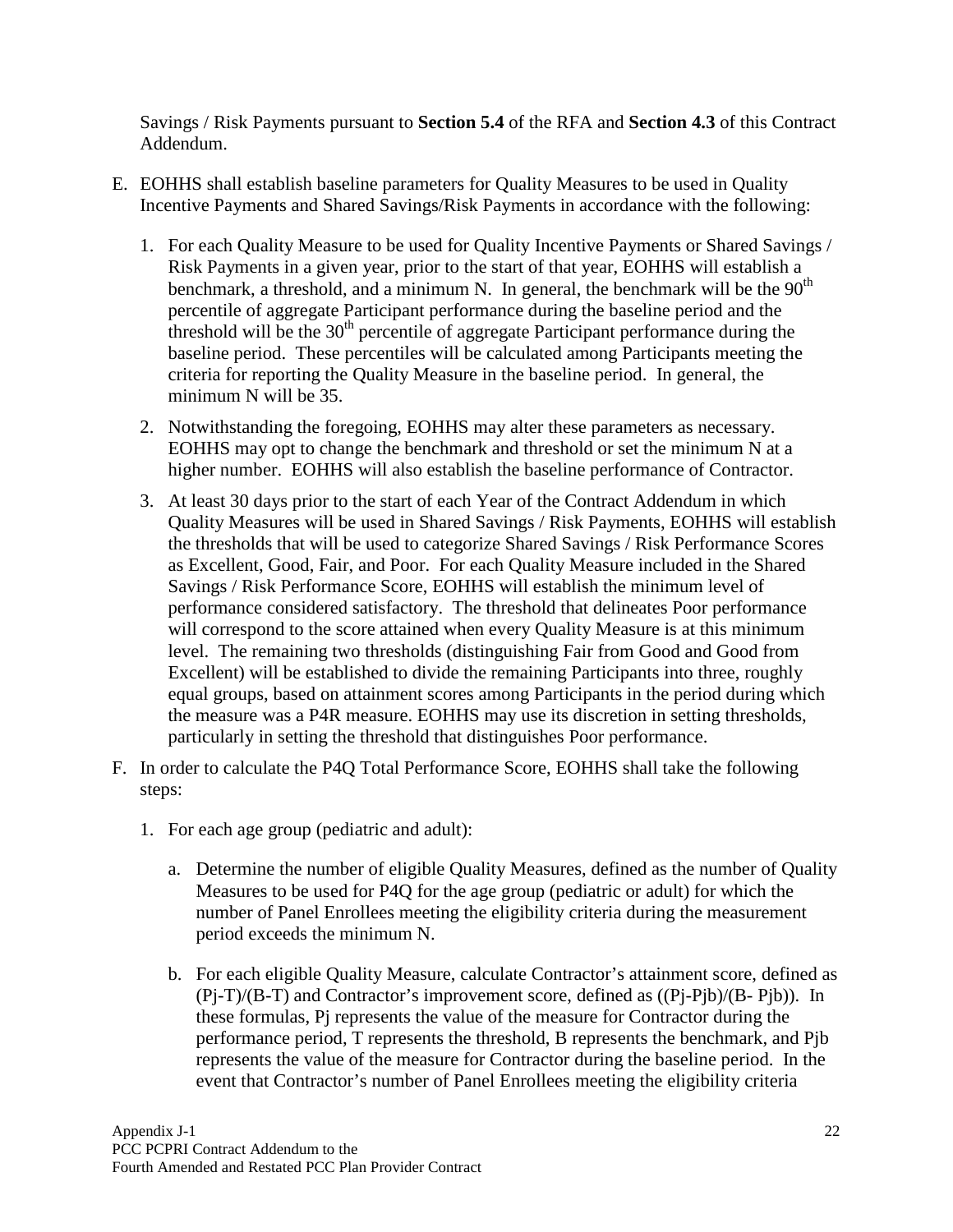Savings / Risk Payments pursuant to **Section 5.4** of the RFA and **Section 4.3** of this Contract Addendum.

E. EOHHS shall establish baseline parameters for Quality Measures to be used in Quality Incentive Payments and Shared Savings/Risk Payments in accordance with the following:

   1. For each Quality Measure to be used for Quality Incentive Payments or Shared Savings / Risk Payments in a given year, prior to the start of that year, EOHHS will establish a benchmark, a threshold, and a minimum N. In general, the benchmark will be the $90^{th}$ percentile of aggregate Participant performance during the baseline period and the threshold will be the $30^{th}$ percentile of aggregate Participant performance during the baseline period. These percentiles will be calculated among Participants meeting the criteria for reporting the Quality Measure in the baseline period. In general, the minimum N will be 35.

   2. Notwithstanding the foregoing, EOHHS may alter these parameters as necessary. EOHHS may opt to change the benchmark and threshold or set the minimum N at a higher number. EOHHS will also establish the baseline performance of Contractor.

   3. At least 30 days prior to the start of each Year of the Contract Addendum in which Quality Measures will be used in Shared Savings / Risk Payments, EOHHS will establish the thresholds that will be used to categorize Shared Savings / Risk Performance Scores as Excellent, Good, Fair, and Poor. For each Quality Measure included in the Shared Savings / Risk Performance Score, EOHHS will establish the minimum level of performance considered satisfactory. The threshold that delineates Poor performance will correspond to the score attained when every Quality Measure is at this minimum level. The remaining two thresholds (distinguishing Fair from Good and Good from Excellent) will be established to divide the remaining Participants into three, roughly equal groups, based on attainment scores among Participants in the period during which the measure was a P4R measure. EOHHS may use its discretion in setting thresholds, particularly in setting the threshold that distinguishes Poor performance.

F. In order to calculate the P4Q Total Performance Score, EOHHS shall take the following steps:

   1. For each age group (pediatric and adult):

      a. Determine the number of eligible Quality Measures, defined as the number of Quality Measures to be used for P4Q for the age group (pediatric or adult) for which the number of Panel Enrollees meeting the eligibility criteria during the measurement period exceeds the minimum N.

      b. For each eligible Quality Measure, calculate Contractor's attainment score, defined as $(Pj-T)/(B-T)$ and Contractor's improvement score, defined as $((Pj-Pjb)/(B-Pjb))$. In these formulas, Pj represents the value of the measure for Contractor during the performance period, T represents the threshold, B represents the benchmark, and Pjb represents the value of the measure for Contractor during the baseline period. In the event that Contractor's number of Panel Enrollees meeting the eligibility criteria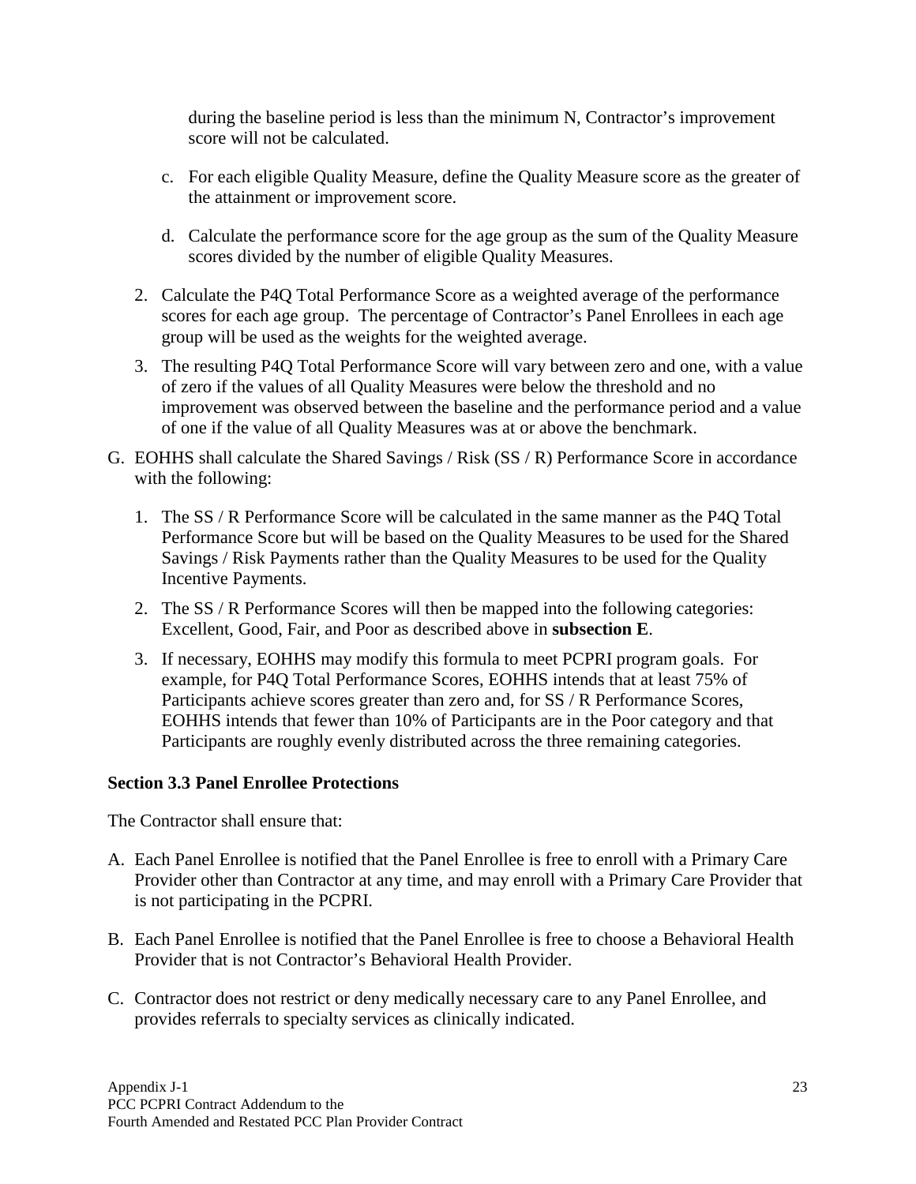during the baseline period is less than the minimum N, Contractor's improvement score will not be calculated.

c. For each eligible Quality Measure, define the Quality Measure score as the greater of the attainment or improvement score.

d. Calculate the performance score for the age group as the sum of the Quality Measure scores divided by the number of eligible Quality Measures.

2. Calculate the P4Q Total Performance Score as a weighted average of the performance scores for each age group. The percentage of Contractor's Panel Enrollees in each age group will be used as the weights for the weighted average.

3. The resulting P4Q Total Performance Score will vary between zero and one, with a value of zero if the values of all Quality Measures were below the threshold and no improvement was observed between the baseline and the performance period and a value of one if the value of all Quality Measures was at or above the benchmark.

G. EOHHS shall calculate the Shared Savings / Risk (SS / R) Performance Score in accordance with the following:

1. The SS / R Performance Score will be calculated in the same manner as the P4Q Total Performance Score but will be based on the Quality Measures to be used for the Shared Savings / Risk Payments rather than the Quality Measures to be used for the Quality Incentive Payments.

2. The SS / R Performance Scores will then be mapped into the following categories: Excellent, Good, Fair, and Poor as described above in **subsection E**.

3. If necessary, EOHHS may modify this formula to meet PCPRI program goals. For example, for P4Q Total Performance Scores, EOHHS intends that at least 75% of Participants achieve scores greater than zero and, for SS / R Performance Scores, EOHHS intends that fewer than 10% of Participants are in the Poor category and that Participants are roughly evenly distributed across the three remaining categories.

**Section 3.3 Panel Enrollee Protections**

The Contractor shall ensure that:

A. Each Panel Enrollee is notified that the Panel Enrollee is free to enroll with a Primary Care Provider other than Contractor at any time, and may enroll with a Primary Care Provider that is not participating in the PCPRI.

B. Each Panel Enrollee is notified that the Panel Enrollee is free to choose a Behavioral Health Provider that is not Contractor's Behavioral Health Provider.

C. Contractor does not restrict or deny medically necessary care to any Panel Enrollee, and provides referrals to specialty services as clinically indicated.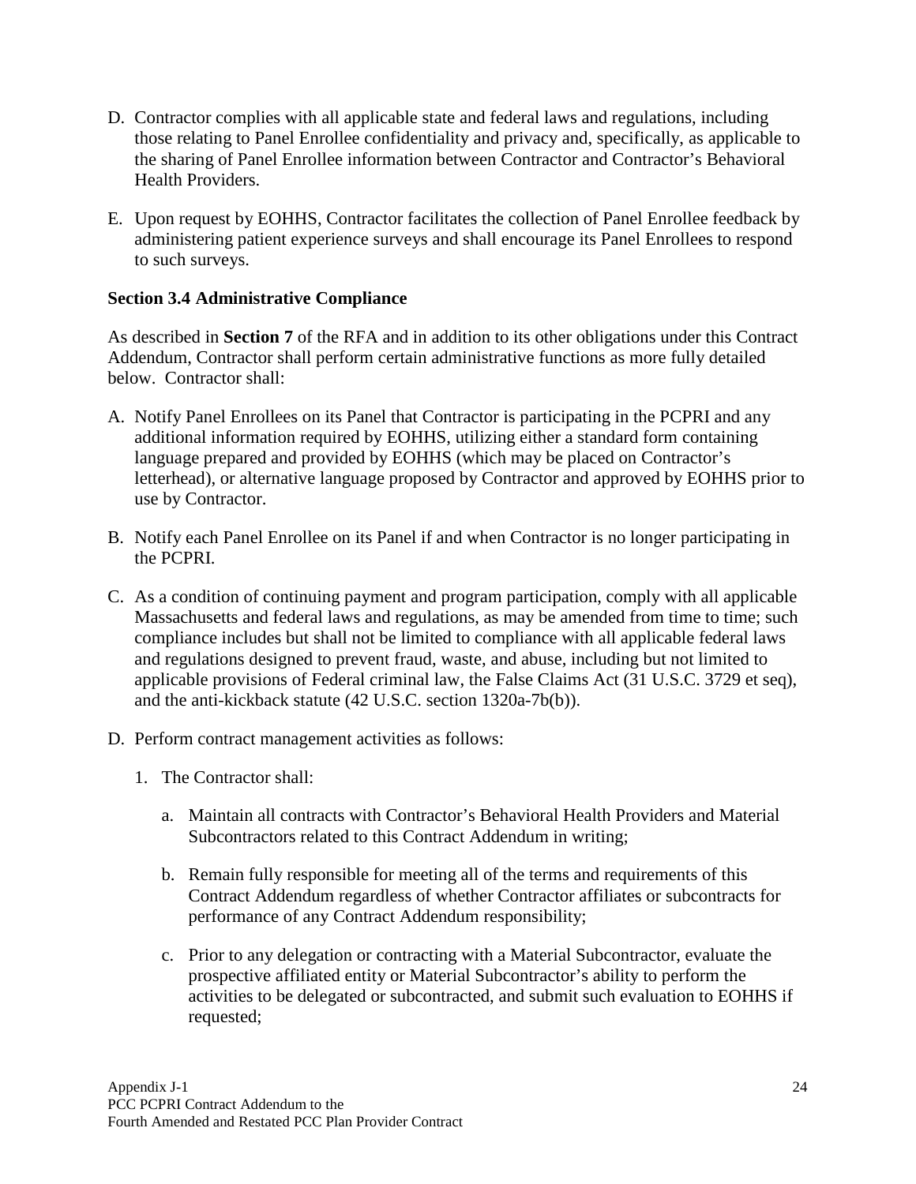D. Contractor complies with all applicable state and federal laws and regulations, including those relating to Panel Enrollee confidentiality and privacy and, specifically, as applicable to the sharing of Panel Enrollee information between Contractor and Contractor's Behavioral Health Providers.

E. Upon request by EOHHS, Contractor facilitates the collection of Panel Enrollee feedback by administering patient experience surveys and shall encourage its Panel Enrollees to respond to such surveys.

**Section 3.4 Administrative Compliance**

As described in **Section 7** of the RFA and in addition to its other obligations under this Contract Addendum, Contractor shall perform certain administrative functions as more fully detailed below. Contractor shall:

A. Notify Panel Enrollees on its Panel that Contractor is participating in the PCPRI and any additional information required by EOHHS, utilizing either a standard form containing language prepared and provided by EOHHS (which may be placed on Contractor's letterhead), or alternative language proposed by Contractor and approved by EOHHS prior to use by Contractor.

B. Notify each Panel Enrollee on its Panel if and when Contractor is no longer participating in the PCPRI.

C. As a condition of continuing payment and program participation, comply with all applicable Massachusetts and federal laws and regulations, as may be amended from time to time; such compliance includes but shall not be limited to compliance with all applicable federal laws and regulations designed to prevent fraud, waste, and abuse, including but not limited to applicable provisions of Federal criminal law, the False Claims Act (31 U.S.C. 3729 et seq), and the anti-kickback statute (42 U.S.C. section 1320a-7b(b)).

D. Perform contract management activities as follows:

   1. The Contractor shall:

      a. Maintain all contracts with Contractor's Behavioral Health Providers and Material Subcontractors related to this Contract Addendum in writing;

      b. Remain fully responsible for meeting all of the terms and requirements of this Contract Addendum regardless of whether Contractor affiliates or subcontracts for performance of any Contract Addendum responsibility;

      c. Prior to any delegation or contracting with a Material Subcontractor, evaluate the prospective affiliated entity or Material Subcontractor's ability to perform the activities to be delegated or subcontracted, and submit such evaluation to EOHHS if requested;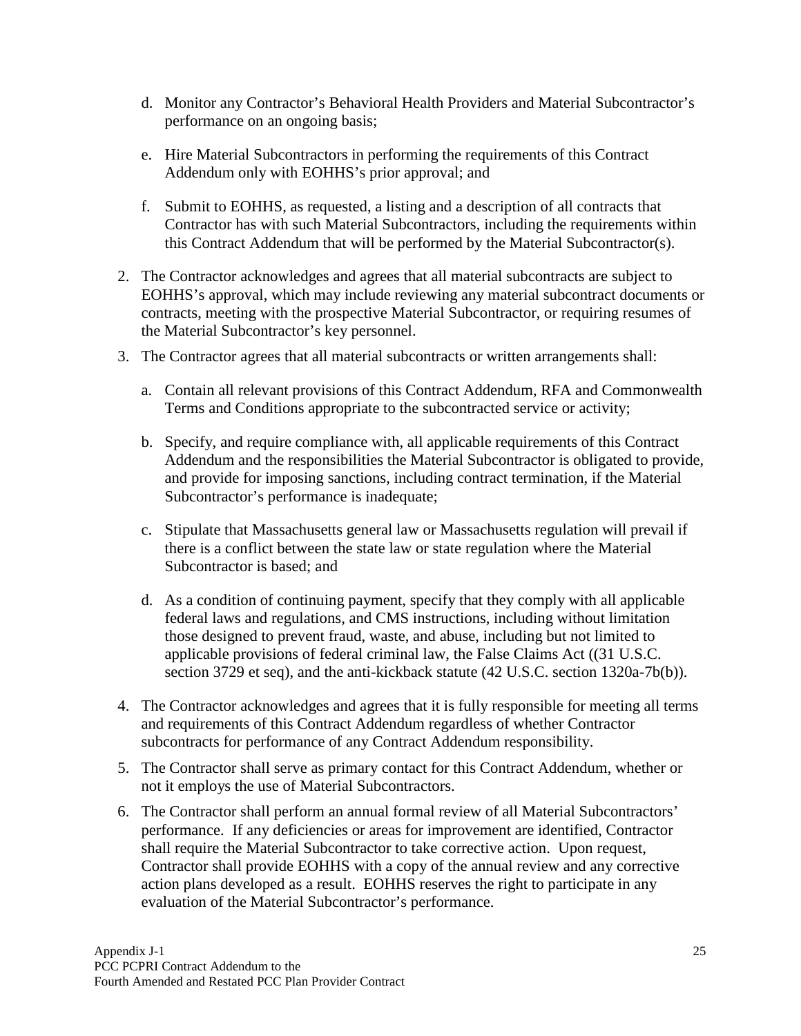d. Monitor any Contractor's Behavioral Health Providers and Material Subcontractor's performance on an ongoing basis;

e. Hire Material Subcontractors in performing the requirements of this Contract Addendum only with EOHHS's prior approval; and

f. Submit to EOHHS, as requested, a listing and a description of all contracts that Contractor has with such Material Subcontractors, including the requirements within this Contract Addendum that will be performed by the Material Subcontractor(s).

2. The Contractor acknowledges and agrees that all material subcontracts are subject to EOHHS's approval, which may include reviewing any material subcontract documents or contracts, meeting with the prospective Material Subcontractor, or requiring resumes of the Material Subcontractor's key personnel.

3. The Contractor agrees that all material subcontracts or written arrangements shall:

   a. Contain all relevant provisions of this Contract Addendum, RFA and Commonwealth Terms and Conditions appropriate to the subcontracted service or activity;

   b. Specify, and require compliance with, all applicable requirements of this Contract Addendum and the responsibilities the Material Subcontractor is obligated to provide, and provide for imposing sanctions, including contract termination, if the Material Subcontractor's performance is inadequate;

   c. Stipulate that Massachusetts general law or Massachusetts regulation will prevail if there is a conflict between the state law or state regulation where the Material Subcontractor is based; and

   d. As a condition of continuing payment, specify that they comply with all applicable federal laws and regulations, and CMS instructions, including without limitation those designed to prevent fraud, waste, and abuse, including but not limited to applicable provisions of federal criminal law, the False Claims Act ((31 U.S.C. section 3729 et seq), and the anti-kickback statute (42 U.S.C. section 1320a-7b(b)).

4. The Contractor acknowledges and agrees that it is fully responsible for meeting all terms and requirements of this Contract Addendum regardless of whether Contractor subcontracts for performance of any Contract Addendum responsibility.

5. The Contractor shall serve as primary contact for this Contract Addendum, whether or not it employs the use of Material Subcontractors.

6. The Contractor shall perform an annual formal review of all Material Subcontractors' performance. If any deficiencies or areas for improvement are identified, Contractor shall require the Material Subcontractor to take corrective action. Upon request, Contractor shall provide EOHHS with a copy of the annual review and any corrective action plans developed as a result. EOHHS reserves the right to participate in any evaluation of the Material Subcontractor's performance.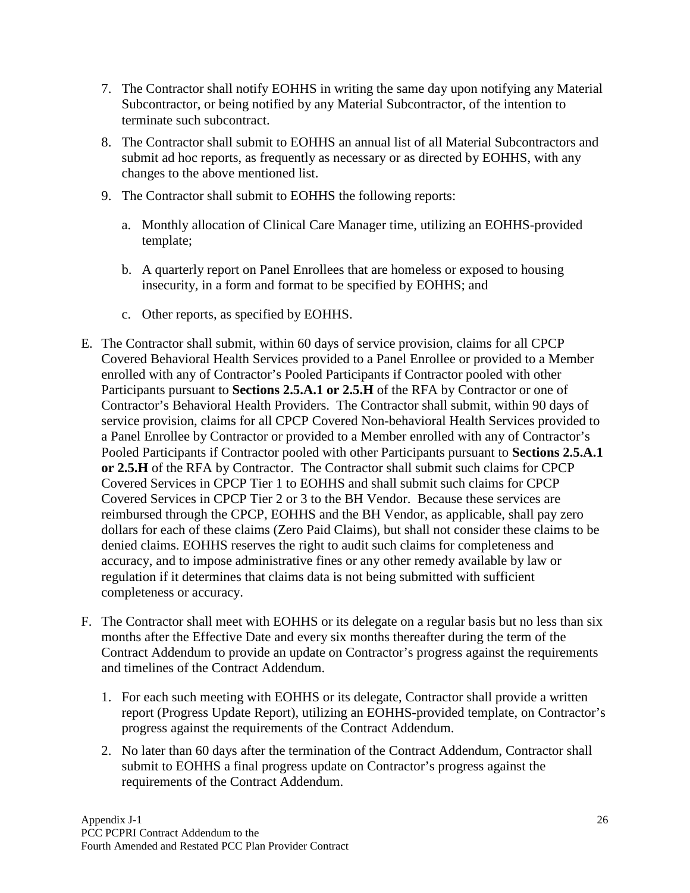7. The Contractor shall notify EOHHS in writing the same day upon notifying any Material Subcontractor, or being notified by any Material Subcontractor, of the intention to terminate such subcontract.

8. The Contractor shall submit to EOHHS an annual list of all Material Subcontractors and submit ad hoc reports, as frequently as necessary or as directed by EOHHS, with any changes to the above mentioned list.

9. The Contractor shall submit to EOHHS the following reports:

   a. Monthly allocation of Clinical Care Manager time, utilizing an EOHHS-provided template;

   b. A quarterly report on Panel Enrollees that are homeless or exposed to housing insecurity, in a form and format to be specified by EOHHS; and

   c. Other reports, as specified by EOHHS.

E. The Contractor shall submit, within 60 days of service provision, claims for all CPCP Covered Behavioral Health Services provided to a Panel Enrollee or provided to a Member enrolled with any of Contractor's Pooled Participants if Contractor pooled with other Participants pursuant to **Sections 2.5.A.1 or 2.5.H** of the RFA by Contractor or one of Contractor's Behavioral Health Providers. The Contractor shall submit, within 90 days of service provision, claims for all CPCP Covered Non-behavioral Health Services provided to a Panel Enrollee by Contractor or provided to a Member enrolled with any of Contractor's Pooled Participants if Contractor pooled with other Participants pursuant to **Sections 2.5.A.1 or 2.5.H** of the RFA by Contractor. The Contractor shall submit such claims for CPCP Covered Services in CPCP Tier 1 to EOHHS and shall submit such claims for CPCP Covered Services in CPCP Tier 2 or 3 to the BH Vendor. Because these services are reimbursed through the CPCP, EOHHS and the BH Vendor, as applicable, shall pay zero dollars for each of these claims (Zero Paid Claims), but shall not consider these claims to be denied claims. EOHHS reserves the right to audit such claims for completeness and accuracy, and to impose administrative fines or any other remedy available by law or regulation if it determines that claims data is not being submitted with sufficient completeness or accuracy.

F. The Contractor shall meet with EOHHS or its delegate on a regular basis but no less than six months after the Effective Date and every six months thereafter during the term of the Contract Addendum to provide an update on Contractor's progress against the requirements and timelines of the Contract Addendum.

   1. For each such meeting with EOHHS or its delegate, Contractor shall provide a written report (Progress Update Report), utilizing an EOHHS-provided template, on Contractor's progress against the requirements of the Contract Addendum.

   2. No later than 60 days after the termination of the Contract Addendum, Contractor shall submit to EOHHS a final progress update on Contractor's progress against the requirements of the Contract Addendum.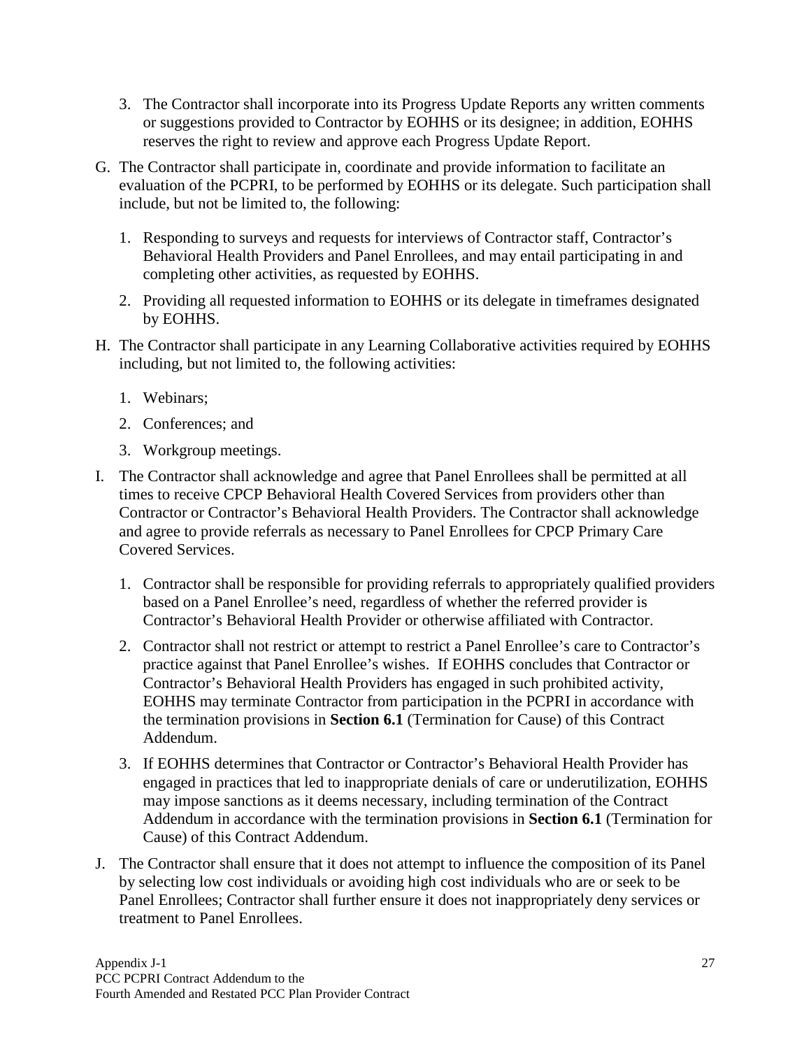3. The Contractor shall incorporate into its Progress Update Reports any written comments or suggestions provided to Contractor by EOHHS or its designee; in addition, EOHHS reserves the right to review and approve each Progress Update Report.

G. The Contractor shall participate in, coordinate and provide information to facilitate an evaluation of the PCPRI, to be performed by EOHHS or its delegate. Such participation shall include, but not be limited to, the following:

   1. Responding to surveys and requests for interviews of Contractor staff, Contractor's Behavioral Health Providers and Panel Enrollees, and may entail participating in and completing other activities, as requested by EOHHS.

   2. Providing all requested information to EOHHS or its delegate in timeframes designated by EOHHS.

H. The Contractor shall participate in any Learning Collaborative activities required by EOHHS including, but not limited to, the following activities:

   1. Webinars;

   2. Conferences; and

   3. Workgroup meetings.

I. The Contractor shall acknowledge and agree that Panel Enrollees shall be permitted at all times to receive CPCP Behavioral Health Covered Services from providers other than Contractor or Contractor's Behavioral Health Providers. The Contractor shall acknowledge and agree to provide referrals as necessary to Panel Enrollees for CPCP Primary Care Covered Services.

   1. Contractor shall be responsible for providing referrals to appropriately qualified providers based on a Panel Enrollee's need, regardless of whether the referred provider is Contractor's Behavioral Health Provider or otherwise affiliated with Contractor.

   2. Contractor shall not restrict or attempt to restrict a Panel Enrollee's care to Contractor's practice against that Panel Enrollee's wishes. If EOHHS concludes that Contractor or Contractor's Behavioral Health Providers has engaged in such prohibited activity, EOHHS may terminate Contractor from participation in the PCPRI in accordance with the termination provisions in **Section 6.1** (Termination for Cause) of this Contract Addendum.

   3. If EOHHS determines that Contractor or Contractor's Behavioral Health Provider has engaged in practices that led to inappropriate denials of care or underutilization, EOHHS may impose sanctions as it deems necessary, including termination of the Contract Addendum in accordance with the termination provisions in **Section 6.1** (Termination for Cause) of this Contract Addendum.

J. The Contractor shall ensure that it does not attempt to influence the composition of its Panel by selecting low cost individuals or avoiding high cost individuals who are or seek to be Panel Enrollees; Contractor shall further ensure it does not inappropriately deny services or treatment to Panel Enrollees.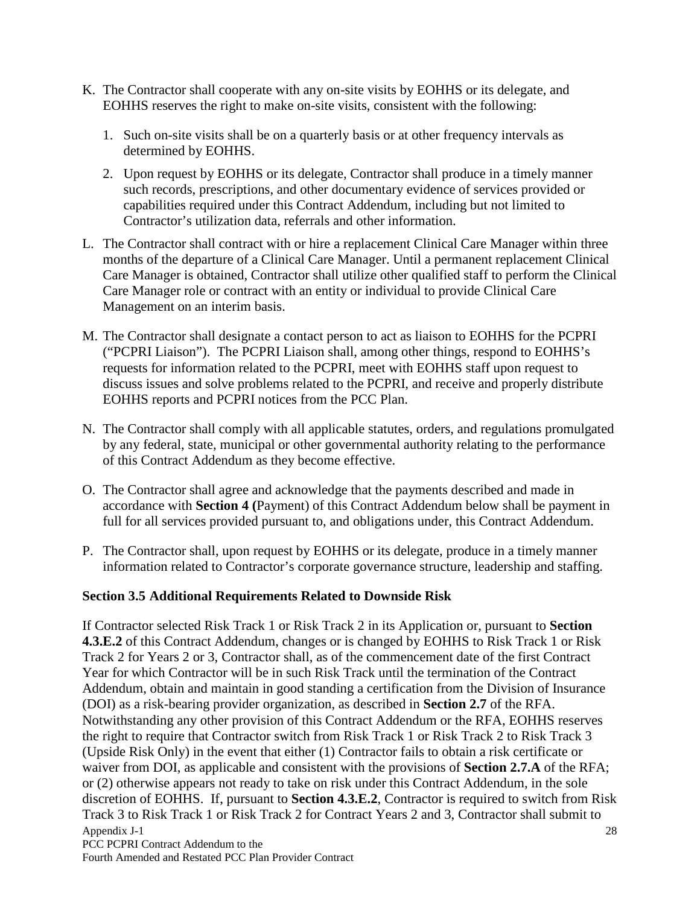K. The Contractor shall cooperate with any on-site visits by EOHHS or its delegate, and EOHHS reserves the right to make on-site visits, consistent with the following:

   1. Such on-site visits shall be on a quarterly basis or at other frequency intervals as determined by EOHHS.

   2. Upon request by EOHHS or its delegate, Contractor shall produce in a timely manner such records, prescriptions, and other documentary evidence of services provided or capabilities required under this Contract Addendum, including but not limited to Contractor's utilization data, referrals and other information.

L. The Contractor shall contract with or hire a replacement Clinical Care Manager within three months of the departure of a Clinical Care Manager. Until a permanent replacement Clinical Care Manager is obtained, Contractor shall utilize other qualified staff to perform the Clinical Care Manager role or contract with an entity or individual to provide Clinical Care Management on an interim basis.

M. The Contractor shall designate a contact person to act as liaison to EOHHS for the PCPRI ("PCPRI Liaison"). The PCPRI Liaison shall, among other things, respond to EOHHS's requests for information related to the PCPRI, meet with EOHHS staff upon request to discuss issues and solve problems related to the PCPRI, and receive and properly distribute EOHHS reports and PCPRI notices from the PCC Plan.

N. The Contractor shall comply with all applicable statutes, orders, and regulations promulgated by any federal, state, municipal or other governmental authority relating to the performance of this Contract Addendum as they become effective.

O. The Contractor shall agree and acknowledge that the payments described and made in accordance with **Section 4 (**Payment) of this Contract Addendum below shall be payment in full for all services provided pursuant to, and obligations under, this Contract Addendum.

P. The Contractor shall, upon request by EOHHS or its delegate, produce in a timely manner information related to Contractor's corporate governance structure, leadership and staffing.

### Section 3.5 Additional Requirements Related to Downside Risk

If Contractor selected Risk Track 1 or Risk Track 2 in its Application or, pursuant to **Section 4.3.E.2** of this Contract Addendum, changes or is changed by EOHHS to Risk Track 1 or Risk Track 2 for Years 2 or 3, Contractor shall, as of the commencement date of the first Contract Year for which Contractor will be in such Risk Track until the termination of the Contract Addendum, obtain and maintain in good standing a certification from the Division of Insurance (DOI) as a risk-bearing provider organization, as described in **Section 2.7** of the RFA. Notwithstanding any other provision of this Contract Addendum or the RFA, EOHHS reserves the right to require that Contractor switch from Risk Track 1 or Risk Track 2 to Risk Track 3 (Upside Risk Only) in the event that either (1) Contractor fails to obtain a risk certificate or waiver from DOI, as applicable and consistent with the provisions of **Section 2.7.A** of the RFA; or (2) otherwise appears not ready to take on risk under this Contract Addendum, in the sole discretion of EOHHS. If, pursuant to **Section 4.3.E.2**, Contractor is required to switch from Risk Track 3 to Risk Track 1 or Risk Track 2 for Contract Years 2 and 3, Contractor shall submit to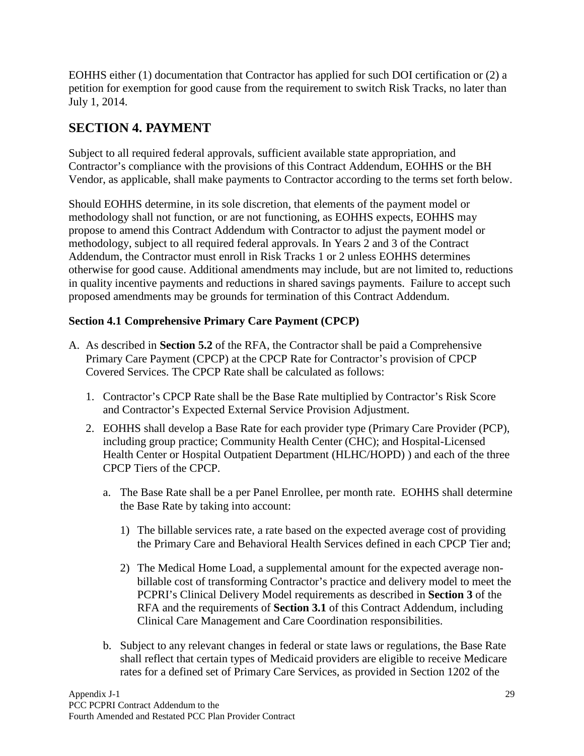EOHHS either (1) documentation that Contractor has applied for such DOI certification or (2) a petition for exemption for good cause from the requirement to switch Risk Tracks, no later than July 1, 2014.

## SECTION 4. PAYMENT

Subject to all required federal approvals, sufficient available state appropriation, and Contractor's compliance with the provisions of this Contract Addendum, EOHHS or the BH Vendor, as applicable, shall make payments to Contractor according to the terms set forth below.

Should EOHHS determine, in its sole discretion, that elements of the payment model or methodology shall not function, or are not functioning, as EOHHS expects, EOHHS may propose to amend this Contract Addendum with Contractor to adjust the payment model or methodology, subject to all required federal approvals. In Years 2 and 3 of the Contract Addendum, the Contractor must enroll in Risk Tracks 1 or 2 unless EOHHS determines otherwise for good cause. Additional amendments may include, but are not limited to, reductions in quality incentive payments and reductions in shared savings payments. Failure to accept such proposed amendments may be grounds for termination of this Contract Addendum.

### Section 4.1 Comprehensive Primary Care Payment (CPCP)

A. As described in **Section 5.2** of the RFA, the Contractor shall be paid a Comprehensive Primary Care Payment (CPCP) at the CPCP Rate for Contractor's provision of CPCP Covered Services. The CPCP Rate shall be calculated as follows:

   1. Contractor's CPCP Rate shall be the Base Rate multiplied by Contractor's Risk Score and Contractor's Expected External Service Provision Adjustment.

   2. EOHHS shall develop a Base Rate for each provider type (Primary Care Provider (PCP), including group practice; Community Health Center (CHC); and Hospital-Licensed Health Center or Hospital Outpatient Department (HLHC/HOPD) ) and each of the three CPCP Tiers of the CPCP.

      a. The Base Rate shall be a per Panel Enrollee, per month rate. EOHHS shall determine the Base Rate by taking into account:

         1) The billable services rate, a rate based on the expected average cost of providing the Primary Care and Behavioral Health Services defined in each CPCP Tier and;

         2) The Medical Home Load, a supplemental amount for the expected average non-billable cost of transforming Contractor's practice and delivery model to meet the PCPRI's Clinical Delivery Model requirements as described in **Section 3** of the RFA and the requirements of **Section 3.1** of this Contract Addendum, including Clinical Care Management and Care Coordination responsibilities.

      b. Subject to any relevant changes in federal or state laws or regulations, the Base Rate shall reflect that certain types of Medicaid providers are eligible to receive Medicare rates for a defined set of Primary Care Services, as provided in Section 1202 of the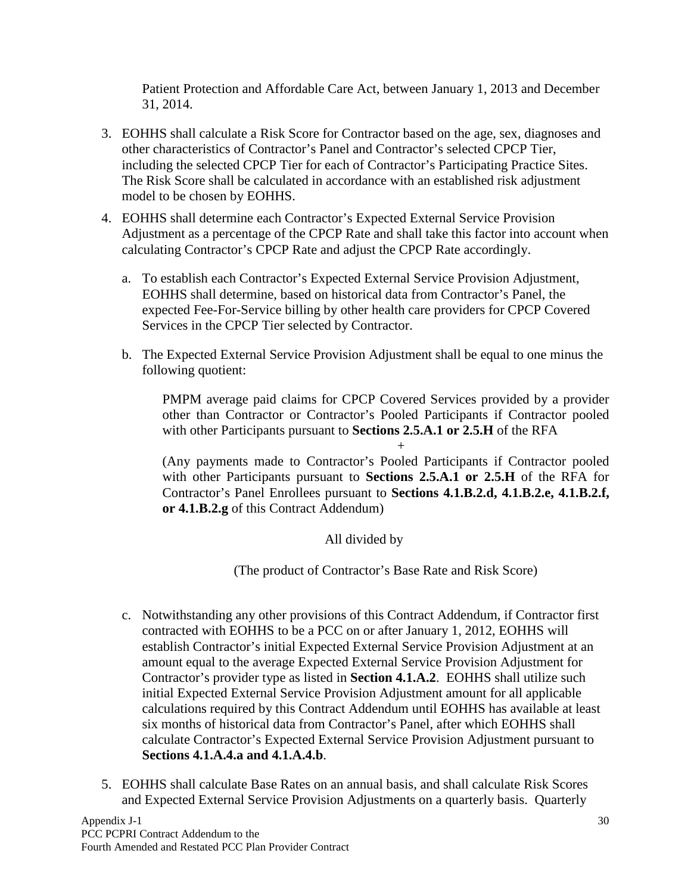Patient Protection and Affordable Care Act, between January 1, 2013 and December 31, 2014.

3. EOHHS shall calculate a Risk Score for Contractor based on the age, sex, diagnoses and other characteristics of Contractor's Panel and Contractor's selected CPCP Tier, including the selected CPCP Tier for each of Contractor's Participating Practice Sites. The Risk Score shall be calculated in accordance with an established risk adjustment model to be chosen by EOHHS.

4. EOHHS shall determine each Contractor's Expected External Service Provision Adjustment as a percentage of the CPCP Rate and shall take this factor into account when calculating Contractor's CPCP Rate and adjust the CPCP Rate accordingly.

   a. To establish each Contractor's Expected External Service Provision Adjustment, EOHHS shall determine, based on historical data from Contractor's Panel, the expected Fee-For-Service billing by other health care providers for CPCP Covered Services in the CPCP Tier selected by Contractor.

   b. The Expected External Service Provision Adjustment shall be equal to one minus the following quotient:

      PMPM average paid claims for CPCP Covered Services provided by a provider other than Contractor or Contractor's Pooled Participants if Contractor pooled with other Participants pursuant to **Sections 2.5.A.1 or 2.5.H** of the RFA

      +

      (Any payments made to Contractor's Pooled Participants if Contractor pooled with other Participants pursuant to **Sections 2.5.A.1 or 2.5.H** of the RFA for Contractor's Panel Enrollees pursuant to **Sections 4.1.B.2.d, 4.1.B.2.e, 4.1.B.2.f, or 4.1.B.2.g** of this Contract Addendum)

      All divided by

      (The product of Contractor's Base Rate and Risk Score)

   c. Notwithstanding any other provisions of this Contract Addendum, if Contractor first contracted with EOHHS to be a PCC on or after January 1, 2012, EOHHS will establish Contractor's initial Expected External Service Provision Adjustment at an amount equal to the average Expected External Service Provision Adjustment for Contractor's provider type as listed in **Section 4.1.A.2**. EOHHS shall utilize such initial Expected External Service Provision Adjustment amount for all applicable calculations required by this Contract Addendum until EOHHS has available at least six months of historical data from Contractor's Panel, after which EOHHS shall calculate Contractor's Expected External Service Provision Adjustment pursuant to **Sections 4.1.A.4.a and 4.1.A.4.b**.

5. EOHHS shall calculate Base Rates on an annual basis, and shall calculate Risk Scores and Expected External Service Provision Adjustments on a quarterly basis. Quarterly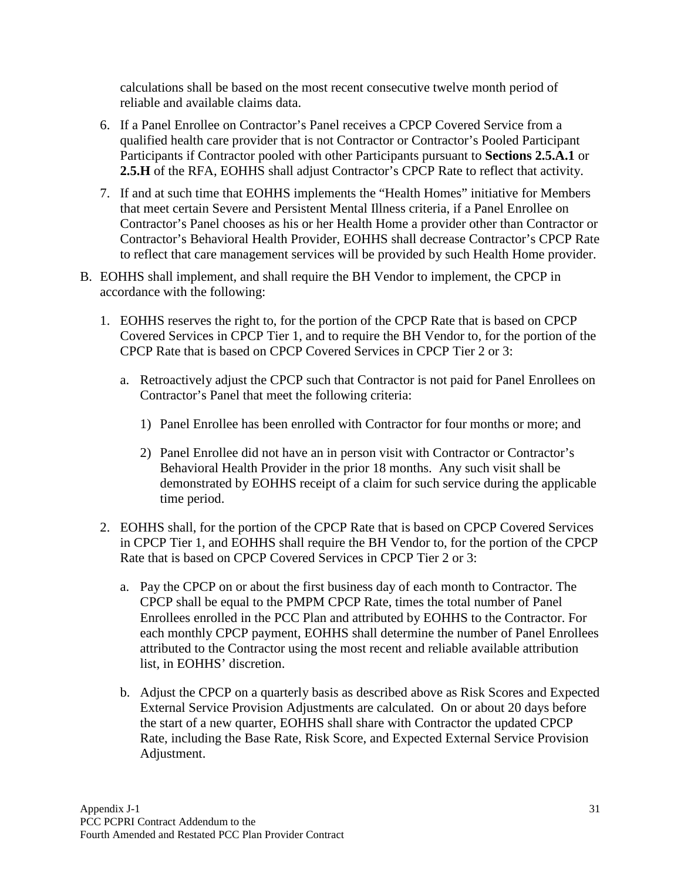calculations shall be based on the most recent consecutive twelve month period of reliable and available claims data.

6. If a Panel Enrollee on Contractor's Panel receives a CPCP Covered Service from a qualified health care provider that is not Contractor or Contractor's Pooled Participant Participants if Contractor pooled with other Participants pursuant to **Sections 2.5.A.1** or **2.5.H** of the RFA, EOHHS shall adjust Contractor's CPCP Rate to reflect that activity.

7. If and at such time that EOHHS implements the "Health Homes" initiative for Members that meet certain Severe and Persistent Mental Illness criteria, if a Panel Enrollee on Contractor's Panel chooses as his or her Health Home a provider other than Contractor or Contractor's Behavioral Health Provider, EOHHS shall decrease Contractor's CPCP Rate to reflect that care management services will be provided by such Health Home provider.

B. EOHHS shall implement, and shall require the BH Vendor to implement, the CPCP in accordance with the following:

   1. EOHHS reserves the right to, for the portion of the CPCP Rate that is based on CPCP Covered Services in CPCP Tier 1, and to require the BH Vendor to, for the portion of the CPCP Rate that is based on CPCP Covered Services in CPCP Tier 2 or 3:

      a. Retroactively adjust the CPCP such that Contractor is not paid for Panel Enrollees on Contractor's Panel that meet the following criteria:

         1) Panel Enrollee has been enrolled with Contractor for four months or more; and

         2) Panel Enrollee did not have an in person visit with Contractor or Contractor's Behavioral Health Provider in the prior 18 months. Any such visit shall be demonstrated by EOHHS receipt of a claim for such service during the applicable time period.

   2. EOHHS shall, for the portion of the CPCP Rate that is based on CPCP Covered Services in CPCP Tier 1, and EOHHS shall require the BH Vendor to, for the portion of the CPCP Rate that is based on CPCP Covered Services in CPCP Tier 2 or 3:

      a. Pay the CPCP on or about the first business day of each month to Contractor. The CPCP shall be equal to the PMPM CPCP Rate, times the total number of Panel Enrollees enrolled in the PCC Plan and attributed by EOHHS to the Contractor. For each monthly CPCP payment, EOHHS shall determine the number of Panel Enrollees attributed to the Contractor using the most recent and reliable available attribution list, in EOHHS' discretion.

      b. Adjust the CPCP on a quarterly basis as described above as Risk Scores and Expected External Service Provision Adjustments are calculated. On or about 20 days before the start of a new quarter, EOHHS shall share with Contractor the updated CPCP Rate, including the Base Rate, Risk Score, and Expected External Service Provision Adjustment.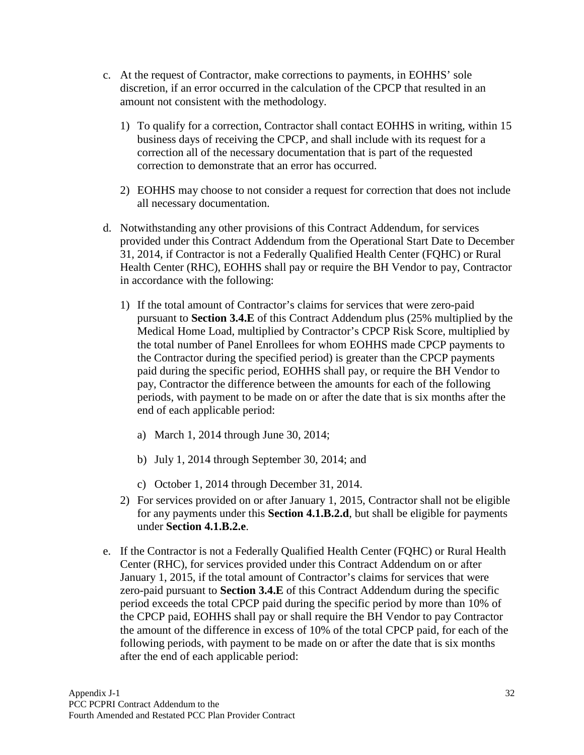c. At the request of Contractor, make corrections to payments, in EOHHS' sole discretion, if an error occurred in the calculation of the CPCP that resulted in an amount not consistent with the methodology.

    1) To qualify for a correction, Contractor shall contact EOHHS in writing, within 15 business days of receiving the CPCP, and shall include with its request for a correction all of the necessary documentation that is part of the requested correction to demonstrate that an error has occurred.

    2) EOHHS may choose to not consider a request for correction that does not include all necessary documentation.

d. Notwithstanding any other provisions of this Contract Addendum, for services provided under this Contract Addendum from the Operational Start Date to December 31, 2014, if Contractor is not a Federally Qualified Health Center (FQHC) or Rural Health Center (RHC), EOHHS shall pay or require the BH Vendor to pay, Contractor in accordance with the following:

    1) If the total amount of Contractor's claims for services that were zero-paid pursuant to **Section 3.4.E** of this Contract Addendum plus (25% multiplied by the Medical Home Load, multiplied by Contractor's CPCP Risk Score, multiplied by the total number of Panel Enrollees for whom EOHHS made CPCP payments to the Contractor during the specified period) is greater than the CPCP payments paid during the specific period, EOHHS shall pay, or require the BH Vendor to pay, Contractor the difference between the amounts for each of the following periods, with payment to be made on or after the date that is six months after the end of each applicable period:

        a) March 1, 2014 through June 30, 2014;

        b) July 1, 2014 through September 30, 2014; and

        c) October 1, 2014 through December 31, 2014.

    2) For services provided on or after January 1, 2015, Contractor shall not be eligible for any payments under this **Section 4.1.B.2.d**, but shall be eligible for payments under **Section 4.1.B.2.e**.

e. If the Contractor is not a Federally Qualified Health Center (FQHC) or Rural Health Center (RHC), for services provided under this Contract Addendum on or after January 1, 2015, if the total amount of Contractor's claims for services that were zero-paid pursuant to **Section 3.4.E** of this Contract Addendum during the specific period exceeds the total CPCP paid during the specific period by more than 10% of the CPCP paid, EOHHS shall pay or shall require the BH Vendor to pay Contractor the amount of the difference in excess of 10% of the total CPCP paid, for each of the following periods, with payment to be made on or after the date that is six months after the end of each applicable period: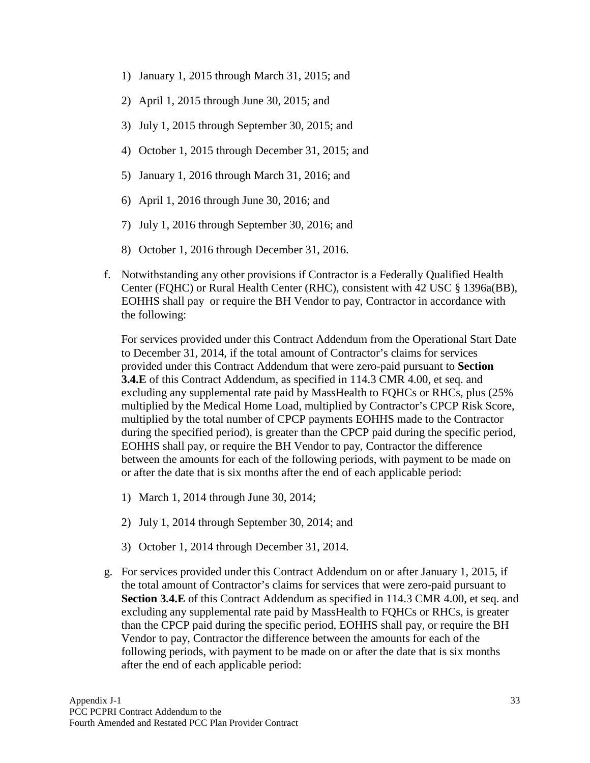1) January 1, 2015 through March 31, 2015; and

2) April 1, 2015 through June 30, 2015; and

3) July 1, 2015 through September 30, 2015; and

4) October 1, 2015 through December 31, 2015; and

5) January 1, 2016 through March 31, 2016; and

6) April 1, 2016 through June 30, 2016; and

7) July 1, 2016 through September 30, 2016; and

8) October 1, 2016 through December 31, 2016.

f. Notwithstanding any other provisions if Contractor is a Federally Qualified Health Center (FQHC) or Rural Health Center (RHC), consistent with 42 USC § 1396a(BB), EOHHS shall pay or require the BH Vendor to pay, Contractor in accordance with the following:

   For services provided under this Contract Addendum from the Operational Start Date to December 31, 2014, if the total amount of Contractor's claims for services provided under this Contract Addendum that were zero-paid pursuant to **Section 3.4.E** of this Contract Addendum, as specified in 114.3 CMR 4.00, et seq. and excluding any supplemental rate paid by MassHealth to FQHCs or RHCs, plus (25% multiplied by the Medical Home Load, multiplied by Contractor's CPCP Risk Score, multiplied by the total number of CPCP payments EOHHS made to the Contractor during the specified period), is greater than the CPCP paid during the specific period, EOHHS shall pay, or require the BH Vendor to pay, Contractor the difference between the amounts for each of the following periods, with payment to be made on or after the date that is six months after the end of each applicable period:

   1) March 1, 2014 through June 30, 2014;

   2) July 1, 2014 through September 30, 2014; and

   3) October 1, 2014 through December 31, 2014.

g. For services provided under this Contract Addendum on or after January 1, 2015, if the total amount of Contractor's claims for services that were zero-paid pursuant to **Section 3.4.E** of this Contract Addendum as specified in 114.3 CMR 4.00, et seq. and excluding any supplemental rate paid by MassHealth to FQHCs or RHCs, is greater than the CPCP paid during the specific period, EOHHS shall pay, or require the BH Vendor to pay, Contractor the difference between the amounts for each of the following periods, with payment to be made on or after the date that is six months after the end of each applicable period: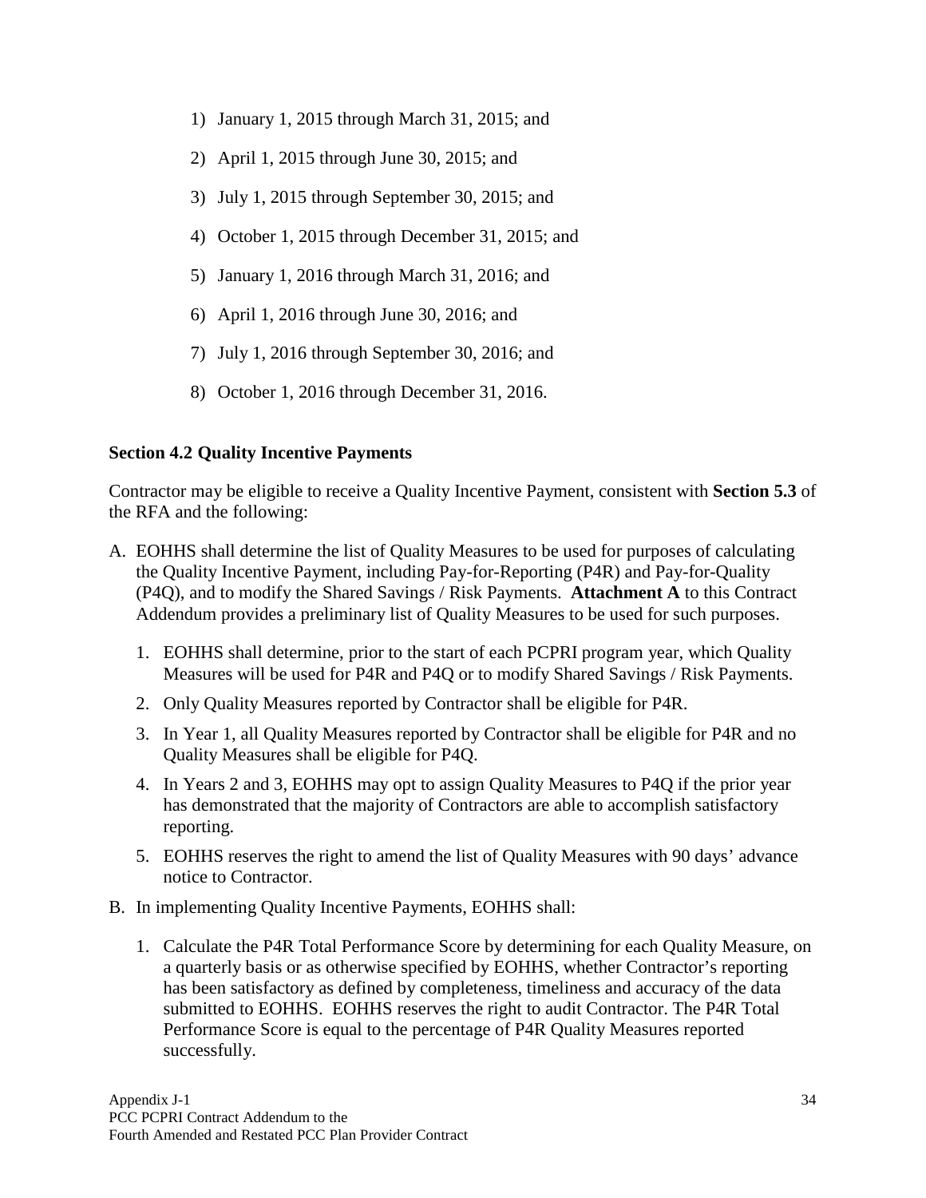1) January 1, 2015 through March 31, 2015; and
2) April 1, 2015 through June 30, 2015; and
3) July 1, 2015 through September 30, 2015; and
4) October 1, 2015 through December 31, 2015; and
5) January 1, 2016 through March 31, 2016; and
6) April 1, 2016 through June 30, 2016; and
7) July 1, 2016 through September 30, 2016; and
8) October 1, 2016 through December 31, 2016.

**Section 4.2 Quality Incentive Payments**

Contractor may be eligible to receive a Quality Incentive Payment, consistent with **Section 5.3** of the RFA and the following:

A. EOHHS shall determine the list of Quality Measures to be used for purposes of calculating the Quality Incentive Payment, including Pay-for-Reporting (P4R) and Pay-for-Quality (P4Q), and to modify the Shared Savings / Risk Payments. **Attachment A** to this Contract Addendum provides a preliminary list of Quality Measures to be used for such purposes.

   1. EOHHS shall determine, prior to the start of each PCPRI program year, which Quality Measures will be used for P4R and P4Q or to modify Shared Savings / Risk Payments.
   2. Only Quality Measures reported by Contractor shall be eligible for P4R.
   3. In Year 1, all Quality Measures reported by Contractor shall be eligible for P4R and no Quality Measures shall be eligible for P4Q.
   4. In Years 2 and 3, EOHHS may opt to assign Quality Measures to P4Q if the prior year has demonstrated that the majority of Contractors are able to accomplish satisfactory reporting.
   5. EOHHS reserves the right to amend the list of Quality Measures with 90 days' advance notice to Contractor.

B. In implementing Quality Incentive Payments, EOHHS shall:

   1. Calculate the P4R Total Performance Score by determining for each Quality Measure, on a quarterly basis or as otherwise specified by EOHHS, whether Contractor's reporting has been satisfactory as defined by completeness, timeliness and accuracy of the data submitted to EOHHS. EOHHS reserves the right to audit Contractor. The P4R Total Performance Score is equal to the percentage of P4R Quality Measures reported successfully.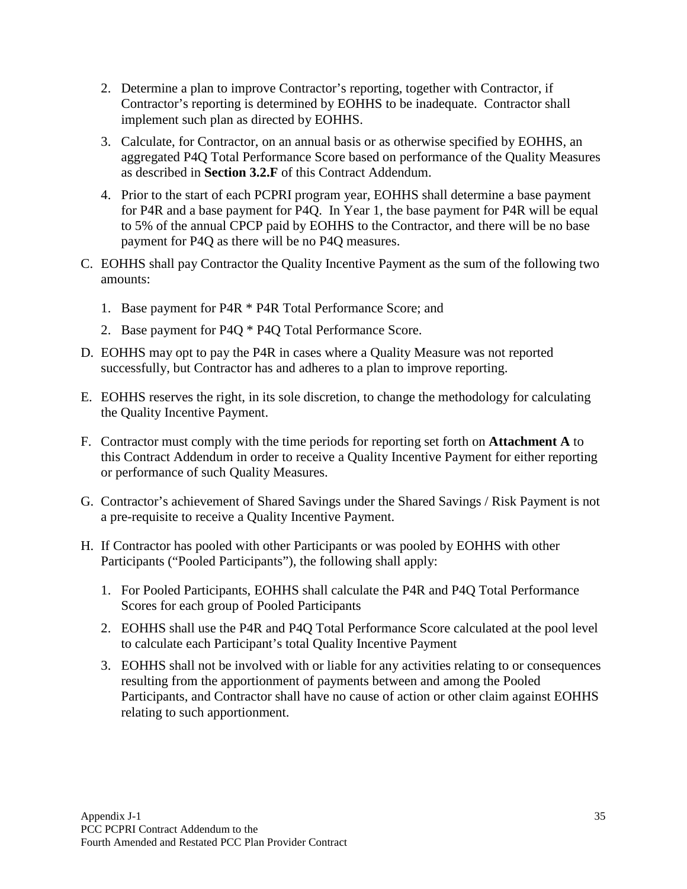2. Determine a plan to improve Contractor's reporting, together with Contractor, if Contractor's reporting is determined by EOHHS to be inadequate. Contractor shall implement such plan as directed by EOHHS.

3. Calculate, for Contractor, on an annual basis or as otherwise specified by EOHHS, an aggregated P4Q Total Performance Score based on performance of the Quality Measures as described in **Section 3.2.F** of this Contract Addendum.

4. Prior to the start of each PCPRI program year, EOHHS shall determine a base payment for P4R and a base payment for P4Q. In Year 1, the base payment for P4R will be equal to 5% of the annual CPCP paid by EOHHS to the Contractor, and there will be no base payment for P4Q as there will be no P4Q measures.

C. EOHHS shall pay Contractor the Quality Incentive Payment as the sum of the following two amounts:

   1. Base payment for P4R * P4R Total Performance Score; and

   2. Base payment for P4Q * P4Q Total Performance Score.

D. EOHHS may opt to pay the P4R in cases where a Quality Measure was not reported successfully, but Contractor has and adheres to a plan to improve reporting.

E. EOHHS reserves the right, in its sole discretion, to change the methodology for calculating the Quality Incentive Payment.

F. Contractor must comply with the time periods for reporting set forth on **Attachment A** to this Contract Addendum in order to receive a Quality Incentive Payment for either reporting or performance of such Quality Measures.

G. Contractor's achievement of Shared Savings under the Shared Savings / Risk Payment is not a pre-requisite to receive a Quality Incentive Payment.

H. If Contractor has pooled with other Participants or was pooled by EOHHS with other Participants ("Pooled Participants"), the following shall apply:

   1. For Pooled Participants, EOHHS shall calculate the P4R and P4Q Total Performance Scores for each group of Pooled Participants

   2. EOHHS shall use the P4R and P4Q Total Performance Score calculated at the pool level to calculate each Participant's total Quality Incentive Payment

   3. EOHHS shall not be involved with or liable for any activities relating to or consequences resulting from the apportionment of payments between and among the Pooled Participants, and Contractor shall have no cause of action or other claim against EOHHS relating to such apportionment.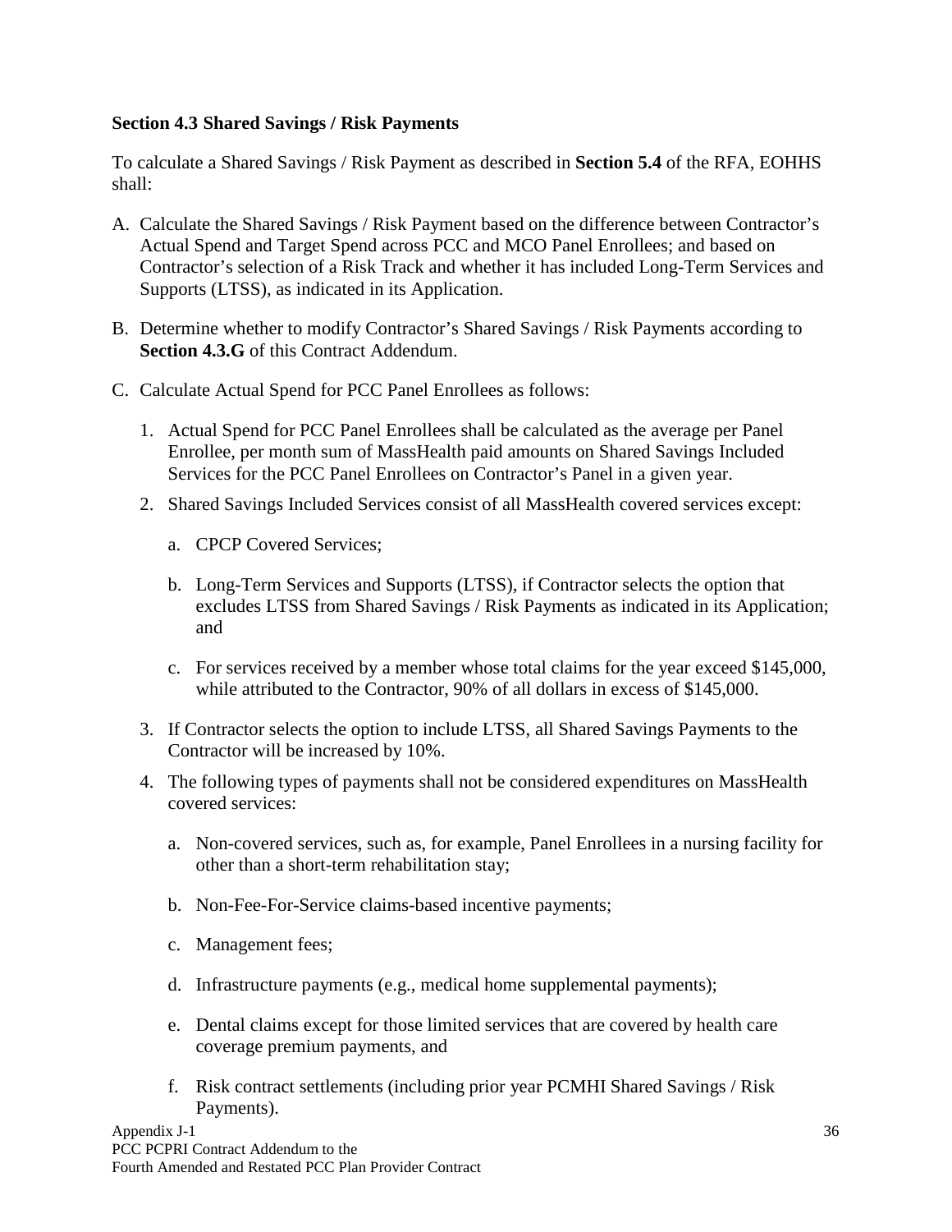**Section 4.3 Shared Savings / Risk Payments**

To calculate a Shared Savings / Risk Payment as described in **Section 5.4** of the RFA, EOHHS shall:

A. Calculate the Shared Savings / Risk Payment based on the difference between Contractor's Actual Spend and Target Spend across PCC and MCO Panel Enrollees; and based on Contractor's selection of a Risk Track and whether it has included Long-Term Services and Supports (LTSS), as indicated in its Application.

B. Determine whether to modify Contractor's Shared Savings / Risk Payments according to **Section 4.3.G** of this Contract Addendum.

C. Calculate Actual Spend for PCC Panel Enrollees as follows:

   1. Actual Spend for PCC Panel Enrollees shall be calculated as the average per Panel Enrollee, per month sum of MassHealth paid amounts on Shared Savings Included Services for the PCC Panel Enrollees on Contractor's Panel in a given year.

   2. Shared Savings Included Services consist of all MassHealth covered services except:

      a. CPCP Covered Services;

      b. Long-Term Services and Supports (LTSS), if Contractor selects the option that excludes LTSS from Shared Savings / Risk Payments as indicated in its Application; and

      c. For services received by a member whose total claims for the year exceed $145,000, while attributed to the Contractor, 90% of all dollars in excess of $145,000.

   3. If Contractor selects the option to include LTSS, all Shared Savings Payments to the Contractor will be increased by 10%.

   4. The following types of payments shall not be considered expenditures on MassHealth covered services:

      a. Non-covered services, such as, for example, Panel Enrollees in a nursing facility for other than a short-term rehabilitation stay;

      b. Non-Fee-For-Service claims-based incentive payments;

      c. Management fees;

      d. Infrastructure payments (e.g., medical home supplemental payments);

      e. Dental claims except for those limited services that are covered by health care coverage premium payments, and

      f. Risk contract settlements (including prior year PCMHI Shared Savings / Risk Payments).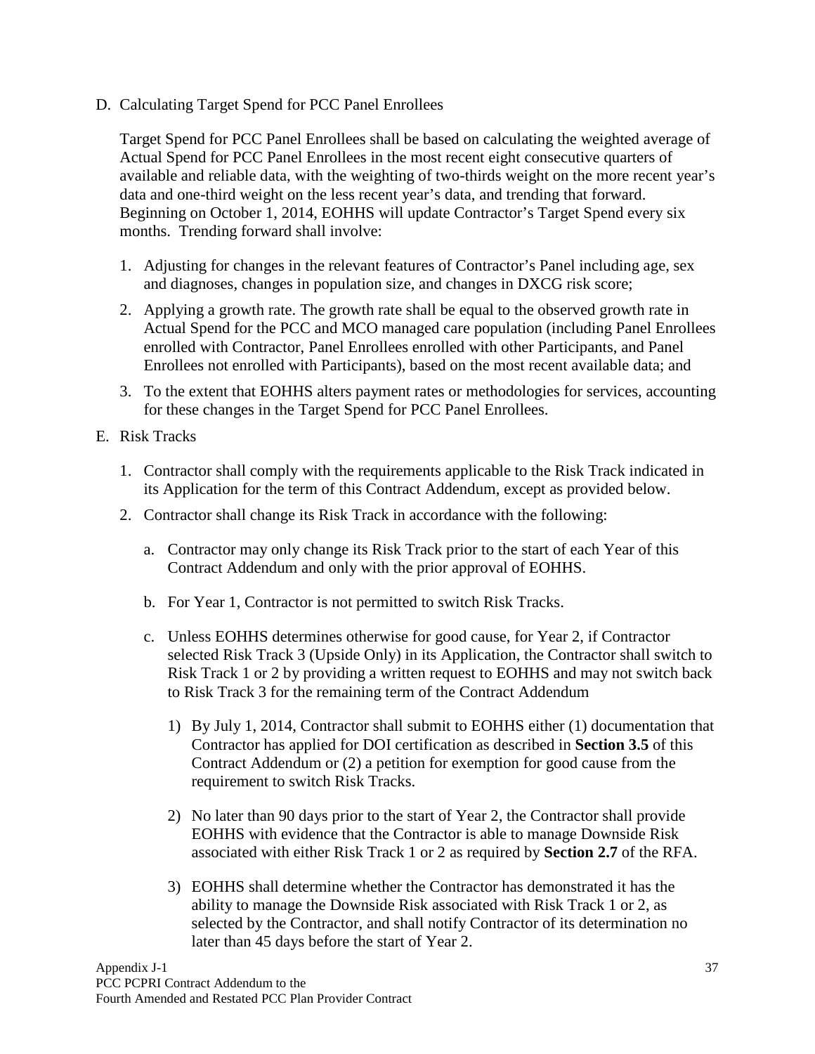D. Calculating Target Spend for PCC Panel Enrollees

   Target Spend for PCC Panel Enrollees shall be based on calculating the weighted average of Actual Spend for PCC Panel Enrollees in the most recent eight consecutive quarters of available and reliable data, with the weighting of two-thirds weight on the more recent year's data and one-third weight on the less recent year's data, and trending that forward. Beginning on October 1, 2014, EOHHS will update Contractor's Target Spend every six months. Trending forward shall involve:

   1. Adjusting for changes in the relevant features of Contractor's Panel including age, sex and diagnoses, changes in population size, and changes in DXCG risk score;
   2. Applying a growth rate. The growth rate shall be equal to the observed growth rate in Actual Spend for the PCC and MCO managed care population (including Panel Enrollees enrolled with Contractor, Panel Enrollees enrolled with other Participants, and Panel Enrollees not enrolled with Participants), based on the most recent available data; and
   3. To the extent that EOHHS alters payment rates or methodologies for services, accounting for these changes in the Target Spend for PCC Panel Enrollees.

E. Risk Tracks

   1. Contractor shall comply with the requirements applicable to the Risk Track indicated in its Application for the term of this Contract Addendum, except as provided below.
   2. Contractor shall change its Risk Track in accordance with the following:

      a. Contractor may only change its Risk Track prior to the start of each Year of this Contract Addendum and only with the prior approval of EOHHS.

      b. For Year 1, Contractor is not permitted to switch Risk Tracks.

      c. Unless EOHHS determines otherwise for good cause, for Year 2, if Contractor selected Risk Track 3 (Upside Only) in its Application, the Contractor shall switch to Risk Track 1 or 2 by providing a written request to EOHHS and may not switch back to Risk Track 3 for the remaining term of the Contract Addendum

         1) By July 1, 2014, Contractor shall submit to EOHHS either (1) documentation that Contractor has applied for DOI certification as described in **Section 3.5** of this Contract Addendum or (2) a petition for exemption for good cause from the requirement to switch Risk Tracks.

         2) No later than 90 days prior to the start of Year 2, the Contractor shall provide EOHHS with evidence that the Contractor is able to manage Downside Risk associated with either Risk Track 1 or 2 as required by **Section 2.7** of the RFA.

         3) EOHHS shall determine whether the Contractor has demonstrated it has the ability to manage the Downside Risk associated with Risk Track 1 or 2, as selected by the Contractor, and shall notify Contractor of its determination no later than 45 days before the start of Year 2.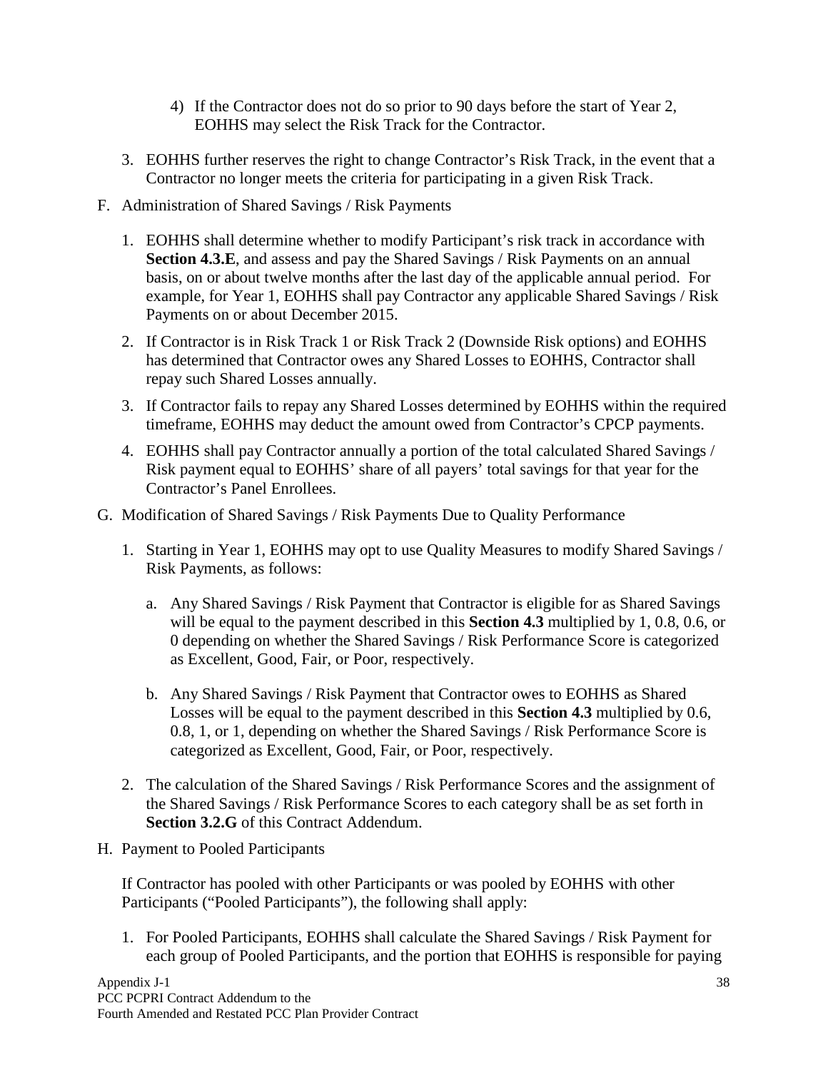4) If the Contractor does not do so prior to 90 days before the start of Year 2, EOHHS may select the Risk Track for the Contractor.

3. EOHHS further reserves the right to change Contractor's Risk Track, in the event that a Contractor no longer meets the criteria for participating in a given Risk Track.

F. Administration of Shared Savings / Risk Payments

1. EOHHS shall determine whether to modify Participant's risk track in accordance with **Section 4.3.E**, and assess and pay the Shared Savings / Risk Payments on an annual basis, on or about twelve months after the last day of the applicable annual period. For example, for Year 1, EOHHS shall pay Contractor any applicable Shared Savings / Risk Payments on or about December 2015.

2. If Contractor is in Risk Track 1 or Risk Track 2 (Downside Risk options) and EOHHS has determined that Contractor owes any Shared Losses to EOHHS, Contractor shall repay such Shared Losses annually.

3. If Contractor fails to repay any Shared Losses determined by EOHHS within the required timeframe, EOHHS may deduct the amount owed from Contractor's CPCP payments.

4. EOHHS shall pay Contractor annually a portion of the total calculated Shared Savings / Risk payment equal to EOHHS' share of all payers' total savings for that year for the Contractor's Panel Enrollees.

G. Modification of Shared Savings / Risk Payments Due to Quality Performance

1. Starting in Year 1, EOHHS may opt to use Quality Measures to modify Shared Savings / Risk Payments, as follows:

   a. Any Shared Savings / Risk Payment that Contractor is eligible for as Shared Savings will be equal to the payment described in this **Section 4.3** multiplied by 1, 0.8, 0.6, or 0 depending on whether the Shared Savings / Risk Performance Score is categorized as Excellent, Good, Fair, or Poor, respectively.

   b. Any Shared Savings / Risk Payment that Contractor owes to EOHHS as Shared Losses will be equal to the payment described in this **Section 4.3** multiplied by 0.6, 0.8, 1, or 1, depending on whether the Shared Savings / Risk Performance Score is categorized as Excellent, Good, Fair, or Poor, respectively.

2. The calculation of the Shared Savings / Risk Performance Scores and the assignment of the Shared Savings / Risk Performance Scores to each category shall be as set forth in **Section 3.2.G** of this Contract Addendum.

H. Payment to Pooled Participants

If Contractor has pooled with other Participants or was pooled by EOHHS with other Participants ("Pooled Participants"), the following shall apply:

1. For Pooled Participants, EOHHS shall calculate the Shared Savings / Risk Payment for each group of Pooled Participants, and the portion that EOHHS is responsible for paying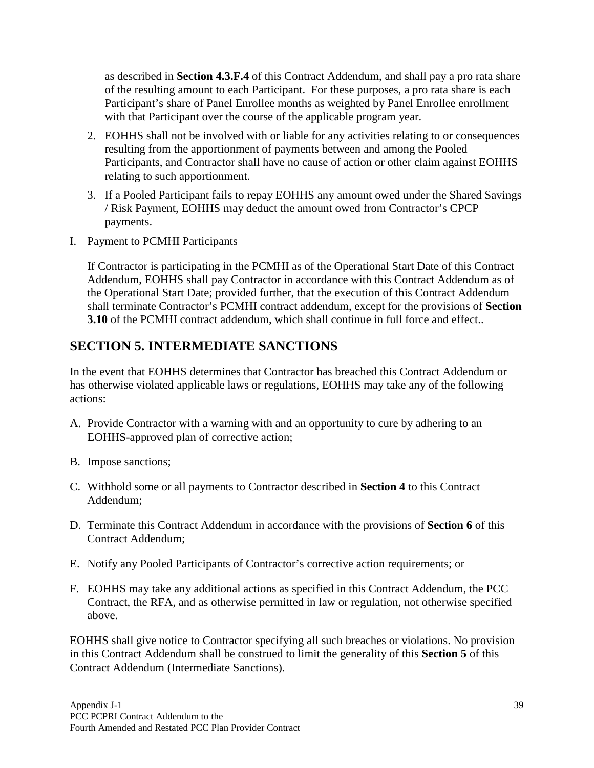as described in **Section 4.3.F.4** of this Contract Addendum, and shall pay a pro rata share of the resulting amount to each Participant. For these purposes, a pro rata share is each Participant's share of Panel Enrollee months as weighted by Panel Enrollee enrollment with that Participant over the course of the applicable program year.

2. EOHHS shall not be involved with or liable for any activities relating to or consequences resulting from the apportionment of payments between and among the Pooled Participants, and Contractor shall have no cause of action or other claim against EOHHS relating to such apportionment.

3. If a Pooled Participant fails to repay EOHHS any amount owed under the Shared Savings / Risk Payment, EOHHS may deduct the amount owed from Contractor's CPCP payments.

I. Payment to PCMHI Participants

   If Contractor is participating in the PCMHI as of the Operational Start Date of this Contract Addendum, EOHHS shall pay Contractor in accordance with this Contract Addendum as of the Operational Start Date; provided further, that the execution of this Contract Addendum shall terminate Contractor's PCMHI contract addendum, except for the provisions of **Section 3.10** of the PCMHI contract addendum, which shall continue in full force and effect..

## SECTION 5. INTERMEDIATE SANCTIONS

In the event that EOHHS determines that Contractor has breached this Contract Addendum or has otherwise violated applicable laws or regulations, EOHHS may take any of the following actions:

A. Provide Contractor with a warning with and an opportunity to cure by adhering to an EOHHS-approved plan of corrective action;

B. Impose sanctions;

C. Withhold some or all payments to Contractor described in **Section 4** to this Contract Addendum;

D. Terminate this Contract Addendum in accordance with the provisions of **Section 6** of this Contract Addendum;

E. Notify any Pooled Participants of Contractor's corrective action requirements; or

F. EOHHS may take any additional actions as specified in this Contract Addendum, the PCC Contract, the RFA, and as otherwise permitted in law or regulation, not otherwise specified above.

EOHHS shall give notice to Contractor specifying all such breaches or violations. No provision in this Contract Addendum shall be construed to limit the generality of this **Section 5** of this Contract Addendum (Intermediate Sanctions).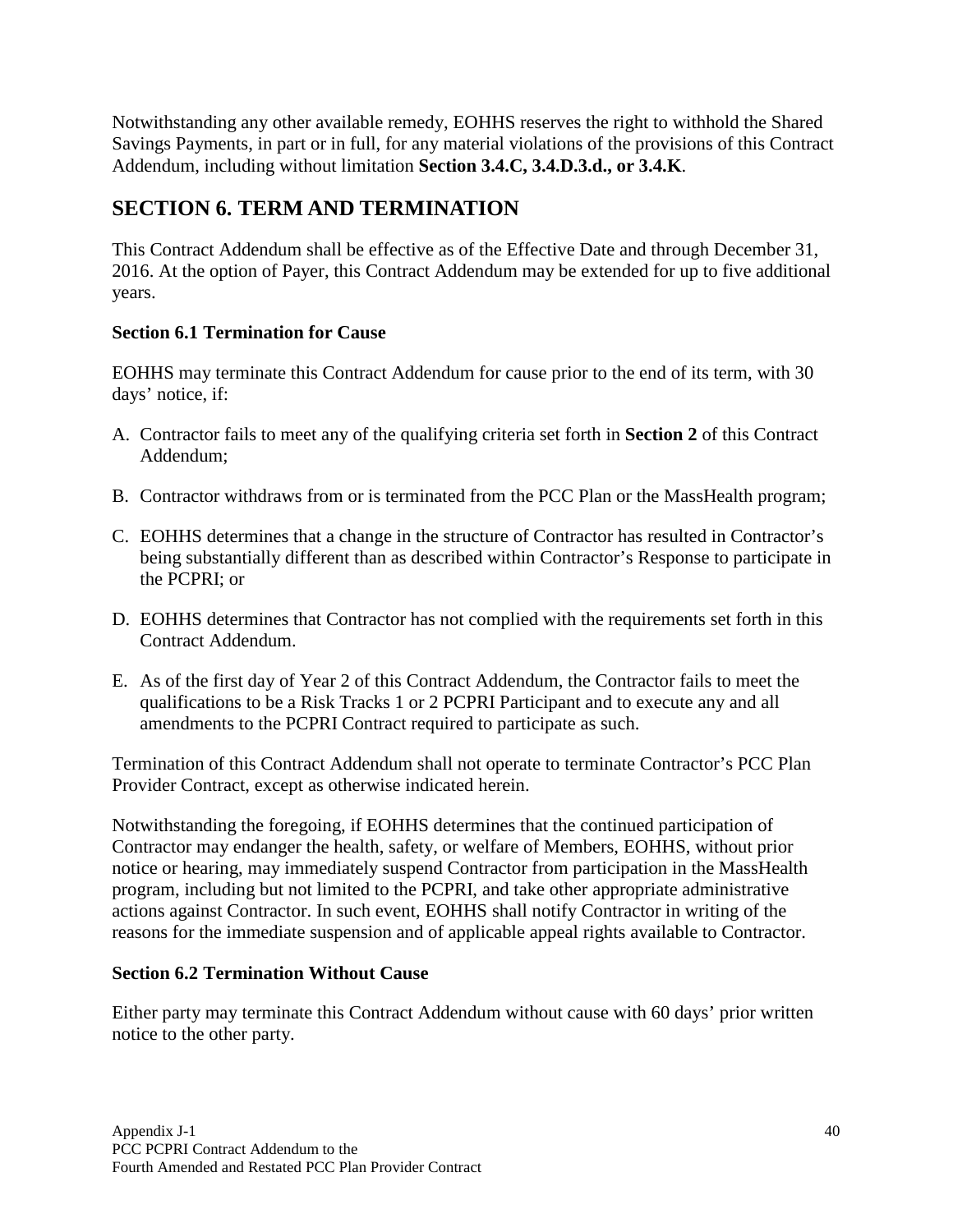Notwithstanding any other available remedy, EOHHS reserves the right to withhold the Shared Savings Payments, in part or in full, for any material violations of the provisions of this Contract Addendum, including without limitation **Section 3.4.C, 3.4.D.3.d., or 3.4.K**.

## SECTION 6. TERM AND TERMINATION

This Contract Addendum shall be effective as of the Effective Date and through December 31, 2016. At the option of Payer, this Contract Addendum may be extended for up to five additional years.

### Section 6.1 Termination for Cause

EOHHS may terminate this Contract Addendum for cause prior to the end of its term, with 30 days' notice, if:

A. Contractor fails to meet any of the qualifying criteria set forth in **Section 2** of this Contract Addendum;

B. Contractor withdraws from or is terminated from the PCC Plan or the MassHealth program;

C. EOHHS determines that a change in the structure of Contractor has resulted in Contractor's being substantially different than as described within Contractor's Response to participate in the PCPRI; or

D. EOHHS determines that Contractor has not complied with the requirements set forth in this Contract Addendum.

E. As of the first day of Year 2 of this Contract Addendum, the Contractor fails to meet the qualifications to be a Risk Tracks 1 or 2 PCPRI Participant and to execute any and all amendments to the PCPRI Contract required to participate as such.

Termination of this Contract Addendum shall not operate to terminate Contractor's PCC Plan Provider Contract, except as otherwise indicated herein.

Notwithstanding the foregoing, if EOHHS determines that the continued participation of Contractor may endanger the health, safety, or welfare of Members, EOHHS, without prior notice or hearing, may immediately suspend Contractor from participation in the MassHealth program, including but not limited to the PCPRI, and take other appropriate administrative actions against Contractor. In such event, EOHHS shall notify Contractor in writing of the reasons for the immediate suspension and of applicable appeal rights available to Contractor.

### Section 6.2 Termination Without Cause

Either party may terminate this Contract Addendum without cause with 60 days' prior written notice to the other party.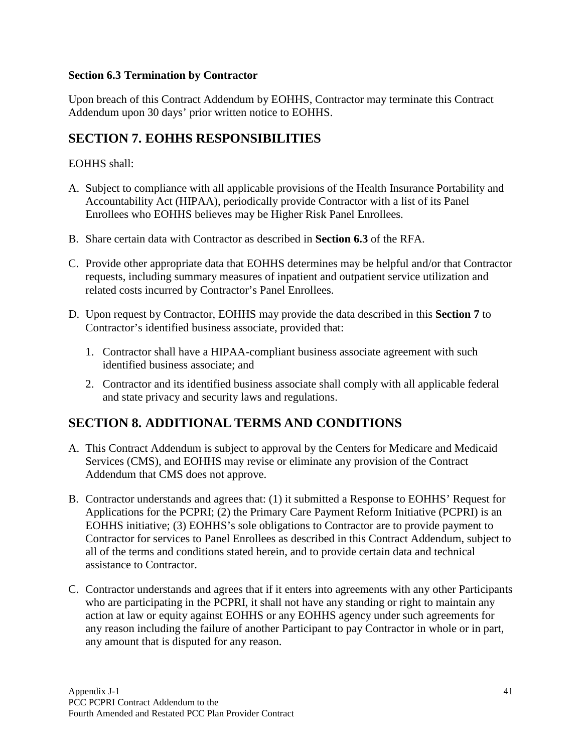**Section 6.3 Termination by Contractor**

Upon breach of this Contract Addendum by EOHHS, Contractor may terminate this Contract Addendum upon 30 days' prior written notice to EOHHS.

## SECTION 7. EOHHS RESPONSIBILITIES

EOHHS shall:

A. Subject to compliance with all applicable provisions of the Health Insurance Portability and Accountability Act (HIPAA), periodically provide Contractor with a list of its Panel Enrollees who EOHHS believes may be Higher Risk Panel Enrollees.

B. Share certain data with Contractor as described in **Section 6.3** of the RFA.

C. Provide other appropriate data that EOHHS determines may be helpful and/or that Contractor requests, including summary measures of inpatient and outpatient service utilization and related costs incurred by Contractor's Panel Enrollees.

D. Upon request by Contractor, EOHHS may provide the data described in this **Section 7** to Contractor's identified business associate, provided that:

   1. Contractor shall have a HIPAA-compliant business associate agreement with such identified business associate; and

   2. Contractor and its identified business associate shall comply with all applicable federal and state privacy and security laws and regulations.

## SECTION 8. ADDITIONAL TERMS AND CONDITIONS

A. This Contract Addendum is subject to approval by the Centers for Medicare and Medicaid Services (CMS), and EOHHS may revise or eliminate any provision of the Contract Addendum that CMS does not approve.

B. Contractor understands and agrees that: (1) it submitted a Response to EOHHS' Request for Applications for the PCPRI; (2) the Primary Care Payment Reform Initiative (PCPRI) is an EOHHS initiative; (3) EOHHS's sole obligations to Contractor are to provide payment to Contractor for services to Panel Enrollees as described in this Contract Addendum, subject to all of the terms and conditions stated herein, and to provide certain data and technical assistance to Contractor.

C. Contractor understands and agrees that if it enters into agreements with any other Participants who are participating in the PCPRI, it shall not have any standing or right to maintain any action at law or equity against EOHHS or any EOHHS agency under such agreements for any reason including the failure of another Participant to pay Contractor in whole or in part, any amount that is disputed for any reason.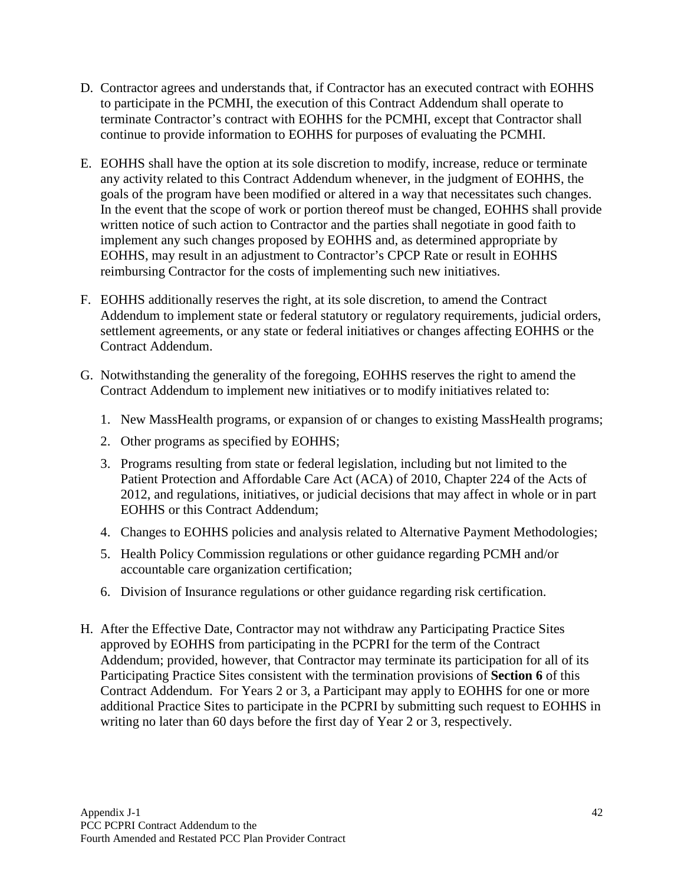D. Contractor agrees and understands that, if Contractor has an executed contract with EOHHS to participate in the PCMHI, the execution of this Contract Addendum shall operate to terminate Contractor's contract with EOHHS for the PCMHI, except that Contractor shall continue to provide information to EOHHS for purposes of evaluating the PCMHI.

E. EOHHS shall have the option at its sole discretion to modify, increase, reduce or terminate any activity related to this Contract Addendum whenever, in the judgment of EOHHS, the goals of the program have been modified or altered in a way that necessitates such changes. In the event that the scope of work or portion thereof must be changed, EOHHS shall provide written notice of such action to Contractor and the parties shall negotiate in good faith to implement any such changes proposed by EOHHS and, as determined appropriate by EOHHS, may result in an adjustment to Contractor's CPCP Rate or result in EOHHS reimbursing Contractor for the costs of implementing such new initiatives.

F. EOHHS additionally reserves the right, at its sole discretion, to amend the Contract Addendum to implement state or federal statutory or regulatory requirements, judicial orders, settlement agreements, or any state or federal initiatives or changes affecting EOHHS or the Contract Addendum.

G. Notwithstanding the generality of the foregoing, EOHHS reserves the right to amend the Contract Addendum to implement new initiatives or to modify initiatives related to:

   1. New MassHealth programs, or expansion of or changes to existing MassHealth programs;
   2. Other programs as specified by EOHHS;
   3. Programs resulting from state or federal legislation, including but not limited to the Patient Protection and Affordable Care Act (ACA) of 2010, Chapter 224 of the Acts of 2012, and regulations, initiatives, or judicial decisions that may affect in whole or in part EOHHS or this Contract Addendum;
   4. Changes to EOHHS policies and analysis related to Alternative Payment Methodologies;
   5. Health Policy Commission regulations or other guidance regarding PCMH and/or accountable care organization certification;
   6. Division of Insurance regulations or other guidance regarding risk certification.

H. After the Effective Date, Contractor may not withdraw any Participating Practice Sites approved by EOHHS from participating in the PCPRI for the term of the Contract Addendum; provided, however, that Contractor may terminate its participation for all of its Participating Practice Sites consistent with the termination provisions of **Section 6** of this Contract Addendum. For Years 2 or 3, a Participant may apply to EOHHS for one or more additional Practice Sites to participate in the PCPRI by submitting such request to EOHHS in writing no later than 60 days before the first day of Year 2 or 3, respectively.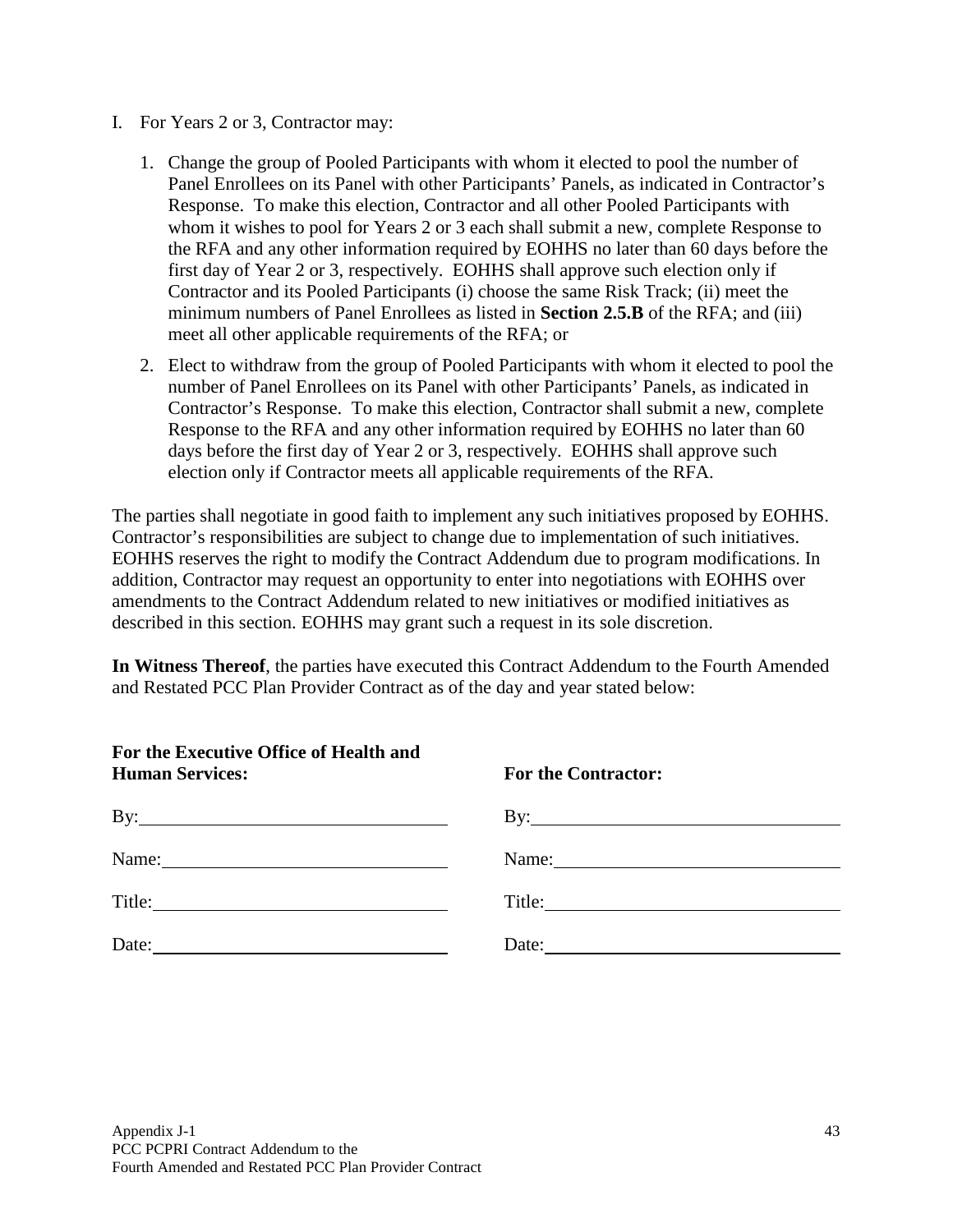I. For Years 2 or 3, Contractor may:

   1. Change the group of Pooled Participants with whom it elected to pool the number of Panel Enrollees on its Panel with other Participants' Panels, as indicated in Contractor's Response. To make this election, Contractor and all other Pooled Participants with whom it wishes to pool for Years 2 or 3 each shall submit a new, complete Response to the RFA and any other information required by EOHHS no later than 60 days before the first day of Year 2 or 3, respectively. EOHHS shall approve such election only if Contractor and its Pooled Participants (i) choose the same Risk Track; (ii) meet the minimum numbers of Panel Enrollees as listed in **Section 2.5.B** of the RFA; and (iii) meet all other applicable requirements of the RFA; or

   2. Elect to withdraw from the group of Pooled Participants with whom it elected to pool the number of Panel Enrollees on its Panel with other Participants' Panels, as indicated in Contractor's Response. To make this election, Contractor shall submit a new, complete Response to the RFA and any other information required by EOHHS no later than 60 days before the first day of Year 2 or 3, respectively. EOHHS shall approve such election only if Contractor meets all applicable requirements of the RFA.

The parties shall negotiate in good faith to implement any such initiatives proposed by EOHHS. Contractor's responsibilities are subject to change due to implementation of such initiatives. EOHHS reserves the right to modify the Contract Addendum due to program modifications. In addition, Contractor may request an opportunity to enter into negotiations with EOHHS over amendments to the Contract Addendum related to new initiatives or modified initiatives as described in this section. EOHHS may grant such a request in its sole discretion.

**In Witness Thereof**, the parties have executed this Contract Addendum to the Fourth Amended and Restated PCC Plan Provider Contract as of the day and year stated below:

| **For the Executive Office of Health and Human Services:** | **For the Contractor:** |
|---|---|
| By:______________________________ | By:______________________________ |
| Name:____________________________ | Name:____________________________ |
| Title:_____________________________ | Title:_____________________________ |
| Date:_____________________________ | Date:_____________________________ |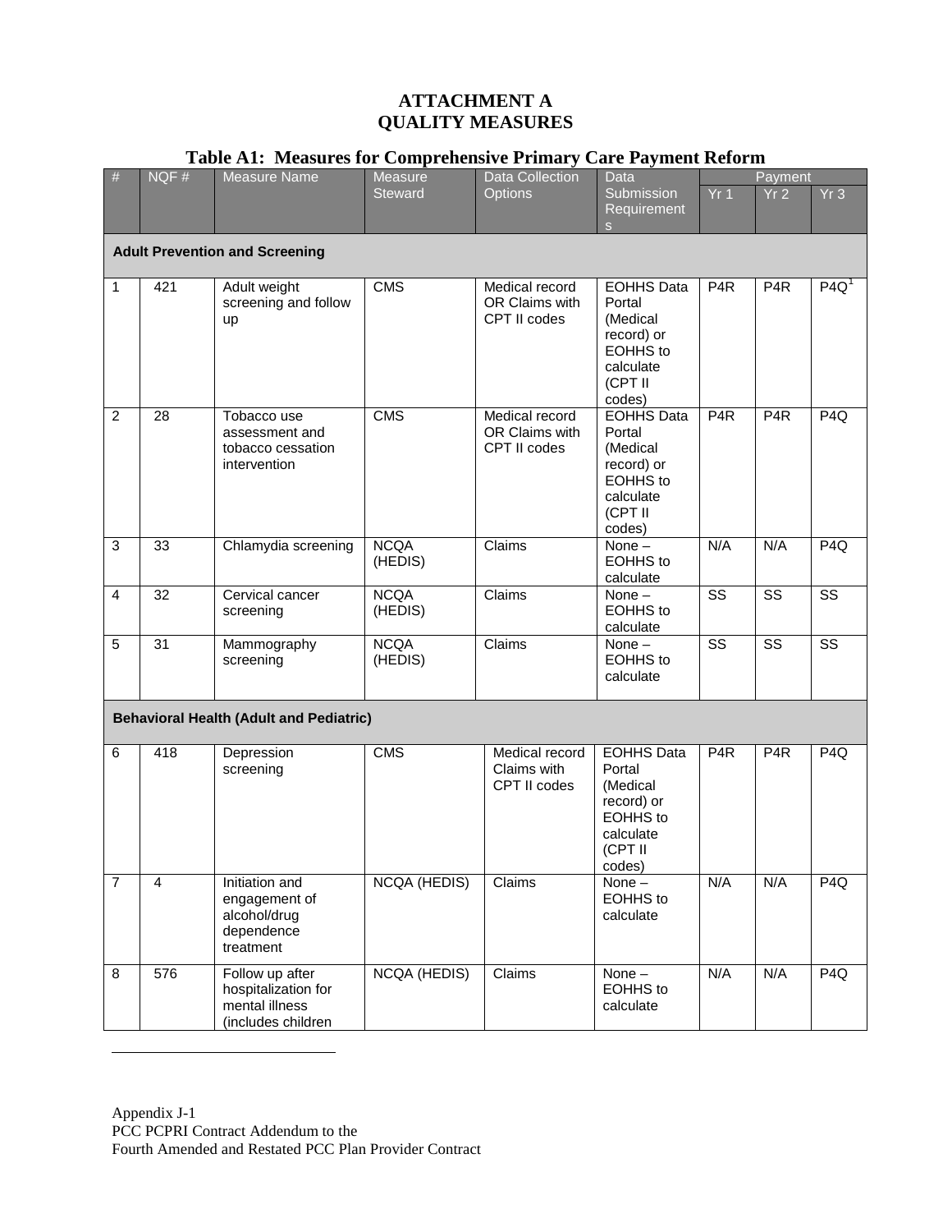# ATTACHMENT A
# QUALITY MEASURES

## Table A1: Measures for Comprehensive Primary Care Payment Reform

| # | NQF # | Measure Name | Measure Steward | Data Collection Options | Data Submission Requirements | Payment | | |
|---|---|---|---|---|---|---|---|---|
| | | | | | | Yr 1 | Yr 2 | Yr 3 |
| **Adult Prevention and Screening** | | | | | | | | |
| 1 | 421 | Adult weight screening and follow up | CMS | Medical record OR Claims with CPT II codes | EOHHS Data Portal (Medical record) or EOHHS to calculate (CPT II codes) | P4R | P4R | P4Q[1] |
| 2 | 28 | Tobacco use assessment and tobacco cessation intervention | CMS | Medical record OR Claims with CPT II codes | EOHHS Data Portal (Medical record) or EOHHS to calculate (CPT II codes) | P4R | P4R | P4Q |
| 3 | 33 | Chlamydia screening | NCQA (HEDIS) | Claims | None – EOHHS to calculate | N/A | N/A | P4Q |
| 4 | 32 | Cervical cancer screening | NCQA (HEDIS) | Claims | None – EOHHS to calculate | SS | SS | SS |
| 5 | 31 | Mammography screening | NCQA (HEDIS) | Claims | None – EOHHS to calculate | SS | SS | SS |
| **Behavioral Health (Adult and Pediatric)** | | | | | | | | |
| 6 | 418 | Depression screening | CMS | Medical record Claims with CPT II codes | EOHHS Data Portal (Medical record) or EOHHS to calculate (CPT II codes) | P4R | P4R | P4Q |
| 7 | 4 | Initiation and engagement of alcohol/drug dependence treatment | NCQA (HEDIS) | Claims | None – EOHHS to calculate | N/A | N/A | P4Q |
| 8 | 576 | Follow up after hospitalization for mental illness (includes children | NCQA (HEDIS) | Claims | None – EOHHS to calculate | N/A | N/A | P4Q |

Appendix J-1
PCC PCPRI Contract Addendum to the
Fourth Amended and Restated PCC Plan Provider Contract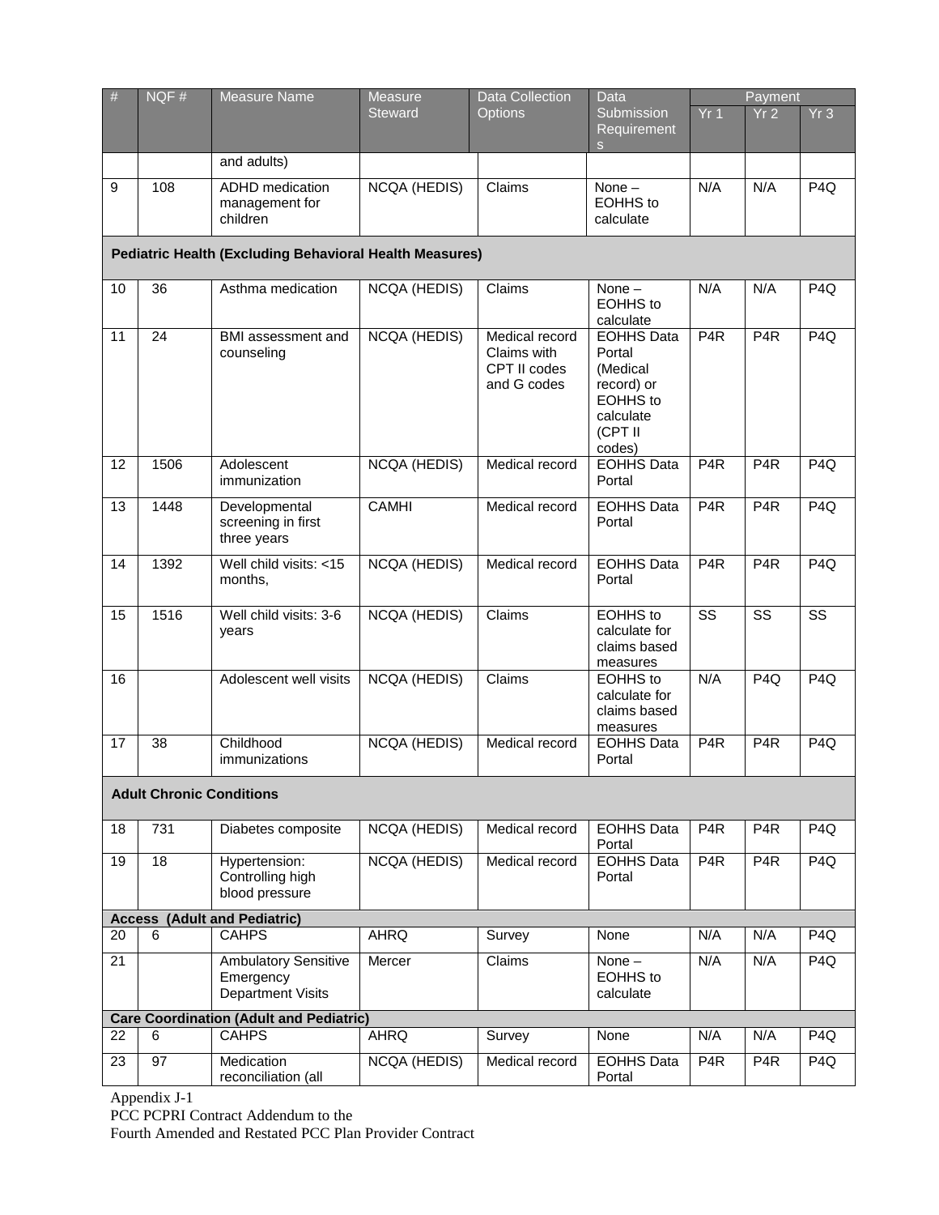| # | NQF # | Measure Name | Measure Steward | Data Collection Options | Data Submission Requirements | Payment | | |
|---|---|---|---|---|---|---|---|---|
| | | | | | | Yr 1 | Yr 2 | Yr 3 |
| | | and adults) | | | | | | |
| 9 | 108 | ADHD medication management for children | NCQA (HEDIS) | Claims | None – EOHHS to calculate | N/A | N/A | P4Q |
| **Pediatric Health (Excluding Behavioral Health Measures)** | | | | | | | | |
| 10 | 36 | Asthma medication | NCQA (HEDIS) | Claims | None – EOHHS to calculate | N/A | N/A | P4Q |
| 11 | 24 | BMI assessment and counseling | NCQA (HEDIS) | Medical record Claims with CPT II codes and G codes | EOHHS Data Portal (Medical record) or EOHHS to calculate (CPT II codes) | P4R | P4R | P4Q |
| 12 | 1506 | Adolescent immunization | NCQA (HEDIS) | Medical record | EOHHS Data Portal | P4R | P4R | P4Q |
| 13 | 1448 | Developmental screening in first three years | CAMHI | Medical record | EOHHS Data Portal | P4R | P4R | P4Q |
| 14 | 1392 | Well child visits: <15 months, | NCQA (HEDIS) | Medical record | EOHHS Data Portal | P4R | P4R | P4Q |
| 15 | 1516 | Well child visits: 3-6 years | NCQA (HEDIS) | Claims | EOHHS to calculate for claims based measures | SS | SS | SS |
| 16 | | Adolescent well visits | NCQA (HEDIS) | Claims | EOHHS to calculate for claims based measures | N/A | P4Q | P4Q |
| 17 | 38 | Childhood immunizations | NCQA (HEDIS) | Medical record | EOHHS Data Portal | P4R | P4R | P4Q |
| **Adult Chronic Conditions** | | | | | | | | |
| 18 | 731 | Diabetes composite | NCQA (HEDIS) | Medical record | EOHHS Data Portal | P4R | P4R | P4Q |
| 19 | 18 | Hypertension: Controlling high blood pressure | NCQA (HEDIS) | Medical record | EOHHS Data Portal | P4R | P4R | P4Q |
| **Access (Adult and Pediatric)** | | | | | | | | |
| 20 | 6 | CAHPS | AHRQ | Survey | None | N/A | N/A | P4Q |
| 21 | | Ambulatory Sensitive Emergency Department Visits | Mercer | Claims | None – EOHHS to calculate | N/A | N/A | P4Q |
| **Care Coordination (Adult and Pediatric)** | | | | | | | | |
| 22 | 6 | CAHPS | AHRQ | Survey | None | N/A | N/A | P4Q |
| 23 | 97 | Medication reconciliation (all | NCQA (HEDIS) | Medical record | EOHHS Data Portal | P4R | P4R | P4Q |

Appendix J-1
PCC PCPRI Contract Addendum to the
Fourth Amended and Restated PCC Plan Provider Contract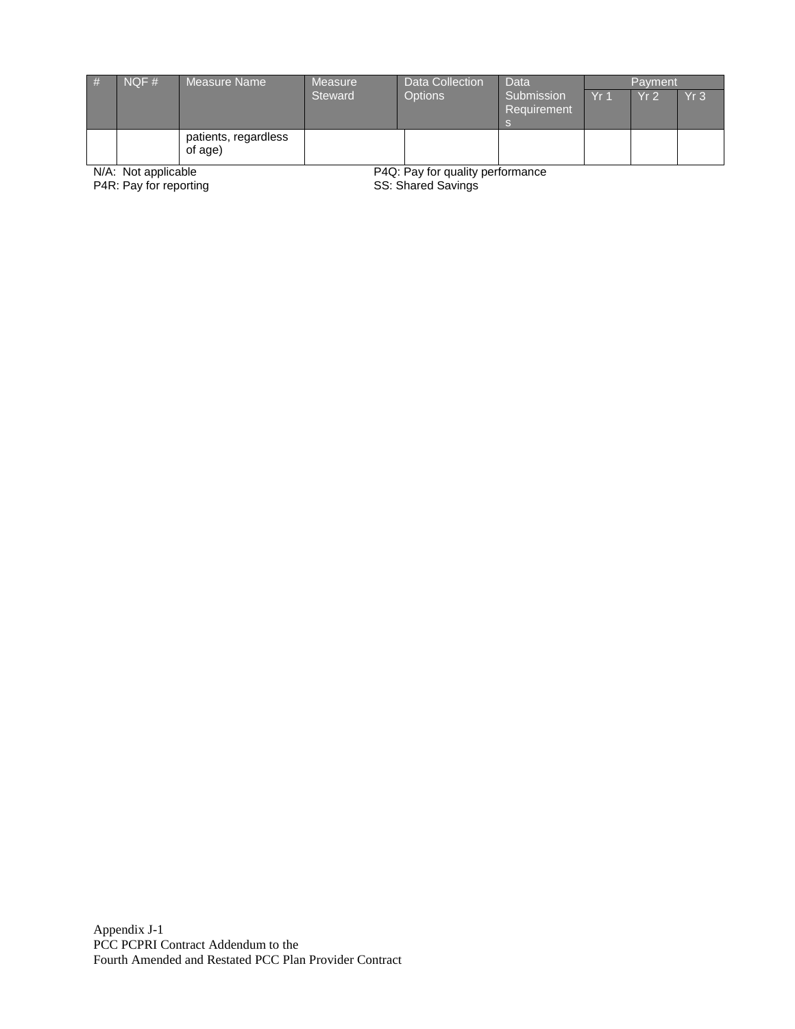| # | NQF # | Measure Name | Measure Steward | Data Collection Options | Data Submission Requirements | Payment | | |
|---|---|---|---|---|---|---|---|---|
| | | | | | | Yr 1 | Yr 2 | Yr 3 |
| | | patients, regardless of age) | | | | | | |

N/A: Not applicable
P4R: Pay for reporting
P4Q: Pay for quality performance
SS: Shared Savings

Appendix J-1
PCC PCPRI Contract Addendum to the
Fourth Amended and Restated PCC Plan Provider Contract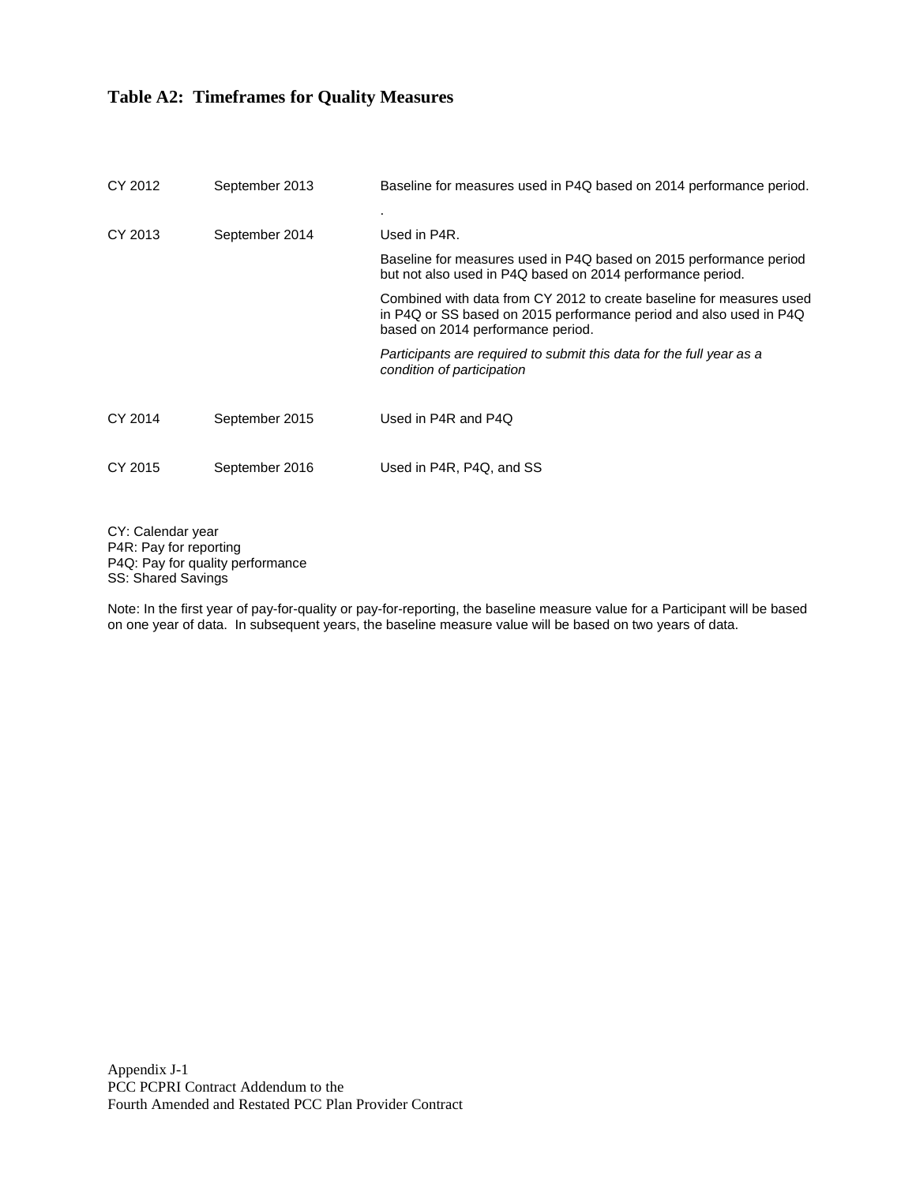## Table A2: Timeframes for Quality Measures

| | | |
|---|---|---|
| CY 2012 | September 2013 | Baseline for measures used in P4Q based on 2014 performance period. |
| CY 2013 | September 2014 | Used in P4R.<br><br>Baseline for measures used in P4Q based on 2015 performance period but not also used in P4Q based on 2014 performance period.<br><br>Combined with data from CY 2012 to create baseline for measures used in P4Q or SS based on 2015 performance period and also used in P4Q based on 2014 performance period.<br><br>*Participants are required to submit this data for the full year as a condition of participation* |
| CY 2014 | September 2015 | Used in P4R and P4Q |
| CY 2015 | September 2016 | Used in P4R, P4Q, and SS |

CY: Calendar year
P4R: Pay for reporting
P4Q: Pay for quality performance
SS: Shared Savings

Note: In the first year of pay-for-quality or pay-for-reporting, the baseline measure value for a Participant will be based on one year of data. In subsequent years, the baseline measure value will be based on two years of data.